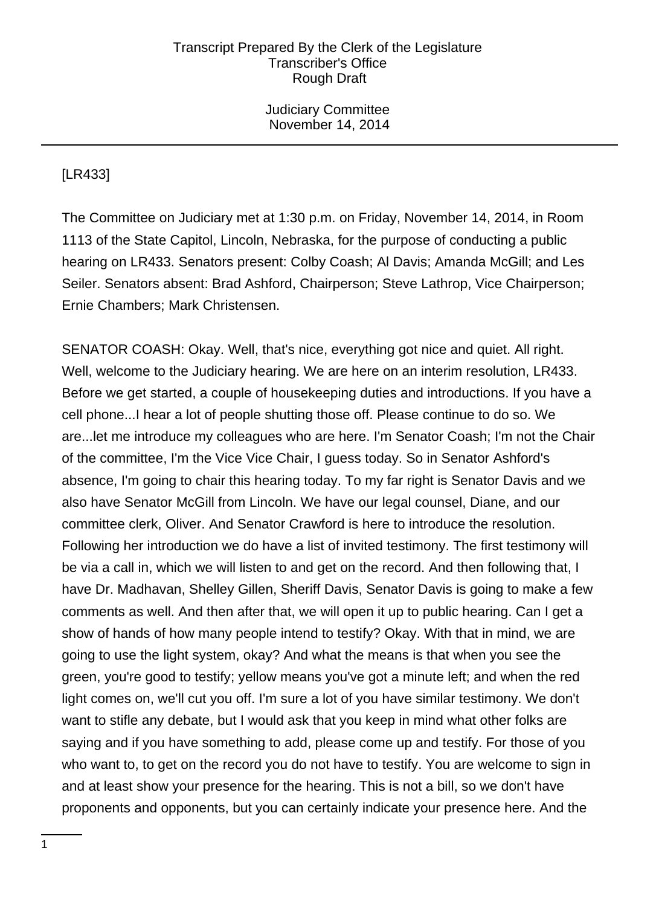[LR433]

The Committee on Judiciary met at 1:30 p.m. on Friday, November 14, 2014, in Room 1113 of the State Capitol, Lincoln, Nebraska, for the purpose of conducting a public hearing on LR433. Senators present: Colby Coash; Al Davis; Amanda McGill; and Les Seiler. Senators absent: Brad Ashford, Chairperson; Steve Lathrop, Vice Chairperson; Ernie Chambers; Mark Christensen.

SENATOR COASH: Okay. Well, that's nice, everything got nice and quiet. All right. Well, welcome to the Judiciary hearing. We are here on an interim resolution, LR433. Before we get started, a couple of housekeeping duties and introductions. If you have a cell phone...I hear a lot of people shutting those off. Please continue to do so. We are...let me introduce my colleagues who are here. I'm Senator Coash; I'm not the Chair of the committee, I'm the Vice Vice Chair, I guess today. So in Senator Ashford's absence, I'm going to chair this hearing today. To my far right is Senator Davis and we also have Senator McGill from Lincoln. We have our legal counsel, Diane, and our committee clerk, Oliver. And Senator Crawford is here to introduce the resolution. Following her introduction we do have a list of invited testimony. The first testimony will be via a call in, which we will listen to and get on the record. And then following that, I have Dr. Madhavan, Shelley Gillen, Sheriff Davis, Senator Davis is going to make a few comments as well. And then after that, we will open it up to public hearing. Can I get a show of hands of how many people intend to testify? Okay. With that in mind, we are going to use the light system, okay? And what the means is that when you see the green, you're good to testify; yellow means you've got a minute left; and when the red light comes on, we'll cut you off. I'm sure a lot of you have similar testimony. We don't want to stifle any debate, but I would ask that you keep in mind what other folks are saying and if you have something to add, please come up and testify. For those of you who want to, to get on the record you do not have to testify. You are welcome to sign in and at least show your presence for the hearing. This is not a bill, so we don't have proponents and opponents, but you can certainly indicate your presence here. And the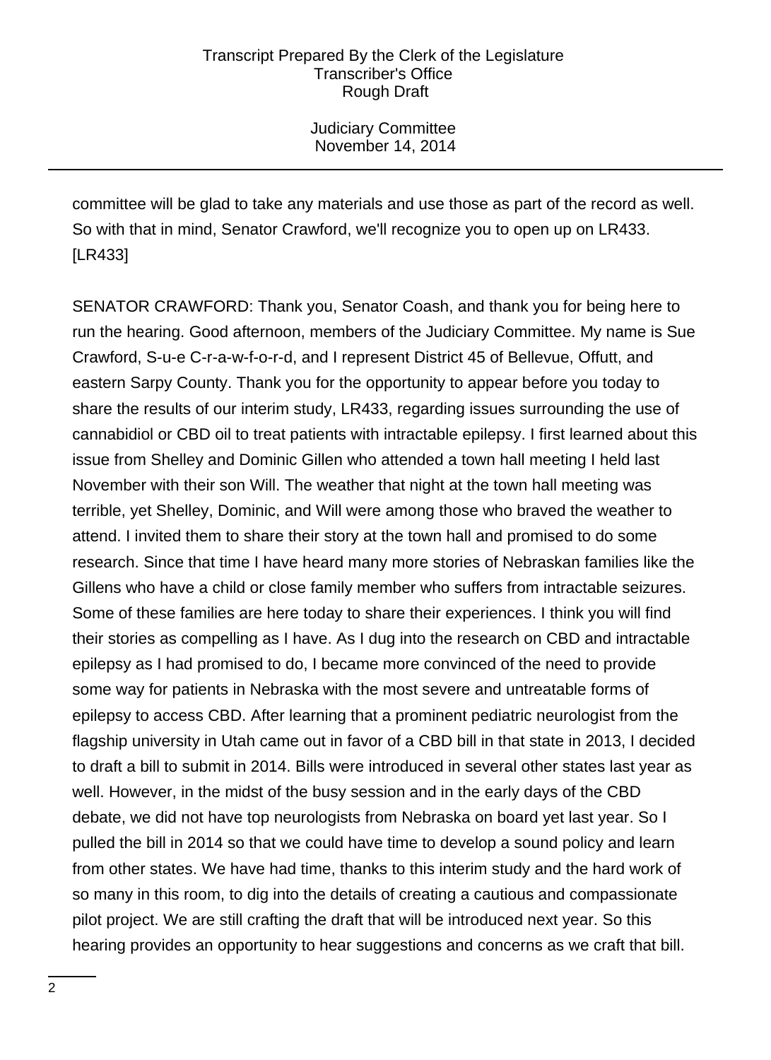committee will be glad to take any materials and use those as part of the record as well. So with that in mind, Senator Crawford, we'll recognize you to open up on LR433. [LR433]

SENATOR CRAWFORD: Thank you, Senator Coash, and thank you for being here to run the hearing. Good afternoon, members of the Judiciary Committee. My name is Sue Crawford, S-u-e C-r-a-w-f-o-r-d, and I represent District 45 of Bellevue, Offutt, and eastern Sarpy County. Thank you for the opportunity to appear before you today to share the results of our interim study, LR433, regarding issues surrounding the use of cannabidiol or CBD oil to treat patients with intractable epilepsy. I first learned about this issue from Shelley and Dominic Gillen who attended a town hall meeting I held last November with their son Will. The weather that night at the town hall meeting was terrible, yet Shelley, Dominic, and Will were among those who braved the weather to attend. I invited them to share their story at the town hall and promised to do some research. Since that time I have heard many more stories of Nebraskan families like the Gillens who have a child or close family member who suffers from intractable seizures. Some of these families are here today to share their experiences. I think you will find their stories as compelling as I have. As I dug into the research on CBD and intractable epilepsy as I had promised to do, I became more convinced of the need to provide some way for patients in Nebraska with the most severe and untreatable forms of epilepsy to access CBD. After learning that a prominent pediatric neurologist from the flagship university in Utah came out in favor of a CBD bill in that state in 2013, I decided to draft a bill to submit in 2014. Bills were introduced in several other states last year as well. However, in the midst of the busy session and in the early days of the CBD debate, we did not have top neurologists from Nebraska on board yet last year. So I pulled the bill in 2014 so that we could have time to develop a sound policy and learn from other states. We have had time, thanks to this interim study and the hard work of so many in this room, to dig into the details of creating a cautious and compassionate pilot project. We are still crafting the draft that will be introduced next year. So this hearing provides an opportunity to hear suggestions and concerns as we craft that bill.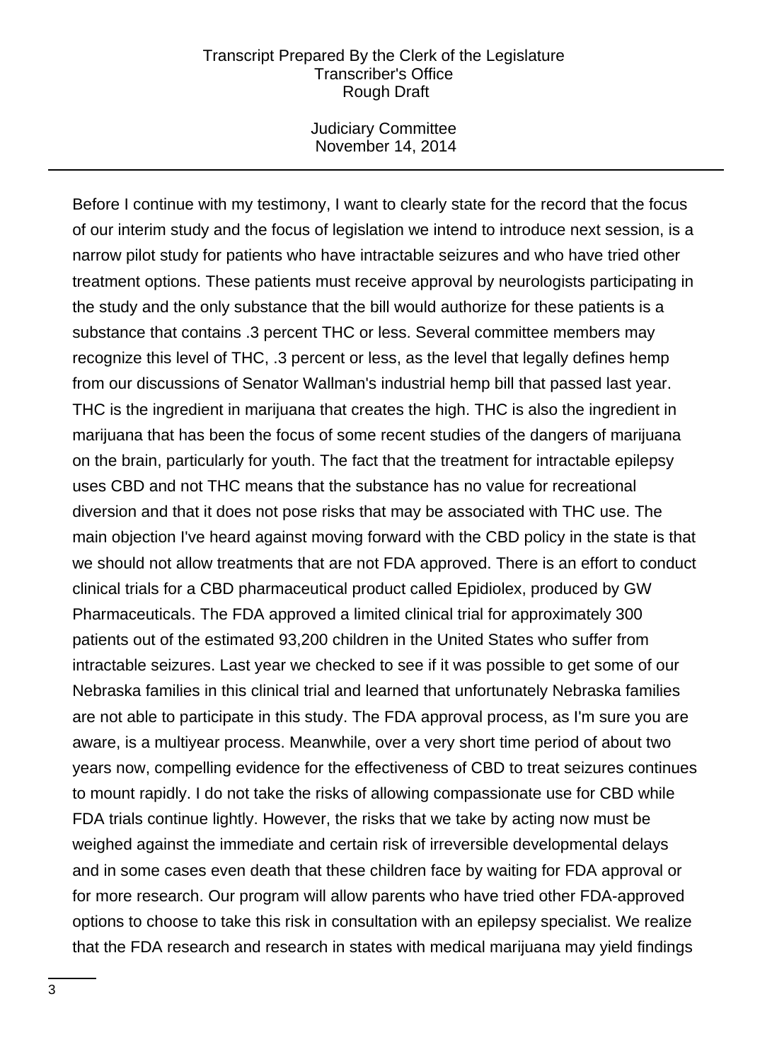Before I continue with my testimony, I want to clearly state for the record that the focus of our interim study and the focus of legislation we intend to introduce next session, is a narrow pilot study for patients who have intractable seizures and who have tried other treatment options. These patients must receive approval by neurologists participating in the study and the only substance that the bill would authorize for these patients is a substance that contains .3 percent THC or less. Several committee members may recognize this level of THC, .3 percent or less, as the level that legally defines hemp from our discussions of Senator Wallman's industrial hemp bill that passed last year. THC is the ingredient in marijuana that creates the high. THC is also the ingredient in marijuana that has been the focus of some recent studies of the dangers of marijuana on the brain, particularly for youth. The fact that the treatment for intractable epilepsy uses CBD and not THC means that the substance has no value for recreational diversion and that it does not pose risks that may be associated with THC use. The main objection I've heard against moving forward with the CBD policy in the state is that we should not allow treatments that are not FDA approved. There is an effort to conduct clinical trials for a CBD pharmaceutical product called Epidiolex, produced by GW Pharmaceuticals. The FDA approved a limited clinical trial for approximately 300 patients out of the estimated 93,200 children in the United States who suffer from intractable seizures. Last year we checked to see if it was possible to get some of our Nebraska families in this clinical trial and learned that unfortunately Nebraska families are not able to participate in this study. The FDA approval process, as I'm sure you are aware, is a multiyear process. Meanwhile, over a very short time period of about two years now, compelling evidence for the effectiveness of CBD to treat seizures continues to mount rapidly. I do not take the risks of allowing compassionate use for CBD while FDA trials continue lightly. However, the risks that we take by acting now must be weighed against the immediate and certain risk of irreversible developmental delays and in some cases even death that these children face by waiting for FDA approval or for more research. Our program will allow parents who have tried other FDA-approved options to choose to take this risk in consultation with an epilepsy specialist. We realize that the FDA research and research in states with medical marijuana may yield findings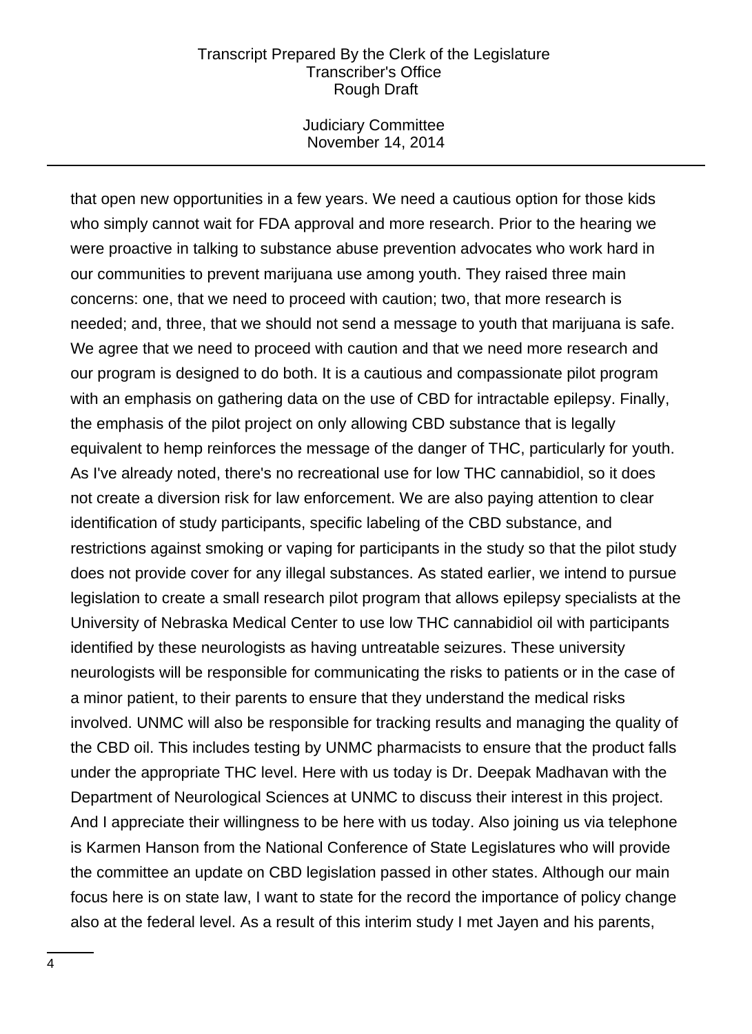that open new opportunities in a few years. We need a cautious option for those kids who simply cannot wait for FDA approval and more research. Prior to the hearing we were proactive in talking to substance abuse prevention advocates who work hard in our communities to prevent marijuana use among youth. They raised three main concerns: one, that we need to proceed with caution; two, that more research is needed; and, three, that we should not send a message to youth that marijuana is safe. We agree that we need to proceed with caution and that we need more research and our program is designed to do both. It is a cautious and compassionate pilot program with an emphasis on gathering data on the use of CBD for intractable epilepsy. Finally, the emphasis of the pilot project on only allowing CBD substance that is legally equivalent to hemp reinforces the message of the danger of THC, particularly for youth. As I've already noted, there's no recreational use for low THC cannabidiol, so it does not create a diversion risk for law enforcement. We are also paying attention to clear identification of study participants, specific labeling of the CBD substance, and restrictions against smoking or vaping for participants in the study so that the pilot study does not provide cover for any illegal substances. As stated earlier, we intend to pursue legislation to create a small research pilot program that allows epilepsy specialists at the University of Nebraska Medical Center to use low THC cannabidiol oil with participants identified by these neurologists as having untreatable seizures. These university neurologists will be responsible for communicating the risks to patients or in the case of a minor patient, to their parents to ensure that they understand the medical risks involved. UNMC will also be responsible for tracking results and managing the quality of the CBD oil. This includes testing by UNMC pharmacists to ensure that the product falls under the appropriate THC level. Here with us today is Dr. Deepak Madhavan with the Department of Neurological Sciences at UNMC to discuss their interest in this project. And I appreciate their willingness to be here with us today. Also joining us via telephone is Karmen Hanson from the National Conference of State Legislatures who will provide the committee an update on CBD legislation passed in other states. Although our main focus here is on state law, I want to state for the record the importance of policy change also at the federal level. As a result of this interim study I met Jayen and his parents,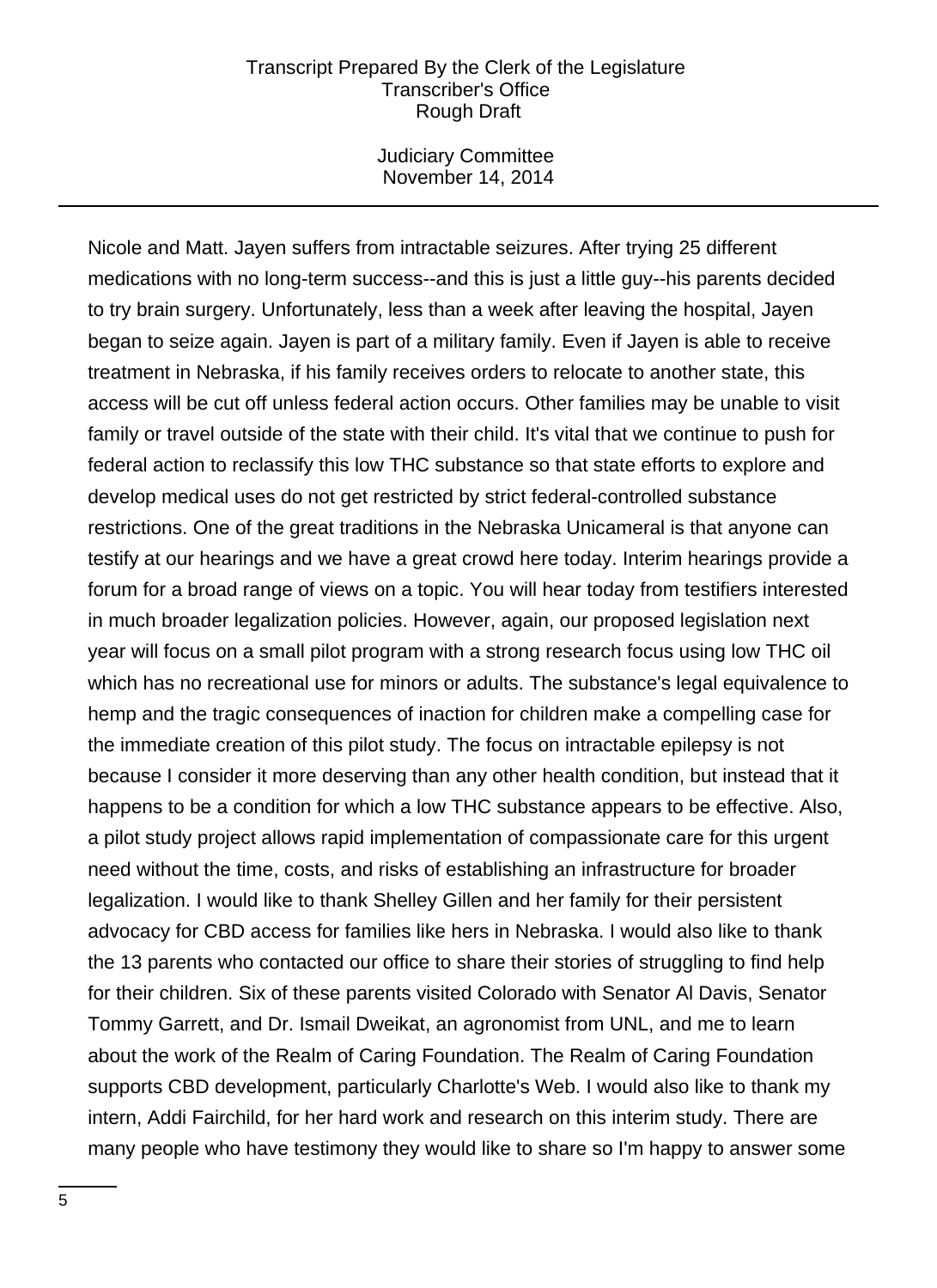Nicole and Matt. Jayen suffers from intractable seizures. After trying 25 different medications with no long-term success--and this is just a little guy--his parents decided to try brain surgery. Unfortunately, less than a week after leaving the hospital, Jayen began to seize again. Jayen is part of a military family. Even if Jayen is able to receive treatment in Nebraska, if his family receives orders to relocate to another state, this access will be cut off unless federal action occurs. Other families may be unable to visit family or travel outside of the state with their child. It's vital that we continue to push for federal action to reclassify this low THC substance so that state efforts to explore and develop medical uses do not get restricted by strict federal-controlled substance restrictions. One of the great traditions in the Nebraska Unicameral is that anyone can testify at our hearings and we have a great crowd here today. Interim hearings provide a forum for a broad range of views on a topic. You will hear today from testifiers interested in much broader legalization policies. However, again, our proposed legislation next year will focus on a small pilot program with a strong research focus using low THC oil which has no recreational use for minors or adults. The substance's legal equivalence to hemp and the tragic consequences of inaction for children make a compelling case for the immediate creation of this pilot study. The focus on intractable epilepsy is not because I consider it more deserving than any other health condition, but instead that it happens to be a condition for which a low THC substance appears to be effective. Also, a pilot study project allows rapid implementation of compassionate care for this urgent need without the time, costs, and risks of establishing an infrastructure for broader legalization. I would like to thank Shelley Gillen and her family for their persistent advocacy for CBD access for families like hers in Nebraska. I would also like to thank the 13 parents who contacted our office to share their stories of struggling to find help for their children. Six of these parents visited Colorado with Senator Al Davis, Senator Tommy Garrett, and Dr. Ismail Dweikat, an agronomist from UNL, and me to learn about the work of the Realm of Caring Foundation. The Realm of Caring Foundation supports CBD development, particularly Charlotte's Web. I would also like to thank my intern, Addi Fairchild, for her hard work and research on this interim study. There are many people who have testimony they would like to share so I'm happy to answer some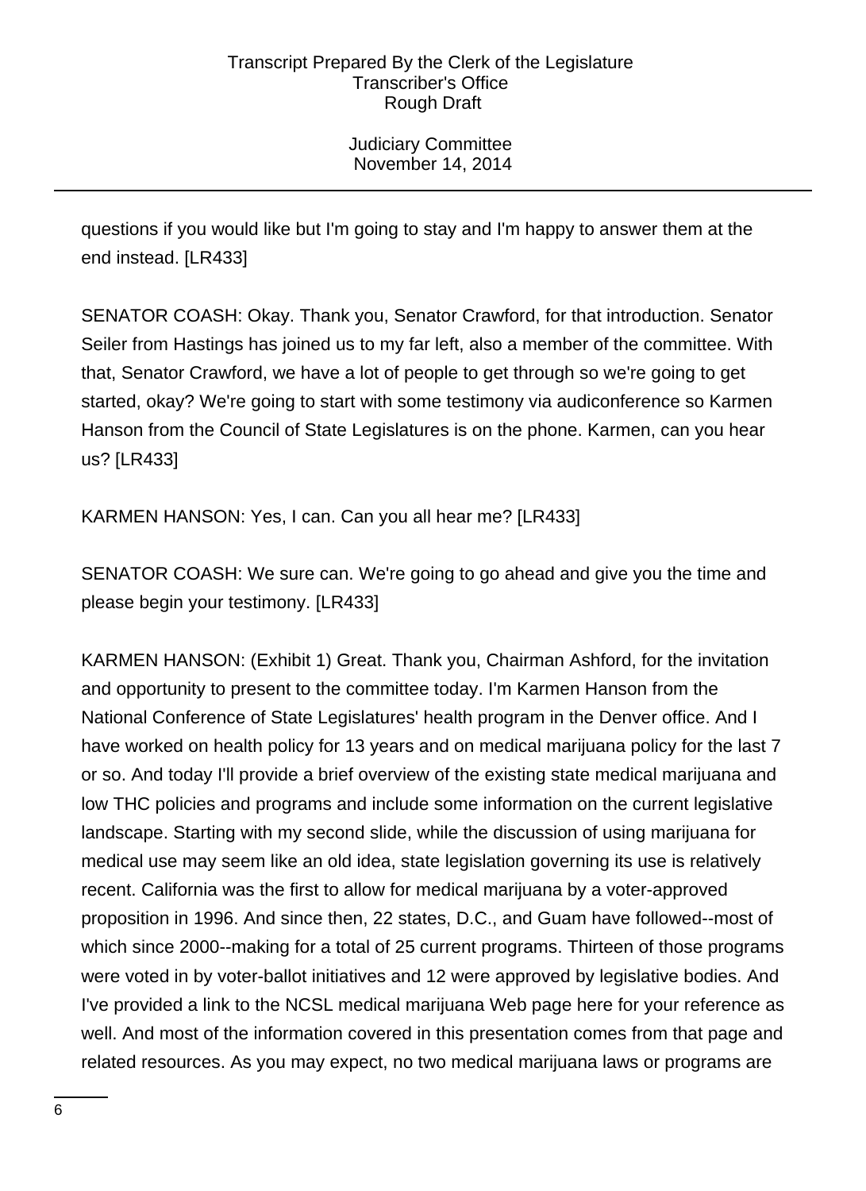questions if you would like but I'm going to stay and I'm happy to answer them at the end instead. [LR433]

SENATOR COASH: Okay. Thank you, Senator Crawford, for that introduction. Senator Seiler from Hastings has joined us to my far left, also a member of the committee. With that, Senator Crawford, we have a lot of people to get through so we're going to get started, okay? We're going to start with some testimony via audiconference so Karmen Hanson from the Council of State Legislatures is on the phone. Karmen, can you hear us? [LR433]

KARMEN HANSON: Yes, I can. Can you all hear me? [LR433]

SENATOR COASH: We sure can. We're going to go ahead and give you the time and please begin your testimony. [LR433]

KARMEN HANSON: (Exhibit 1) Great. Thank you, Chairman Ashford, for the invitation and opportunity to present to the committee today. I'm Karmen Hanson from the National Conference of State Legislatures' health program in the Denver office. And I have worked on health policy for 13 years and on medical marijuana policy for the last 7 or so. And today I'll provide a brief overview of the existing state medical marijuana and low THC policies and programs and include some information on the current legislative landscape. Starting with my second slide, while the discussion of using marijuana for medical use may seem like an old idea, state legislation governing its use is relatively recent. California was the first to allow for medical marijuana by a voter-approved proposition in 1996. And since then, 22 states, D.C., and Guam have followed--most of which since 2000--making for a total of 25 current programs. Thirteen of those programs were voted in by voter-ballot initiatives and 12 were approved by legislative bodies. And I've provided a link to the NCSL medical marijuana Web page here for your reference as well. And most of the information covered in this presentation comes from that page and related resources. As you may expect, no two medical marijuana laws or programs are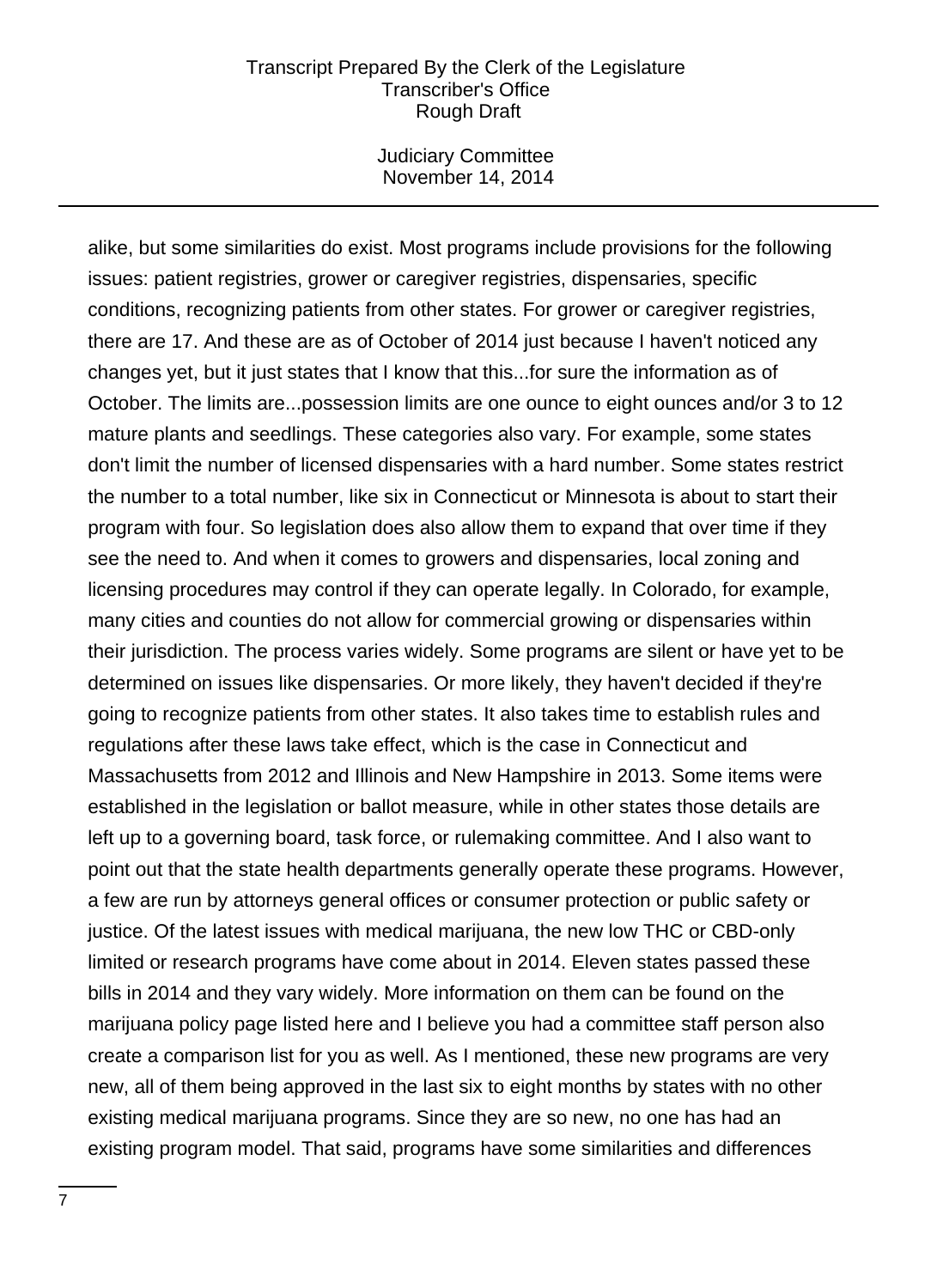alike, but some similarities do exist. Most programs include provisions for the following issues: patient registries, grower or caregiver registries, dispensaries, specific conditions, recognizing patients from other states. For grower or caregiver registries, there are 17. And these are as of October of 2014 just because I haven't noticed any changes yet, but it just states that I know that this...for sure the information as of October. The limits are...possession limits are one ounce to eight ounces and/or 3 to 12 mature plants and seedlings. These categories also vary. For example, some states don't limit the number of licensed dispensaries with a hard number. Some states restrict the number to a total number, like six in Connecticut or Minnesota is about to start their program with four. So legislation does also allow them to expand that over time if they see the need to. And when it comes to growers and dispensaries, local zoning and licensing procedures may control if they can operate legally. In Colorado, for example, many cities and counties do not allow for commercial growing or dispensaries within their jurisdiction. The process varies widely. Some programs are silent or have yet to be determined on issues like dispensaries. Or more likely, they haven't decided if they're going to recognize patients from other states. It also takes time to establish rules and regulations after these laws take effect, which is the case in Connecticut and Massachusetts from 2012 and Illinois and New Hampshire in 2013. Some items were established in the legislation or ballot measure, while in other states those details are left up to a governing board, task force, or rulemaking committee. And I also want to point out that the state health departments generally operate these programs. However, a few are run by attorneys general offices or consumer protection or public safety or justice. Of the latest issues with medical marijuana, the new low THC or CBD-only limited or research programs have come about in 2014. Eleven states passed these bills in 2014 and they vary widely. More information on them can be found on the marijuana policy page listed here and I believe you had a committee staff person also create a comparison list for you as well. As I mentioned, these new programs are very new, all of them being approved in the last six to eight months by states with no other existing medical marijuana programs. Since they are so new, no one has had an existing program model. That said, programs have some similarities and differences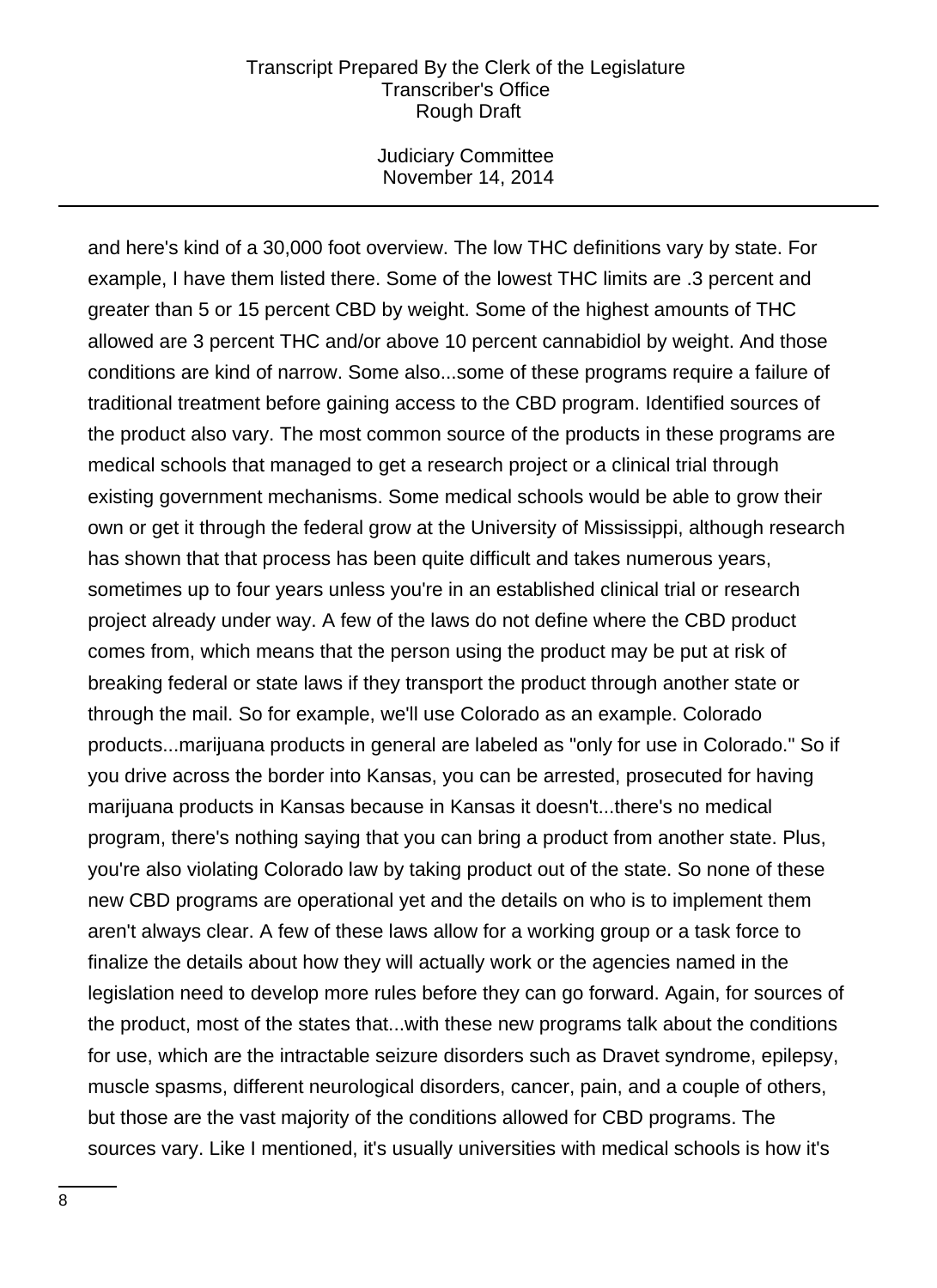and here's kind of a 30,000 foot overview. The low THC definitions vary by state. For example, I have them listed there. Some of the lowest THC limits are .3 percent and greater than 5 or 15 percent CBD by weight. Some of the highest amounts of THC allowed are 3 percent THC and/or above 10 percent cannabidiol by weight. And those conditions are kind of narrow. Some also...some of these programs require a failure of traditional treatment before gaining access to the CBD program. Identified sources of the product also vary. The most common source of the products in these programs are medical schools that managed to get a research project or a clinical trial through existing government mechanisms. Some medical schools would be able to grow their own or get it through the federal grow at the University of Mississippi, although research has shown that that process has been quite difficult and takes numerous years, sometimes up to four years unless you're in an established clinical trial or research project already under way. A few of the laws do not define where the CBD product comes from, which means that the person using the product may be put at risk of breaking federal or state laws if they transport the product through another state or through the mail. So for example, we'll use Colorado as an example. Colorado products...marijuana products in general are labeled as "only for use in Colorado." So if you drive across the border into Kansas, you can be arrested, prosecuted for having marijuana products in Kansas because in Kansas it doesn't...there's no medical program, there's nothing saying that you can bring a product from another state. Plus, you're also violating Colorado law by taking product out of the state. So none of these new CBD programs are operational yet and the details on who is to implement them aren't always clear. A few of these laws allow for a working group or a task force to finalize the details about how they will actually work or the agencies named in the legislation need to develop more rules before they can go forward. Again, for sources of the product, most of the states that...with these new programs talk about the conditions for use, which are the intractable seizure disorders such as Dravet syndrome, epilepsy, muscle spasms, different neurological disorders, cancer, pain, and a couple of others, but those are the vast majority of the conditions allowed for CBD programs. The sources vary. Like I mentioned, it's usually universities with medical schools is how it's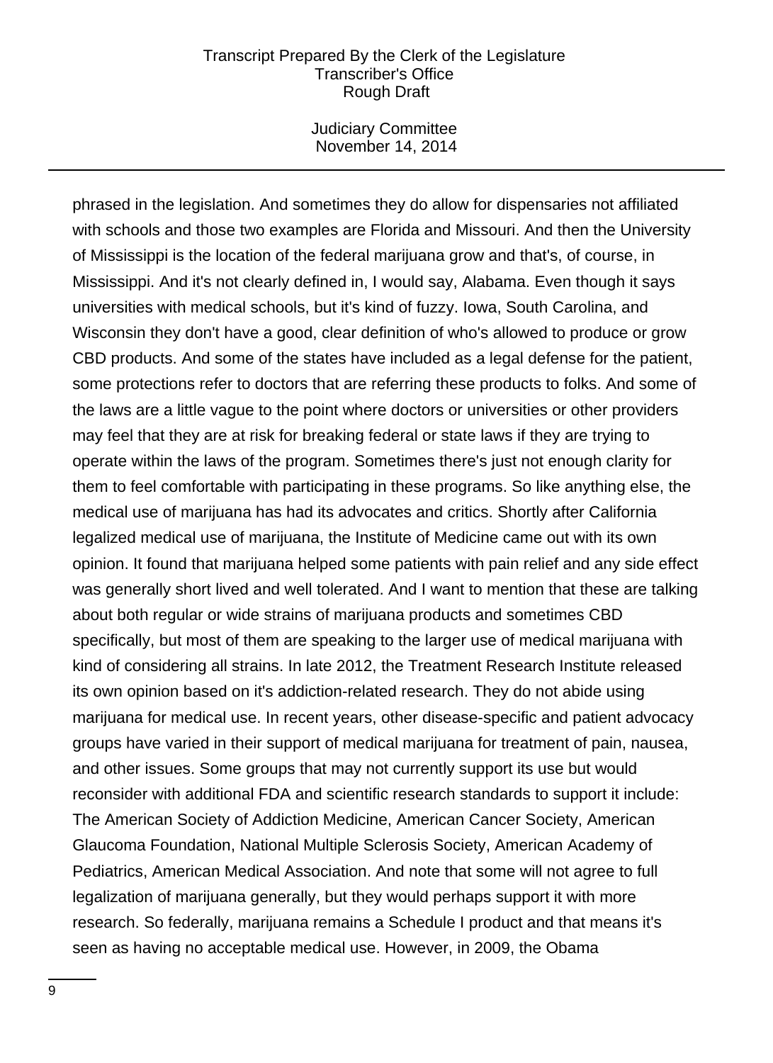phrased in the legislation. And sometimes they do allow for dispensaries not affiliated with schools and those two examples are Florida and Missouri. And then the University of Mississippi is the location of the federal marijuana grow and that's, of course, in Mississippi. And it's not clearly defined in, I would say, Alabama. Even though it says universities with medical schools, but it's kind of fuzzy. Iowa, South Carolina, and Wisconsin they don't have a good, clear definition of who's allowed to produce or grow CBD products. And some of the states have included as a legal defense for the patient, some protections refer to doctors that are referring these products to folks. And some of the laws are a little vague to the point where doctors or universities or other providers may feel that they are at risk for breaking federal or state laws if they are trying to operate within the laws of the program. Sometimes there's just not enough clarity for them to feel comfortable with participating in these programs. So like anything else, the medical use of marijuana has had its advocates and critics. Shortly after California legalized medical use of marijuana, the Institute of Medicine came out with its own opinion. It found that marijuana helped some patients with pain relief and any side effect was generally short lived and well tolerated. And I want to mention that these are talking about both regular or wide strains of marijuana products and sometimes CBD specifically, but most of them are speaking to the larger use of medical marijuana with kind of considering all strains. In late 2012, the Treatment Research Institute released its own opinion based on it's addiction-related research. They do not abide using marijuana for medical use. In recent years, other disease-specific and patient advocacy groups have varied in their support of medical marijuana for treatment of pain, nausea, and other issues. Some groups that may not currently support its use but would reconsider with additional FDA and scientific research standards to support it include: The American Society of Addiction Medicine, American Cancer Society, American Glaucoma Foundation, National Multiple Sclerosis Society, American Academy of Pediatrics, American Medical Association. And note that some will not agree to full legalization of marijuana generally, but they would perhaps support it with more research. So federally, marijuana remains a Schedule I product and that means it's seen as having no acceptable medical use. However, in 2009, the Obama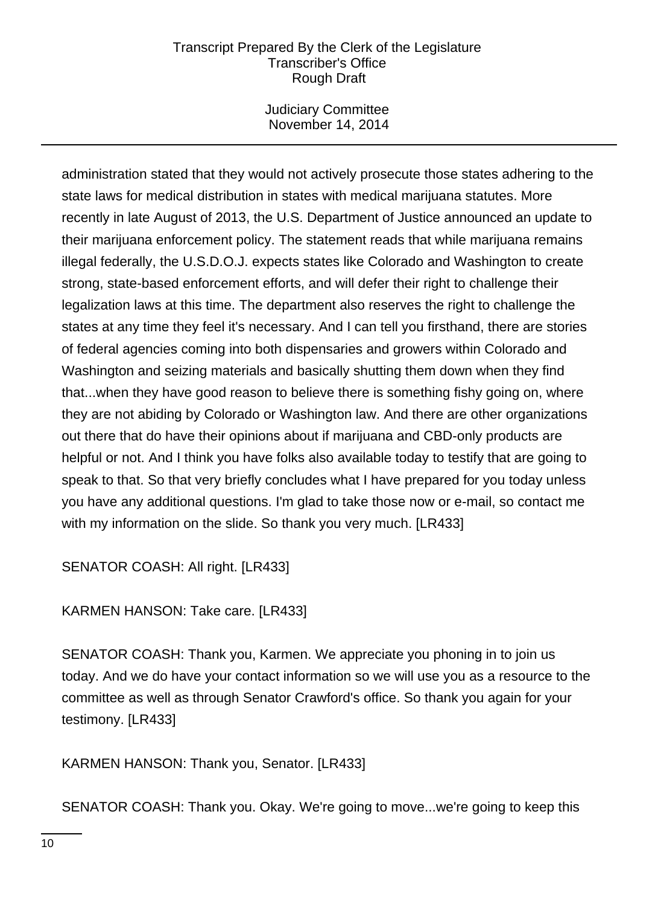administration stated that they would not actively prosecute those states adhering to the state laws for medical distribution in states with medical marijuana statutes. More recently in late August of 2013, the U.S. Department of Justice announced an update to their marijuana enforcement policy. The statement reads that while marijuana remains illegal federally, the U.S.D.O.J. expects states like Colorado and Washington to create strong, state-based enforcement efforts, and will defer their right to challenge their legalization laws at this time. The department also reserves the right to challenge the states at any time they feel it's necessary. And I can tell you firsthand, there are stories of federal agencies coming into both dispensaries and growers within Colorado and Washington and seizing materials and basically shutting them down when they find that...when they have good reason to believe there is something fishy going on, where they are not abiding by Colorado or Washington law. And there are other organizations out there that do have their opinions about if marijuana and CBD-only products are helpful or not. And I think you have folks also available today to testify that are going to speak to that. So that very briefly concludes what I have prepared for you today unless you have any additional questions. I'm glad to take those now or e-mail, so contact me with my information on the slide. So thank you very much. [LR433]

SENATOR COASH: All right. [LR433]

KARMEN HANSON: Take care. [LR433]

SENATOR COASH: Thank you, Karmen. We appreciate you phoning in to join us today. And we do have your contact information so we will use you as a resource to the committee as well as through Senator Crawford's office. So thank you again for your testimony. [LR433]

KARMEN HANSON: Thank you, Senator. [LR433]

SENATOR COASH: Thank you. Okay. We're going to move...we're going to keep this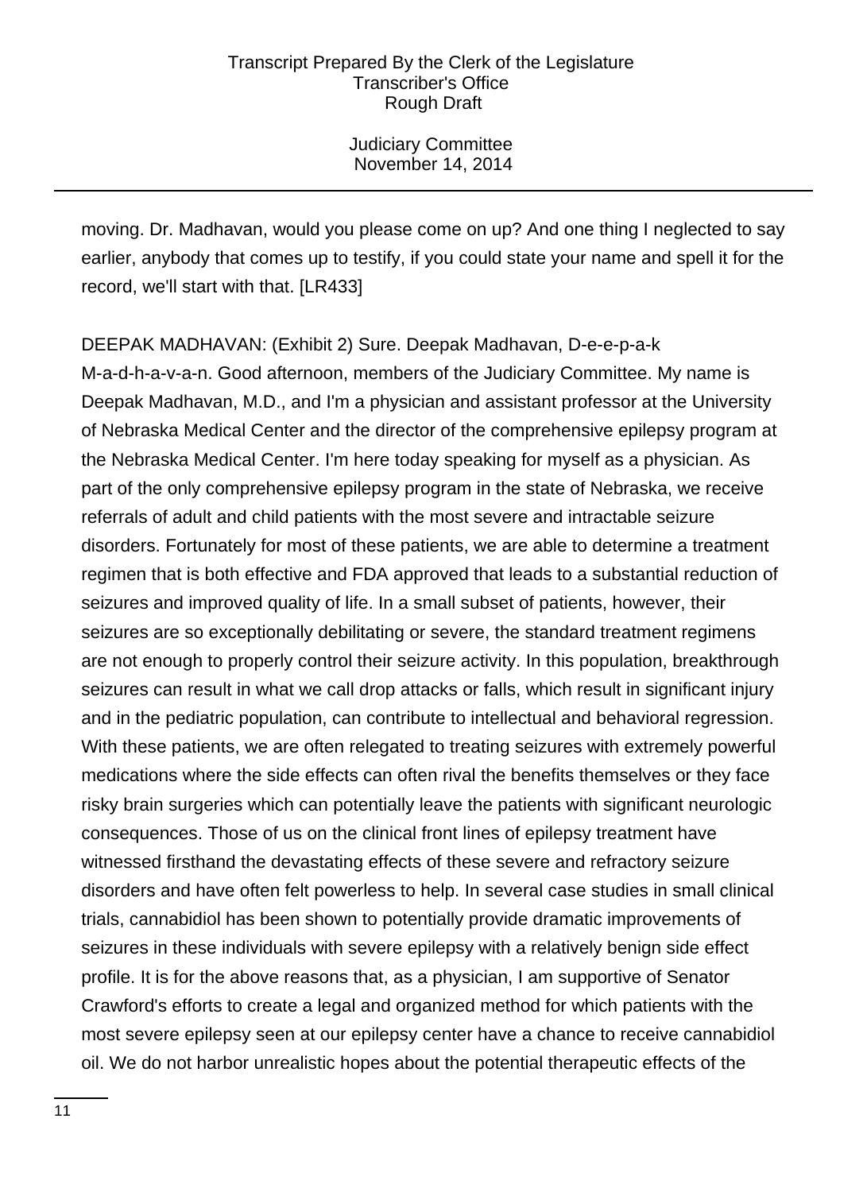moving. Dr. Madhavan, would you please come on up? And one thing I neglected to say earlier, anybody that comes up to testify, if you could state your name and spell it for the record, we'll start with that. [LR433]

DEEPAK MADHAVAN: (Exhibit 2) Sure. Deepak Madhavan, D-e-e-p-a-k M-a-d-h-a-v-a-n. Good afternoon, members of the Judiciary Committee. My name is Deepak Madhavan, M.D., and I'm a physician and assistant professor at the University of Nebraska Medical Center and the director of the comprehensive epilepsy program at the Nebraska Medical Center. I'm here today speaking for myself as a physician. As part of the only comprehensive epilepsy program in the state of Nebraska, we receive referrals of adult and child patients with the most severe and intractable seizure disorders. Fortunately for most of these patients, we are able to determine a treatment regimen that is both effective and FDA approved that leads to a substantial reduction of seizures and improved quality of life. In a small subset of patients, however, their seizures are so exceptionally debilitating or severe, the standard treatment regimens are not enough to properly control their seizure activity. In this population, breakthrough seizures can result in what we call drop attacks or falls, which result in significant injury and in the pediatric population, can contribute to intellectual and behavioral regression. With these patients, we are often relegated to treating seizures with extremely powerful medications where the side effects can often rival the benefits themselves or they face risky brain surgeries which can potentially leave the patients with significant neurologic consequences. Those of us on the clinical front lines of epilepsy treatment have witnessed firsthand the devastating effects of these severe and refractory seizure disorders and have often felt powerless to help. In several case studies in small clinical trials, cannabidiol has been shown to potentially provide dramatic improvements of seizures in these individuals with severe epilepsy with a relatively benign side effect profile. It is for the above reasons that, as a physician, I am supportive of Senator Crawford's efforts to create a legal and organized method for which patients with the most severe epilepsy seen at our epilepsy center have a chance to receive cannabidiol oil. We do not harbor unrealistic hopes about the potential therapeutic effects of the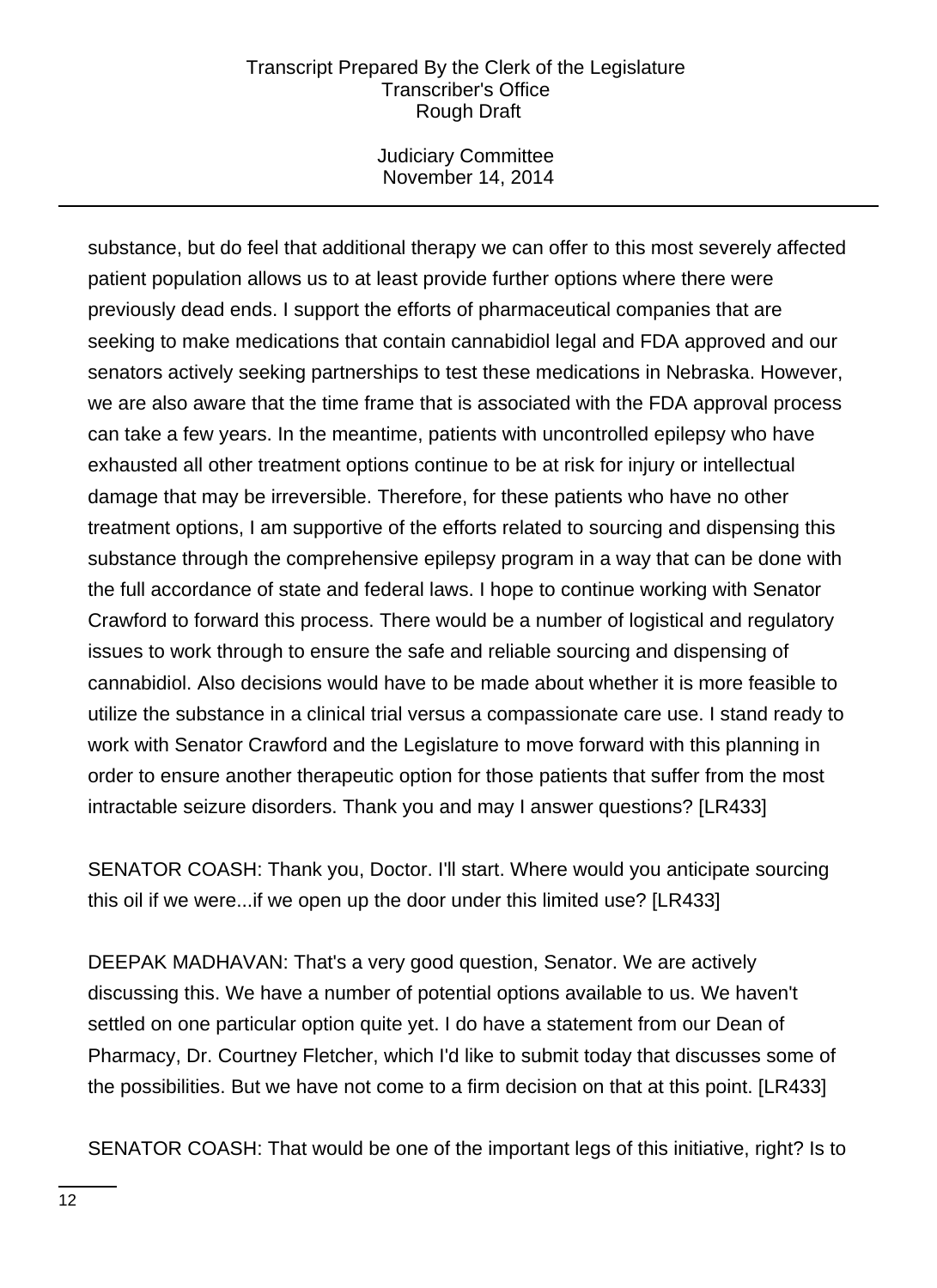substance, but do feel that additional therapy we can offer to this most severely affected patient population allows us to at least provide further options where there were previously dead ends. I support the efforts of pharmaceutical companies that are seeking to make medications that contain cannabidiol legal and FDA approved and our senators actively seeking partnerships to test these medications in Nebraska. However, we are also aware that the time frame that is associated with the FDA approval process can take a few years. In the meantime, patients with uncontrolled epilepsy who have exhausted all other treatment options continue to be at risk for injury or intellectual damage that may be irreversible. Therefore, for these patients who have no other treatment options, I am supportive of the efforts related to sourcing and dispensing this substance through the comprehensive epilepsy program in a way that can be done with the full accordance of state and federal laws. I hope to continue working with Senator Crawford to forward this process. There would be a number of logistical and regulatory issues to work through to ensure the safe and reliable sourcing and dispensing of cannabidiol. Also decisions would have to be made about whether it is more feasible to utilize the substance in a clinical trial versus a compassionate care use. I stand ready to work with Senator Crawford and the Legislature to move forward with this planning in order to ensure another therapeutic option for those patients that suffer from the most intractable seizure disorders. Thank you and may I answer questions? [LR433]

SENATOR COASH: Thank you, Doctor. I'll start. Where would you anticipate sourcing this oil if we were...if we open up the door under this limited use? [LR433]

DEEPAK MADHAVAN: That's a very good question, Senator. We are actively discussing this. We have a number of potential options available to us. We haven't settled on one particular option quite yet. I do have a statement from our Dean of Pharmacy, Dr. Courtney Fletcher, which I'd like to submit today that discusses some of the possibilities. But we have not come to a firm decision on that at this point. [LR433]

SENATOR COASH: That would be one of the important legs of this initiative, right? Is to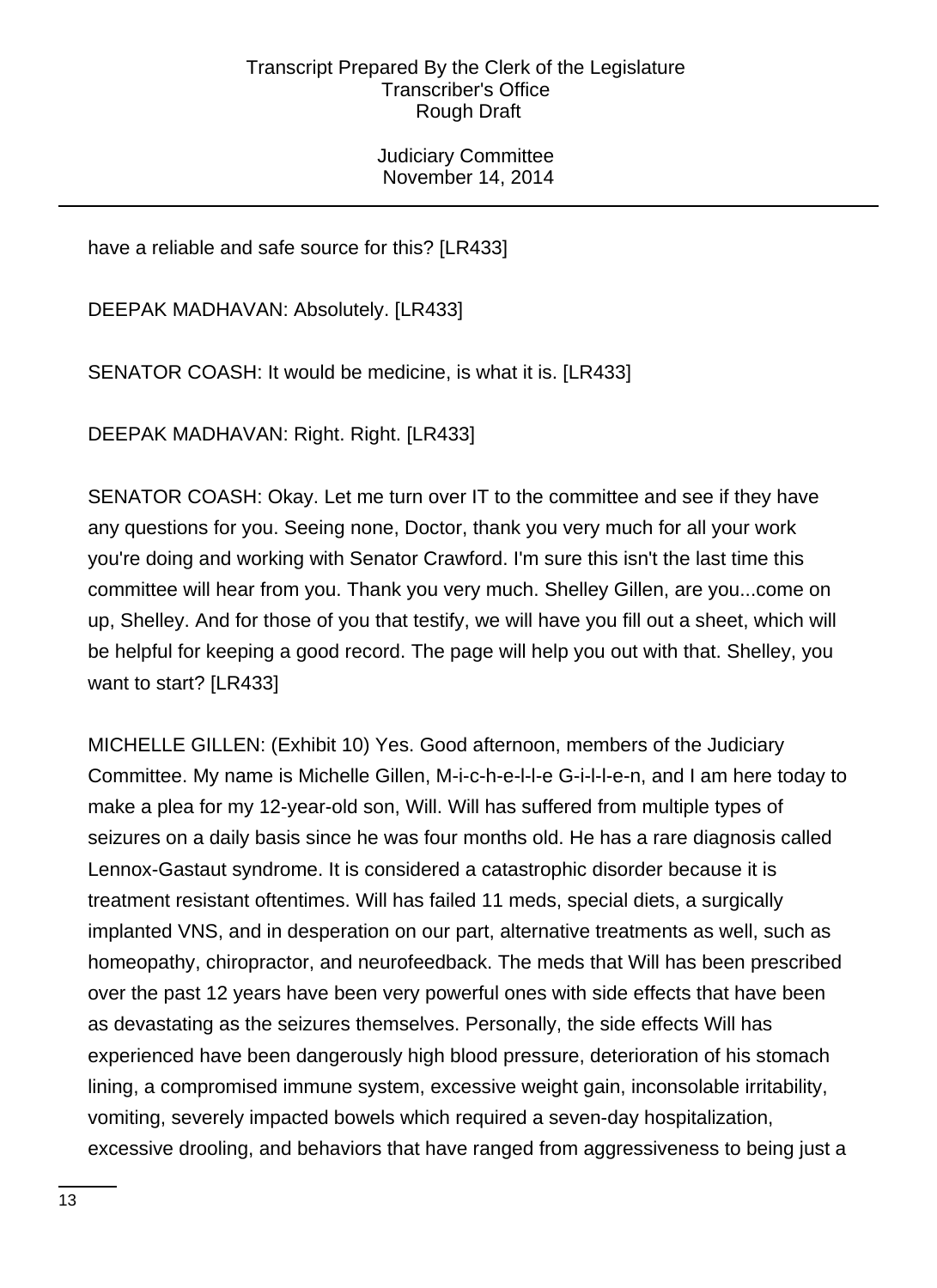have a reliable and safe source for this? [LR433]

DEEPAK MADHAVAN: Absolutely. [LR433]

SENATOR COASH: It would be medicine, is what it is. [LR433]

DEEPAK MADHAVAN: Right. Right. [LR433]

SENATOR COASH: Okay. Let me turn over IT to the committee and see if they have any questions for you. Seeing none, Doctor, thank you very much for all your work you're doing and working with Senator Crawford. I'm sure this isn't the last time this committee will hear from you. Thank you very much. Shelley Gillen, are you...come on up, Shelley. And for those of you that testify, we will have you fill out a sheet, which will be helpful for keeping a good record. The page will help you out with that. Shelley, you want to start? [LR433]

MICHELLE GILLEN: (Exhibit 10) Yes. Good afternoon, members of the Judiciary Committee. My name is Michelle Gillen, M-i-c-h-e-l-l-e G-i-l-l-e-n, and I am here today to make a plea for my 12-year-old son, Will. Will has suffered from multiple types of seizures on a daily basis since he was four months old. He has a rare diagnosis called Lennox-Gastaut syndrome. It is considered a catastrophic disorder because it is treatment resistant oftentimes. Will has failed 11 meds, special diets, a surgically implanted VNS, and in desperation on our part, alternative treatments as well, such as homeopathy, chiropractor, and neurofeedback. The meds that Will has been prescribed over the past 12 years have been very powerful ones with side effects that have been as devastating as the seizures themselves. Personally, the side effects Will has experienced have been dangerously high blood pressure, deterioration of his stomach lining, a compromised immune system, excessive weight gain, inconsolable irritability, vomiting, severely impacted bowels which required a seven-day hospitalization, excessive drooling, and behaviors that have ranged from aggressiveness to being just a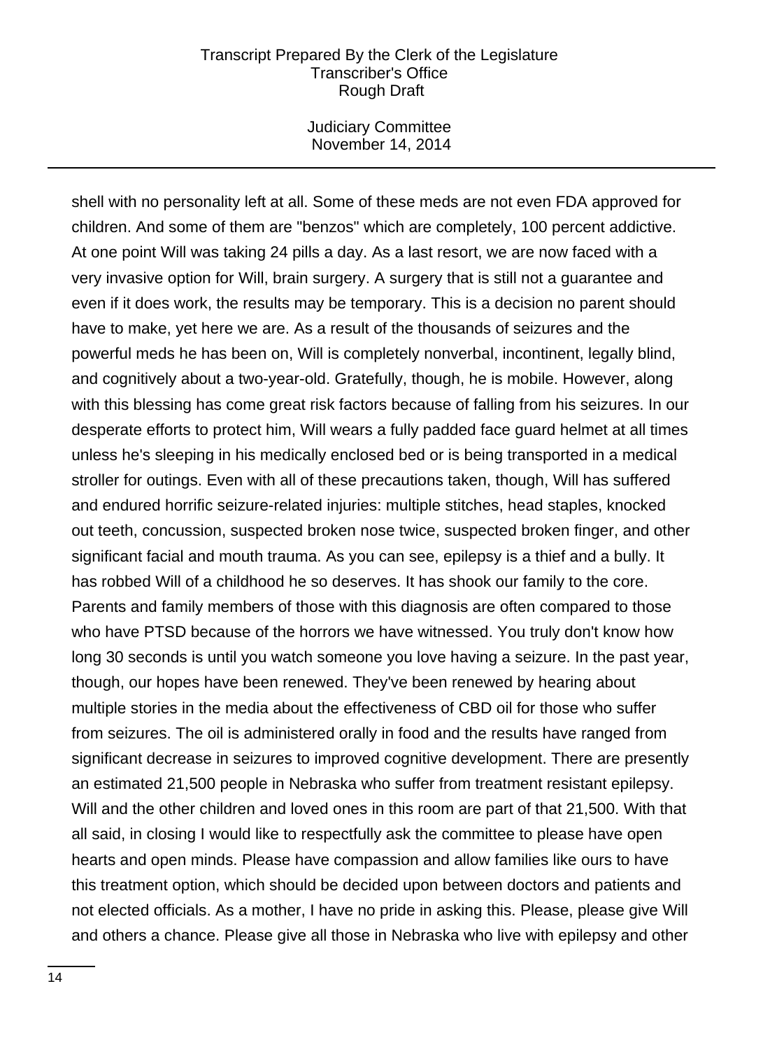shell with no personality left at all. Some of these meds are not even FDA approved for children. And some of them are "benzos" which are completely, 100 percent addictive. At one point Will was taking 24 pills a day. As a last resort, we are now faced with a very invasive option for Will, brain surgery. A surgery that is still not a guarantee and even if it does work, the results may be temporary. This is a decision no parent should have to make, yet here we are. As a result of the thousands of seizures and the powerful meds he has been on, Will is completely nonverbal, incontinent, legally blind, and cognitively about a two-year-old. Gratefully, though, he is mobile. However, along with this blessing has come great risk factors because of falling from his seizures. In our desperate efforts to protect him, Will wears a fully padded face guard helmet at all times unless he's sleeping in his medically enclosed bed or is being transported in a medical stroller for outings. Even with all of these precautions taken, though, Will has suffered and endured horrific seizure-related injuries: multiple stitches, head staples, knocked out teeth, concussion, suspected broken nose twice, suspected broken finger, and other significant facial and mouth trauma. As you can see, epilepsy is a thief and a bully. It has robbed Will of a childhood he so deserves. It has shook our family to the core. Parents and family members of those with this diagnosis are often compared to those who have PTSD because of the horrors we have witnessed. You truly don't know how long 30 seconds is until you watch someone you love having a seizure. In the past year, though, our hopes have been renewed. They've been renewed by hearing about multiple stories in the media about the effectiveness of CBD oil for those who suffer from seizures. The oil is administered orally in food and the results have ranged from significant decrease in seizures to improved cognitive development. There are presently an estimated 21,500 people in Nebraska who suffer from treatment resistant epilepsy. Will and the other children and loved ones in this room are part of that 21,500. With that all said, in closing I would like to respectfully ask the committee to please have open hearts and open minds. Please have compassion and allow families like ours to have this treatment option, which should be decided upon between doctors and patients and not elected officials. As a mother, I have no pride in asking this. Please, please give Will and others a chance. Please give all those in Nebraska who live with epilepsy and other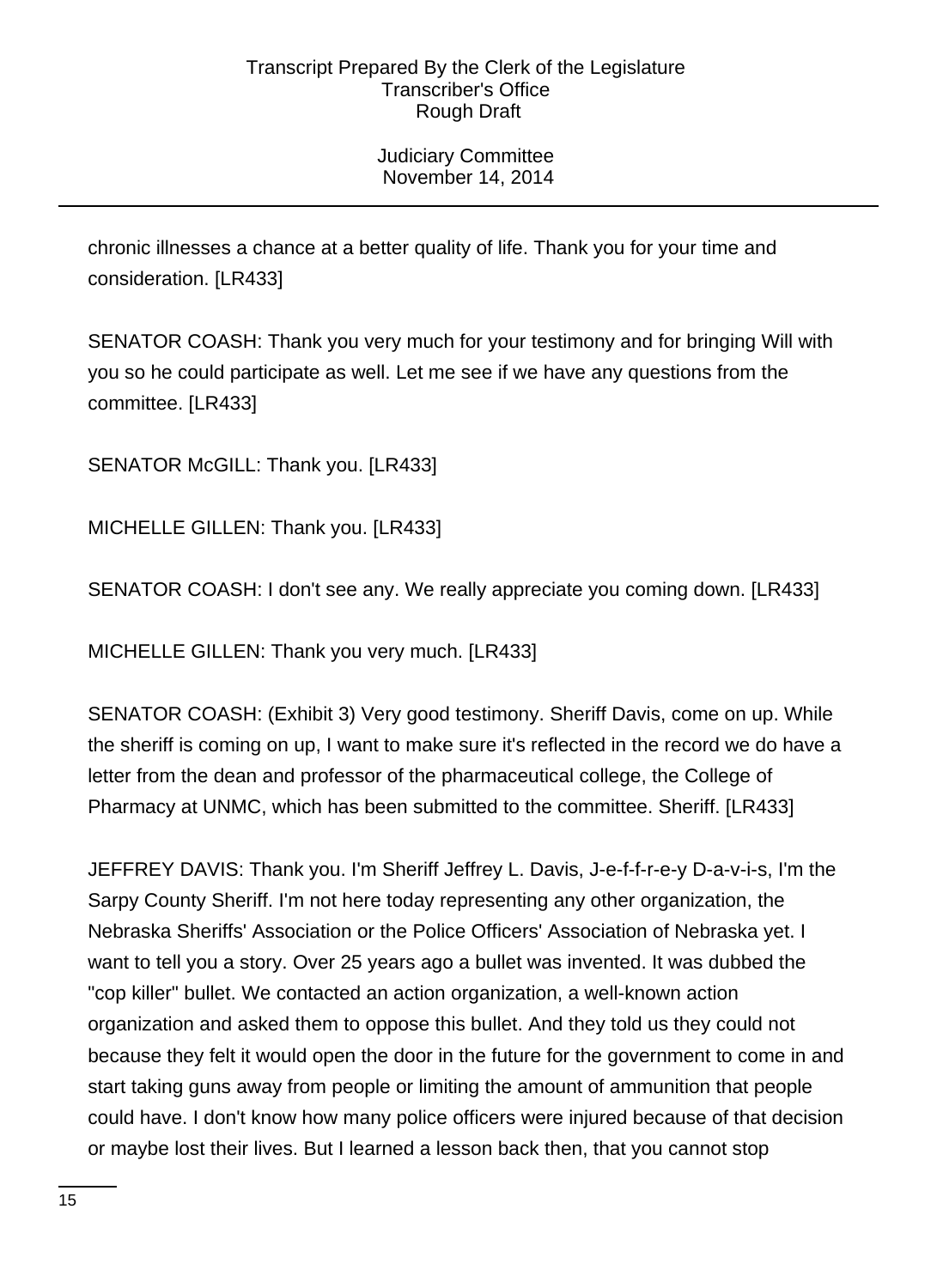chronic illnesses a chance at a better quality of life. Thank you for your time and consideration. [LR433]

SENATOR COASH: Thank you very much for your testimony and for bringing Will with you so he could participate as well. Let me see if we have any questions from the committee. [LR433]

SENATOR McGILL: Thank you. [LR433]

MICHELLE GILLEN: Thank you. [LR433]

SENATOR COASH: I don't see any. We really appreciate you coming down. [LR433]

MICHELLE GILLEN: Thank you very much. [LR433]

SENATOR COASH: (Exhibit 3) Very good testimony. Sheriff Davis, come on up. While the sheriff is coming on up, I want to make sure it's reflected in the record we do have a letter from the dean and professor of the pharmaceutical college, the College of Pharmacy at UNMC, which has been submitted to the committee. Sheriff. [LR433]

JEFFREY DAVIS: Thank you. I'm Sheriff Jeffrey L. Davis, J-e-f-f-r-e-y D-a-v-i-s, I'm the Sarpy County Sheriff. I'm not here today representing any other organization, the Nebraska Sheriffs' Association or the Police Officers' Association of Nebraska yet. I want to tell you a story. Over 25 years ago a bullet was invented. It was dubbed the "cop killer" bullet. We contacted an action organization, a well-known action organization and asked them to oppose this bullet. And they told us they could not because they felt it would open the door in the future for the government to come in and start taking guns away from people or limiting the amount of ammunition that people could have. I don't know how many police officers were injured because of that decision or maybe lost their lives. But I learned a lesson back then, that you cannot stop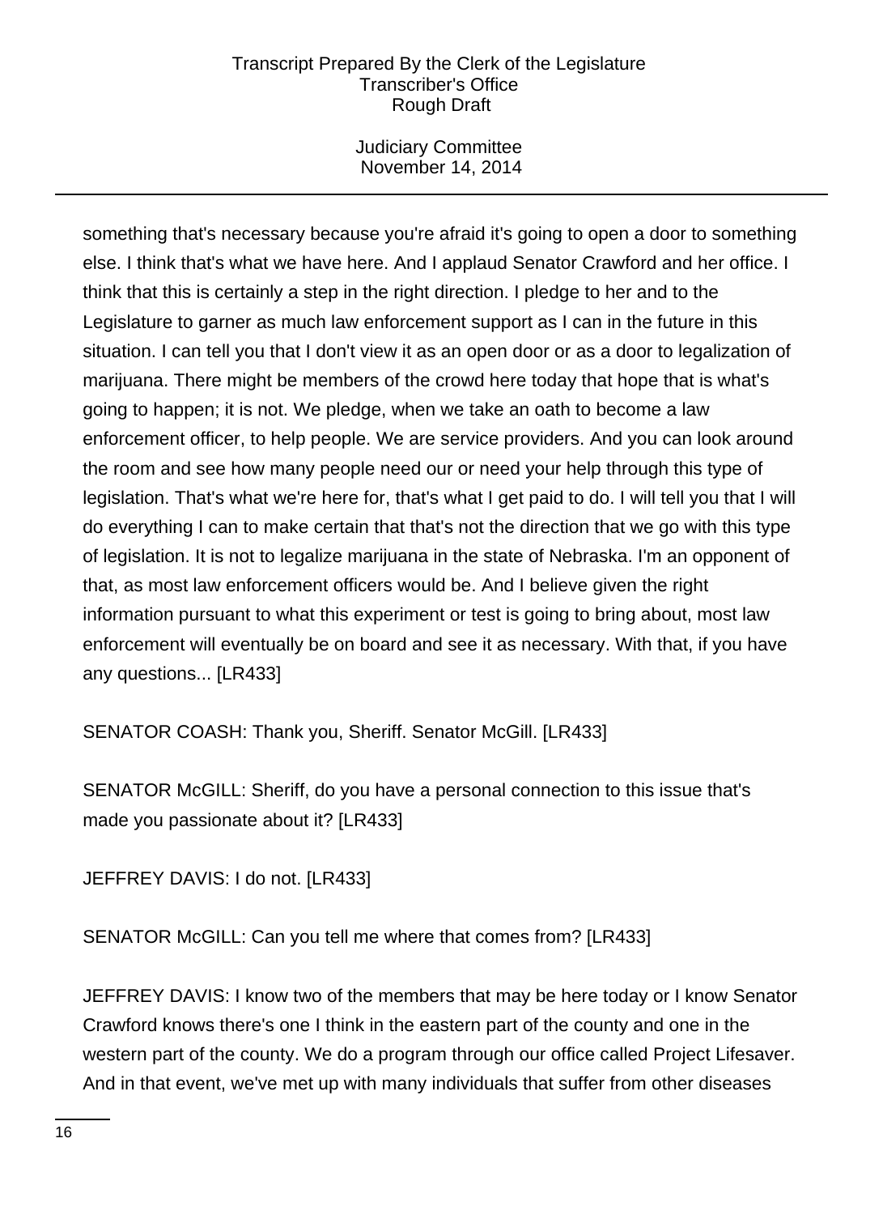something that's necessary because you're afraid it's going to open a door to something else. I think that's what we have here. And I applaud Senator Crawford and her office. I think that this is certainly a step in the right direction. I pledge to her and to the Legislature to garner as much law enforcement support as I can in the future in this situation. I can tell you that I don't view it as an open door or as a door to legalization of marijuana. There might be members of the crowd here today that hope that is what's going to happen; it is not. We pledge, when we take an oath to become a law enforcement officer, to help people. We are service providers. And you can look around the room and see how many people need our or need your help through this type of legislation. That's what we're here for, that's what I get paid to do. I will tell you that I will do everything I can to make certain that that's not the direction that we go with this type of legislation. It is not to legalize marijuana in the state of Nebraska. I'm an opponent of that, as most law enforcement officers would be. And I believe given the right information pursuant to what this experiment or test is going to bring about, most law enforcement will eventually be on board and see it as necessary. With that, if you have any questions... [LR433]

SENATOR COASH: Thank you, Sheriff. Senator McGill. [LR433]

SENATOR McGILL: Sheriff, do you have a personal connection to this issue that's made you passionate about it? [LR433]

JEFFREY DAVIS: I do not. [LR433]

SENATOR McGILL: Can you tell me where that comes from? [LR433]

JEFFREY DAVIS: I know two of the members that may be here today or I know Senator Crawford knows there's one I think in the eastern part of the county and one in the western part of the county. We do a program through our office called Project Lifesaver. And in that event, we've met up with many individuals that suffer from other diseases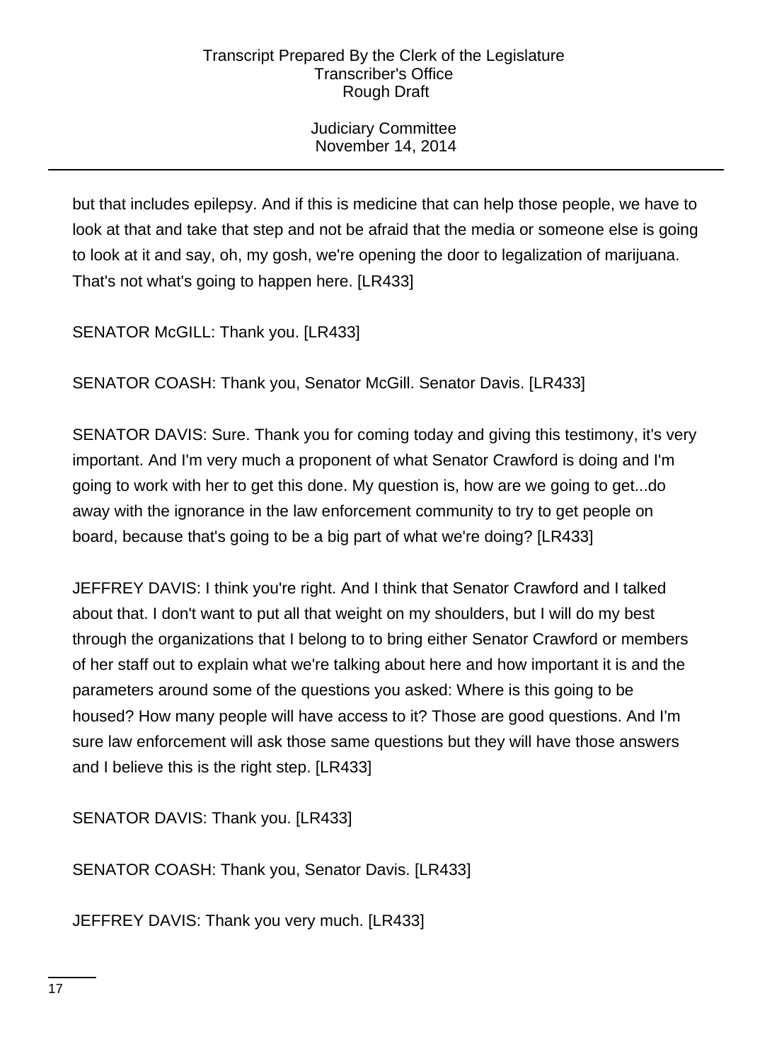but that includes epilepsy. And if this is medicine that can help those people, we have to look at that and take that step and not be afraid that the media or someone else is going to look at it and say, oh, my gosh, we're opening the door to legalization of marijuana. That's not what's going to happen here. [LR433]

SENATOR McGILL: Thank you. [LR433]

SENATOR COASH: Thank you, Senator McGill. Senator Davis. [LR433]

SENATOR DAVIS: Sure. Thank you for coming today and giving this testimony, it's very important. And I'm very much a proponent of what Senator Crawford is doing and I'm going to work with her to get this done. My question is, how are we going to get...do away with the ignorance in the law enforcement community to try to get people on board, because that's going to be a big part of what we're doing? [LR433]

JEFFREY DAVIS: I think you're right. And I think that Senator Crawford and I talked about that. I don't want to put all that weight on my shoulders, but I will do my best through the organizations that I belong to to bring either Senator Crawford or members of her staff out to explain what we're talking about here and how important it is and the parameters around some of the questions you asked: Where is this going to be housed? How many people will have access to it? Those are good questions. And I'm sure law enforcement will ask those same questions but they will have those answers and I believe this is the right step. [LR433]

SENATOR DAVIS: Thank you. [LR433]

SENATOR COASH: Thank you, Senator Davis. [LR433]

JEFFREY DAVIS: Thank you very much. [LR433]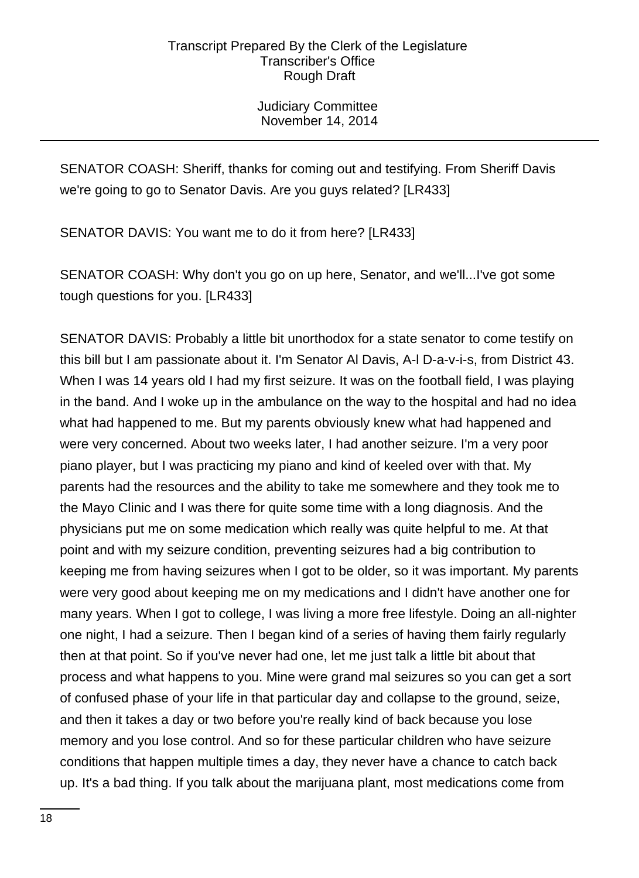SENATOR COASH: Sheriff, thanks for coming out and testifying. From Sheriff Davis we're going to go to Senator Davis. Are you guys related? [LR433]

SENATOR DAVIS: You want me to do it from here? [LR433]

SENATOR COASH: Why don't you go on up here, Senator, and we'll...I've got some tough questions for you. [LR433]

SENATOR DAVIS: Probably a little bit unorthodox for a state senator to come testify on this bill but I am passionate about it. I'm Senator Al Davis, A-l D-a-v-i-s, from District 43. When I was 14 years old I had my first seizure. It was on the football field, I was playing in the band. And I woke up in the ambulance on the way to the hospital and had no idea what had happened to me. But my parents obviously knew what had happened and were very concerned. About two weeks later, I had another seizure. I'm a very poor piano player, but I was practicing my piano and kind of keeled over with that. My parents had the resources and the ability to take me somewhere and they took me to the Mayo Clinic and I was there for quite some time with a long diagnosis. And the physicians put me on some medication which really was quite helpful to me. At that point and with my seizure condition, preventing seizures had a big contribution to keeping me from having seizures when I got to be older, so it was important. My parents were very good about keeping me on my medications and I didn't have another one for many years. When I got to college, I was living a more free lifestyle. Doing an all-nighter one night, I had a seizure. Then I began kind of a series of having them fairly regularly then at that point. So if you've never had one, let me just talk a little bit about that process and what happens to you. Mine were grand mal seizures so you can get a sort of confused phase of your life in that particular day and collapse to the ground, seize, and then it takes a day or two before you're really kind of back because you lose memory and you lose control. And so for these particular children who have seizure conditions that happen multiple times a day, they never have a chance to catch back up. It's a bad thing. If you talk about the marijuana plant, most medications come from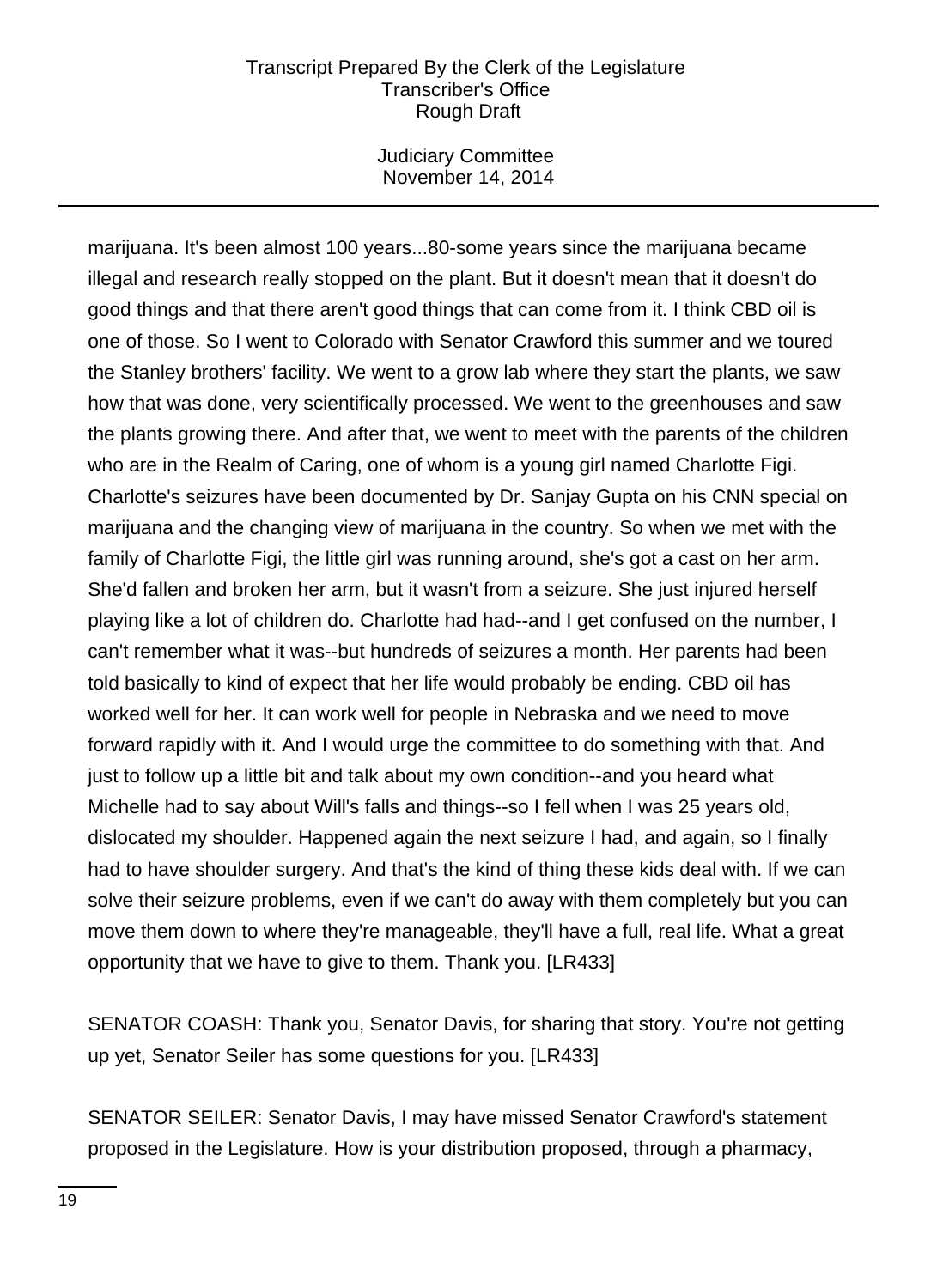marijuana. It's been almost 100 years...80-some years since the marijuana became illegal and research really stopped on the plant. But it doesn't mean that it doesn't do good things and that there aren't good things that can come from it. I think CBD oil is one of those. So I went to Colorado with Senator Crawford this summer and we toured the Stanley brothers' facility. We went to a grow lab where they start the plants, we saw how that was done, very scientifically processed. We went to the greenhouses and saw the plants growing there. And after that, we went to meet with the parents of the children who are in the Realm of Caring, one of whom is a young girl named Charlotte Figi. Charlotte's seizures have been documented by Dr. Sanjay Gupta on his CNN special on marijuana and the changing view of marijuana in the country. So when we met with the family of Charlotte Figi, the little girl was running around, she's got a cast on her arm. She'd fallen and broken her arm, but it wasn't from a seizure. She just injured herself playing like a lot of children do. Charlotte had had--and I get confused on the number, I can't remember what it was--but hundreds of seizures a month. Her parents had been told basically to kind of expect that her life would probably be ending. CBD oil has worked well for her. It can work well for people in Nebraska and we need to move forward rapidly with it. And I would urge the committee to do something with that. And just to follow up a little bit and talk about my own condition--and you heard what Michelle had to say about Will's falls and things--so I fell when I was 25 years old, dislocated my shoulder. Happened again the next seizure I had, and again, so I finally had to have shoulder surgery. And that's the kind of thing these kids deal with. If we can solve their seizure problems, even if we can't do away with them completely but you can move them down to where they're manageable, they'll have a full, real life. What a great opportunity that we have to give to them. Thank you. [LR433]

SENATOR COASH: Thank you, Senator Davis, for sharing that story. You're not getting up yet, Senator Seiler has some questions for you. [LR433]

SENATOR SEILER: Senator Davis, I may have missed Senator Crawford's statement proposed in the Legislature. How is your distribution proposed, through a pharmacy,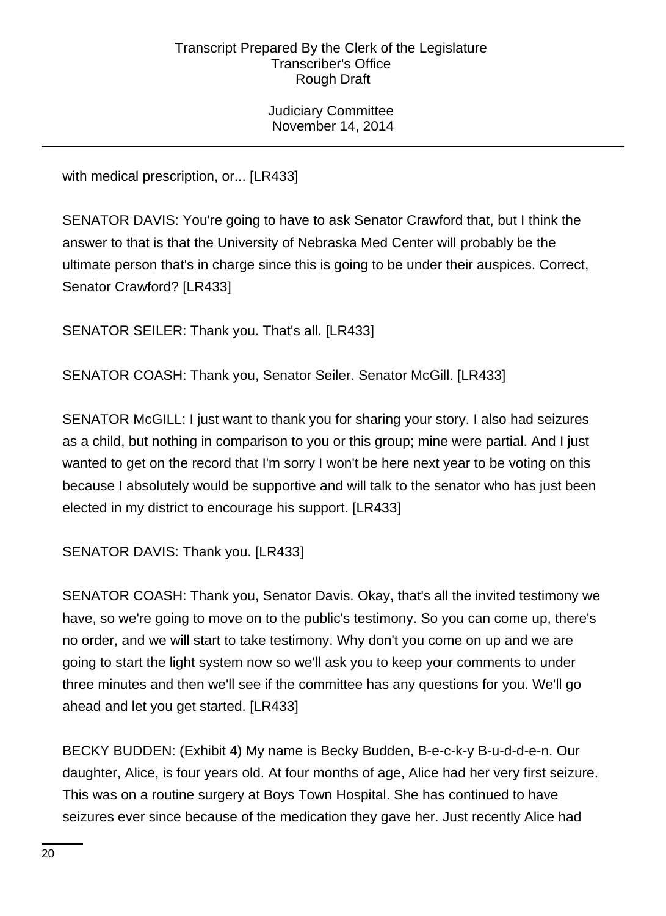with medical prescription, or... [LR433]

SENATOR DAVIS: You're going to have to ask Senator Crawford that, but I think the answer to that is that the University of Nebraska Med Center will probably be the ultimate person that's in charge since this is going to be under their auspices. Correct, Senator Crawford? [LR433]

SENATOR SEILER: Thank you. That's all. [LR433]

SENATOR COASH: Thank you, Senator Seiler. Senator McGill. [LR433]

SENATOR McGILL: I just want to thank you for sharing your story. I also had seizures as a child, but nothing in comparison to you or this group; mine were partial. And I just wanted to get on the record that I'm sorry I won't be here next year to be voting on this because I absolutely would be supportive and will talk to the senator who has just been elected in my district to encourage his support. [LR433]

SENATOR DAVIS: Thank you. [LR433]

SENATOR COASH: Thank you, Senator Davis. Okay, that's all the invited testimony we have, so we're going to move on to the public's testimony. So you can come up, there's no order, and we will start to take testimony. Why don't you come on up and we are going to start the light system now so we'll ask you to keep your comments to under three minutes and then we'll see if the committee has any questions for you. We'll go ahead and let you get started. [LR433]

BECKY BUDDEN: (Exhibit 4) My name is Becky Budden, B-e-c-k-y B-u-d-d-e-n. Our daughter, Alice, is four years old. At four months of age, Alice had her very first seizure. This was on a routine surgery at Boys Town Hospital. She has continued to have seizures ever since because of the medication they gave her. Just recently Alice had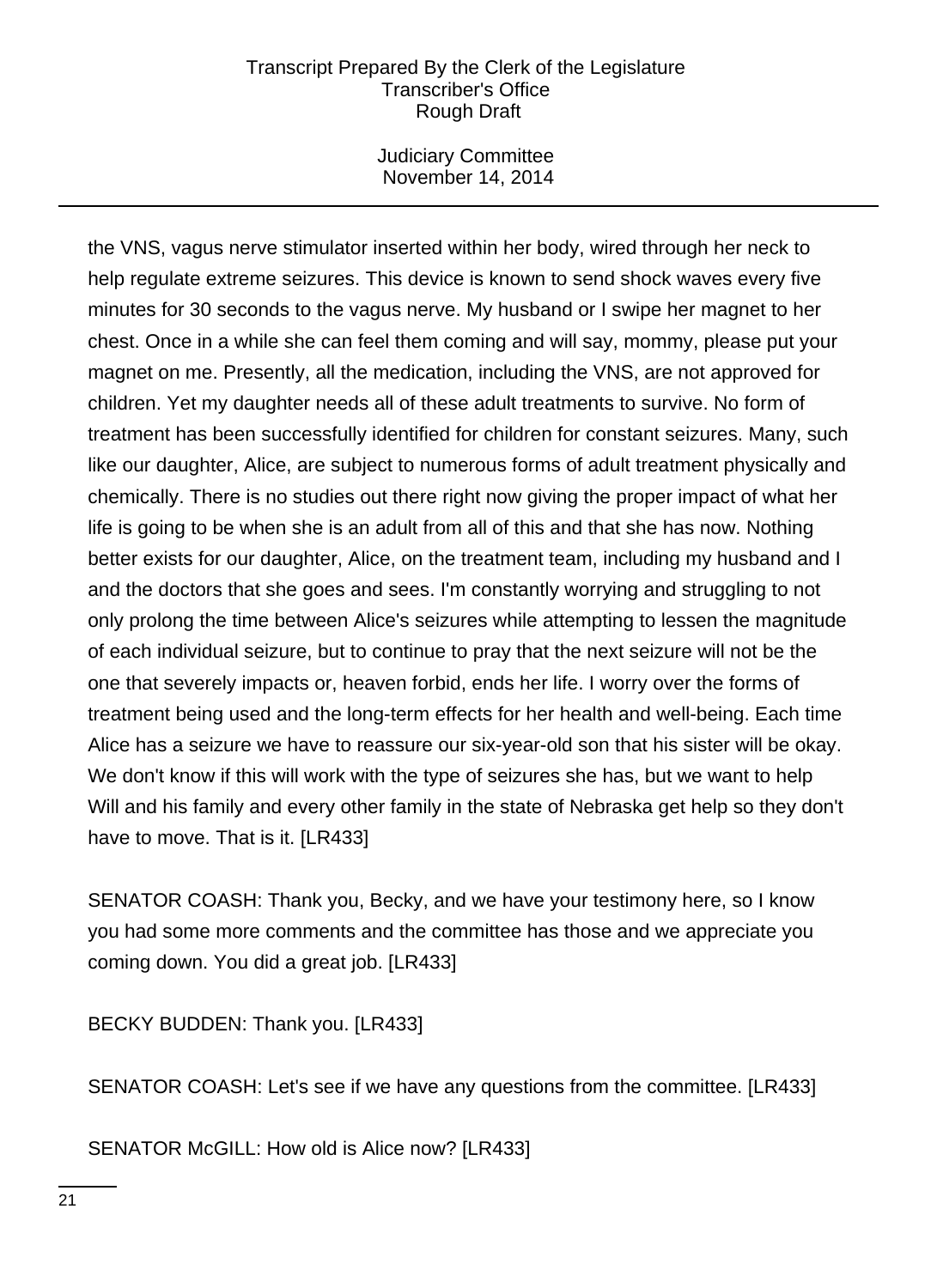the VNS, vagus nerve stimulator inserted within her body, wired through her neck to help regulate extreme seizures. This device is known to send shock waves every five minutes for 30 seconds to the vagus nerve. My husband or I swipe her magnet to her chest. Once in a while she can feel them coming and will say, mommy, please put your magnet on me. Presently, all the medication, including the VNS, are not approved for children. Yet my daughter needs all of these adult treatments to survive. No form of treatment has been successfully identified for children for constant seizures. Many, such like our daughter, Alice, are subject to numerous forms of adult treatment physically and chemically. There is no studies out there right now giving the proper impact of what her life is going to be when she is an adult from all of this and that she has now. Nothing better exists for our daughter, Alice, on the treatment team, including my husband and I and the doctors that she goes and sees. I'm constantly worrying and struggling to not only prolong the time between Alice's seizures while attempting to lessen the magnitude of each individual seizure, but to continue to pray that the next seizure will not be the one that severely impacts or, heaven forbid, ends her life. I worry over the forms of treatment being used and the long-term effects for her health and well-being. Each time Alice has a seizure we have to reassure our six-year-old son that his sister will be okay. We don't know if this will work with the type of seizures she has, but we want to help Will and his family and every other family in the state of Nebraska get help so they don't have to move. That is it. [LR433]

SENATOR COASH: Thank you, Becky, and we have your testimony here, so I know you had some more comments and the committee has those and we appreciate you coming down. You did a great job. [LR433]

BECKY BUDDEN: Thank you. [LR433]

SENATOR COASH: Let's see if we have any questions from the committee. [LR433]

SENATOR McGILL: How old is Alice now? [LR433]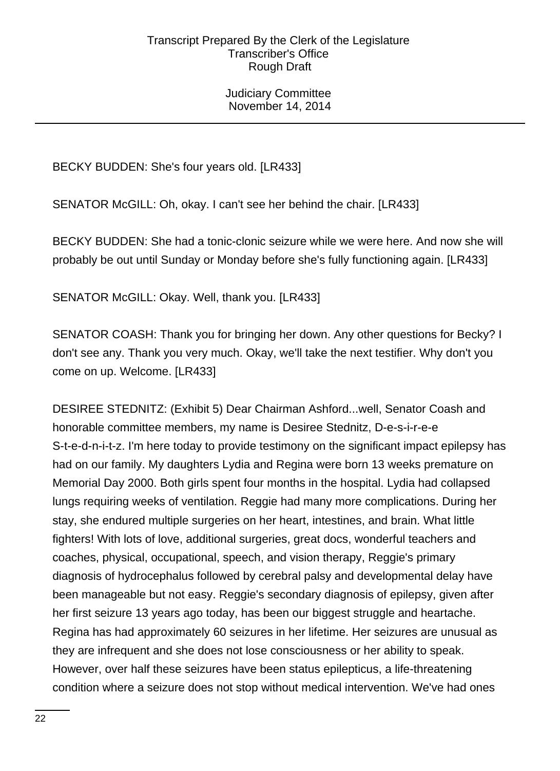BECKY BUDDEN: She's four years old. [LR433]

SENATOR McGILL: Oh, okay. I can't see her behind the chair. [LR433]

BECKY BUDDEN: She had a tonic-clonic seizure while we were here. And now she will probably be out until Sunday or Monday before she's fully functioning again. [LR433]

SENATOR McGILL: Okay. Well, thank you. [LR433]

SENATOR COASH: Thank you for bringing her down. Any other questions for Becky? I don't see any. Thank you very much. Okay, we'll take the next testifier. Why don't you come on up. Welcome. [LR433]

DESIREE STEDNITZ: (Exhibit 5) Dear Chairman Ashford...well, Senator Coash and honorable committee members, my name is Desiree Stednitz, D-e-s-i-r-e-e S-t-e-d-n-i-t-z. I'm here today to provide testimony on the significant impact epilepsy has had on our family. My daughters Lydia and Regina were born 13 weeks premature on Memorial Day 2000. Both girls spent four months in the hospital. Lydia had collapsed lungs requiring weeks of ventilation. Reggie had many more complications. During her stay, she endured multiple surgeries on her heart, intestines, and brain. What little fighters! With lots of love, additional surgeries, great docs, wonderful teachers and coaches, physical, occupational, speech, and vision therapy, Reggie's primary diagnosis of hydrocephalus followed by cerebral palsy and developmental delay have been manageable but not easy. Reggie's secondary diagnosis of epilepsy, given after her first seizure 13 years ago today, has been our biggest struggle and heartache. Regina has had approximately 60 seizures in her lifetime. Her seizures are unusual as they are infrequent and she does not lose consciousness or her ability to speak. However, over half these seizures have been status epilepticus, a life-threatening condition where a seizure does not stop without medical intervention. We've had ones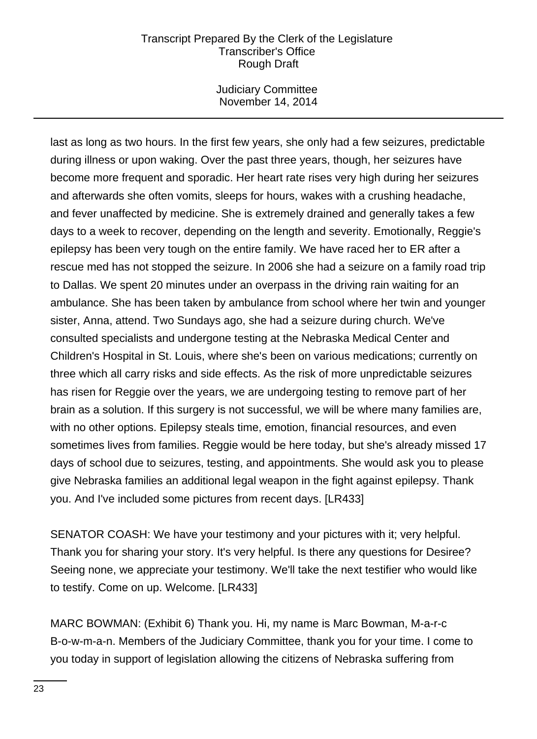last as long as two hours. In the first few years, she only had a few seizures, predictable during illness or upon waking. Over the past three years, though, her seizures have become more frequent and sporadic. Her heart rate rises very high during her seizures and afterwards she often vomits, sleeps for hours, wakes with a crushing headache, and fever unaffected by medicine. She is extremely drained and generally takes a few days to a week to recover, depending on the length and severity. Emotionally, Reggie's epilepsy has been very tough on the entire family. We have raced her to ER after a rescue med has not stopped the seizure. In 2006 she had a seizure on a family road trip to Dallas. We spent 20 minutes under an overpass in the driving rain waiting for an ambulance. She has been taken by ambulance from school where her twin and younger sister, Anna, attend. Two Sundays ago, she had a seizure during church. We've consulted specialists and undergone testing at the Nebraska Medical Center and Children's Hospital in St. Louis, where she's been on various medications; currently on three which all carry risks and side effects. As the risk of more unpredictable seizures has risen for Reggie over the years, we are undergoing testing to remove part of her brain as a solution. If this surgery is not successful, we will be where many families are, with no other options. Epilepsy steals time, emotion, financial resources, and even sometimes lives from families. Reggie would be here today, but she's already missed 17 days of school due to seizures, testing, and appointments. She would ask you to please give Nebraska families an additional legal weapon in the fight against epilepsy. Thank you. And I've included some pictures from recent days. [LR433]

SENATOR COASH: We have your testimony and your pictures with it; very helpful. Thank you for sharing your story. It's very helpful. Is there any questions for Desiree? Seeing none, we appreciate your testimony. We'll take the next testifier who would like to testify. Come on up. Welcome. [LR433]

MARC BOWMAN: (Exhibit 6) Thank you. Hi, my name is Marc Bowman, M-a-r-c B-o-w-m-a-n. Members of the Judiciary Committee, thank you for your time. I come to you today in support of legislation allowing the citizens of Nebraska suffering from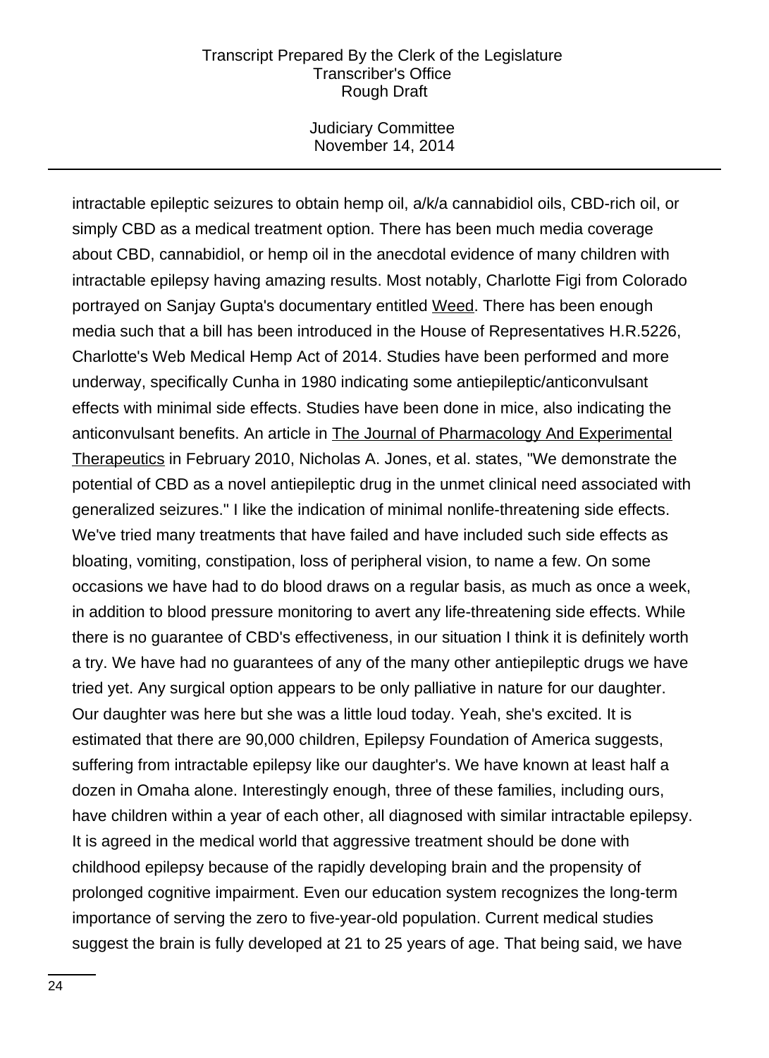intractable epileptic seizures to obtain hemp oil, a/k/a cannabidiol oils, CBD-rich oil, or simply CBD as a medical treatment option. There has been much media coverage about CBD, cannabidiol, or hemp oil in the anecdotal evidence of many children with intractable epilepsy having amazing results. Most notably, Charlotte Figi from Colorado portrayed on Sanjay Gupta's documentary entitled Weed. There has been enough media such that a bill has been introduced in the House of Representatives H.R.5226, Charlotte's Web Medical Hemp Act of 2014. Studies have been performed and more underway, specifically Cunha in 1980 indicating some antiepileptic/anticonvulsant effects with minimal side effects. Studies have been done in mice, also indicating the anticonvulsant benefits. An article in The Journal of Pharmacology And Experimental Therapeutics in February 2010, Nicholas A. Jones, et al. states, "We demonstrate the potential of CBD as a novel antiepileptic drug in the unmet clinical need associated with generalized seizures." I like the indication of minimal nonlife-threatening side effects. We've tried many treatments that have failed and have included such side effects as bloating, vomiting, constipation, loss of peripheral vision, to name a few. On some occasions we have had to do blood draws on a regular basis, as much as once a week, in addition to blood pressure monitoring to avert any life-threatening side effects. While there is no guarantee of CBD's effectiveness, in our situation I think it is definitely worth a try. We have had no guarantees of any of the many other antiepileptic drugs we have tried yet. Any surgical option appears to be only palliative in nature for our daughter. Our daughter was here but she was a little loud today. Yeah, she's excited. It is estimated that there are 90,000 children, Epilepsy Foundation of America suggests, suffering from intractable epilepsy like our daughter's. We have known at least half a dozen in Omaha alone. Interestingly enough, three of these families, including ours, have children within a year of each other, all diagnosed with similar intractable epilepsy. It is agreed in the medical world that aggressive treatment should be done with childhood epilepsy because of the rapidly developing brain and the propensity of prolonged cognitive impairment. Even our education system recognizes the long-term importance of serving the zero to five-year-old population. Current medical studies suggest the brain is fully developed at 21 to 25 years of age. That being said, we have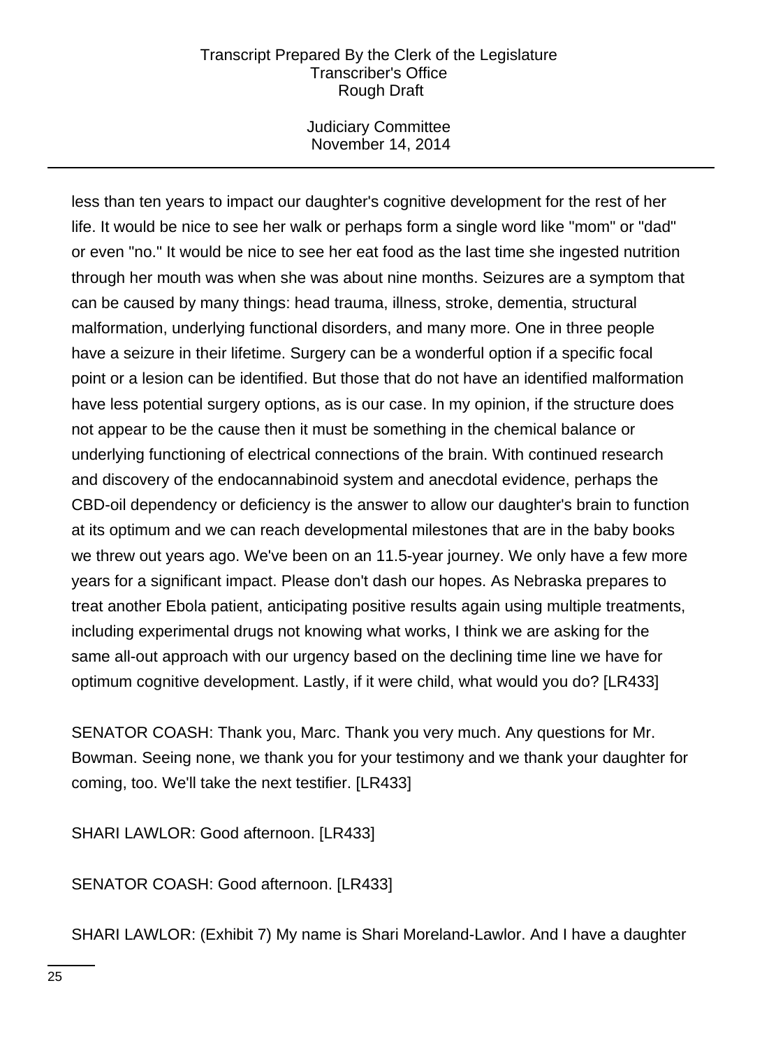less than ten years to impact our daughter's cognitive development for the rest of her life. It would be nice to see her walk or perhaps form a single word like "mom" or "dad" or even "no." It would be nice to see her eat food as the last time she ingested nutrition through her mouth was when she was about nine months. Seizures are a symptom that can be caused by many things: head trauma, illness, stroke, dementia, structural malformation, underlying functional disorders, and many more. One in three people have a seizure in their lifetime. Surgery can be a wonderful option if a specific focal point or a lesion can be identified. But those that do not have an identified malformation have less potential surgery options, as is our case. In my opinion, if the structure does not appear to be the cause then it must be something in the chemical balance or underlying functioning of electrical connections of the brain. With continued research and discovery of the endocannabinoid system and anecdotal evidence, perhaps the CBD-oil dependency or deficiency is the answer to allow our daughter's brain to function at its optimum and we can reach developmental milestones that are in the baby books we threw out years ago. We've been on an 11.5-year journey. We only have a few more years for a significant impact. Please don't dash our hopes. As Nebraska prepares to treat another Ebola patient, anticipating positive results again using multiple treatments, including experimental drugs not knowing what works, I think we are asking for the same all-out approach with our urgency based on the declining time line we have for optimum cognitive development. Lastly, if it were child, what would you do? [LR433]

SENATOR COASH: Thank you, Marc. Thank you very much. Any questions for Mr. Bowman. Seeing none, we thank you for your testimony and we thank your daughter for coming, too. We'll take the next testifier. [LR433]

SHARI LAWLOR: Good afternoon. [LR433]

SENATOR COASH: Good afternoon. [LR433]

SHARI LAWLOR: (Exhibit 7) My name is Shari Moreland-Lawlor. And I have a daughter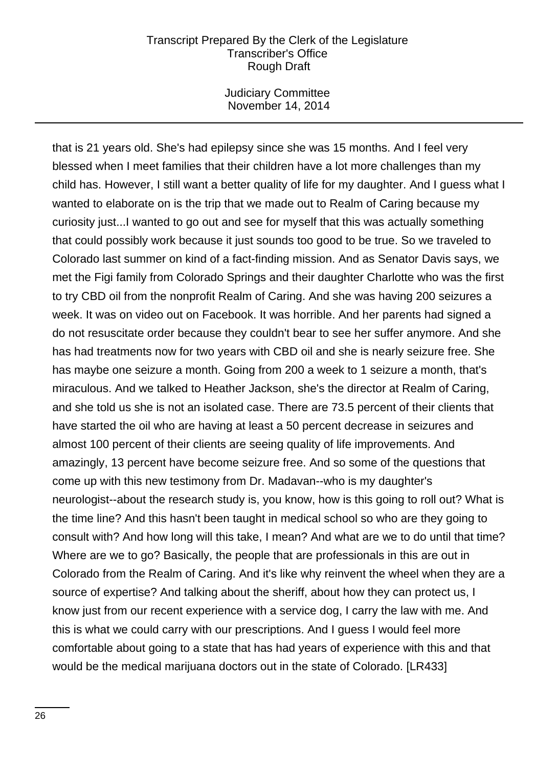that is 21 years old. She's had epilepsy since she was 15 months. And I feel very blessed when I meet families that their children have a lot more challenges than my child has. However, I still want a better quality of life for my daughter. And I guess what I wanted to elaborate on is the trip that we made out to Realm of Caring because my curiosity just...I wanted to go out and see for myself that this was actually something that could possibly work because it just sounds too good to be true. So we traveled to Colorado last summer on kind of a fact-finding mission. And as Senator Davis says, we met the Figi family from Colorado Springs and their daughter Charlotte who was the first to try CBD oil from the nonprofit Realm of Caring. And she was having 200 seizures a week. It was on video out on Facebook. It was horrible. And her parents had signed a do not resuscitate order because they couldn't bear to see her suffer anymore. And she has had treatments now for two years with CBD oil and she is nearly seizure free. She has maybe one seizure a month. Going from 200 a week to 1 seizure a month, that's miraculous. And we talked to Heather Jackson, she's the director at Realm of Caring, and she told us she is not an isolated case. There are 73.5 percent of their clients that have started the oil who are having at least a 50 percent decrease in seizures and almost 100 percent of their clients are seeing quality of life improvements. And amazingly, 13 percent have become seizure free. And so some of the questions that come up with this new testimony from Dr. Madavan--who is my daughter's neurologist--about the research study is, you know, how is this going to roll out? What is the time line? And this hasn't been taught in medical school so who are they going to consult with? And how long will this take, I mean? And what are we to do until that time? Where are we to go? Basically, the people that are professionals in this are out in Colorado from the Realm of Caring. And it's like why reinvent the wheel when they are a source of expertise? And talking about the sheriff, about how they can protect us, I know just from our recent experience with a service dog, I carry the law with me. And this is what we could carry with our prescriptions. And I guess I would feel more comfortable about going to a state that has had years of experience with this and that would be the medical marijuana doctors out in the state of Colorado. [LR433]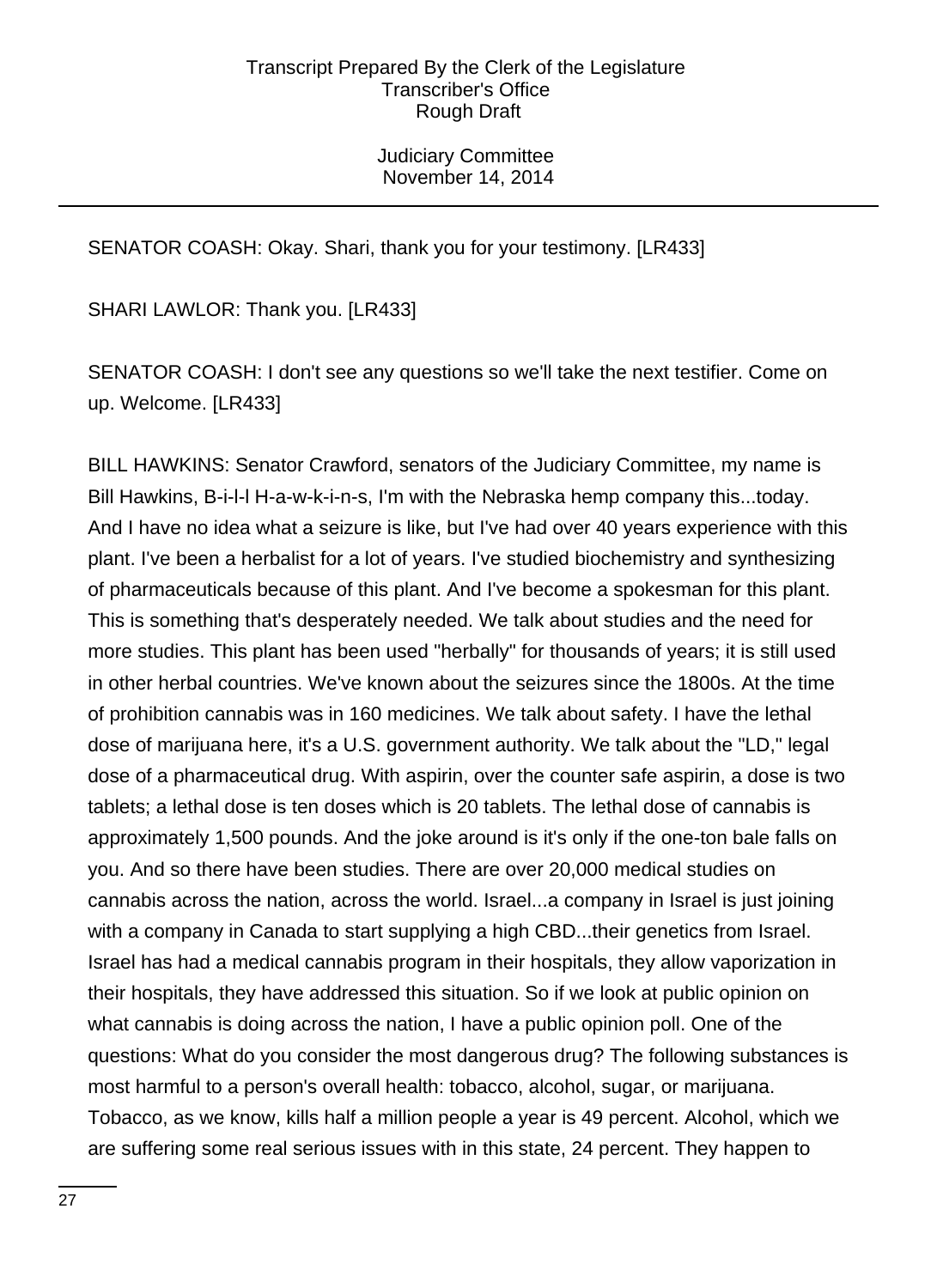SENATOR COASH: Okay. Shari, thank you for your testimony. [LR433]

SHARI LAWLOR: Thank you. [LR433]

SENATOR COASH: I don't see any questions so we'll take the next testifier. Come on up. Welcome. [LR433]

BILL HAWKINS: Senator Crawford, senators of the Judiciary Committee, my name is Bill Hawkins, B-i-l-l H-a-w-k-i-n-s, I'm with the Nebraska hemp company this...today. And I have no idea what a seizure is like, but I've had over 40 years experience with this plant. I've been a herbalist for a lot of years. I've studied biochemistry and synthesizing of pharmaceuticals because of this plant. And I've become a spokesman for this plant. This is something that's desperately needed. We talk about studies and the need for more studies. This plant has been used "herbally" for thousands of years; it is still used in other herbal countries. We've known about the seizures since the 1800s. At the time of prohibition cannabis was in 160 medicines. We talk about safety. I have the lethal dose of marijuana here, it's a U.S. government authority. We talk about the "LD," legal dose of a pharmaceutical drug. With aspirin, over the counter safe aspirin, a dose is two tablets; lethal dose is ten doses which is 20 tablets. The lethal dose of cannabis is approximately 1,500 pounds. And the joke around is it's only if the one-ton bale falls on you. And so there have been studies. There are over 20,000 medical studies on cannabis across the nation, across the world. Israel...a company in Israel is just joining with a company in Canada to start supplying a high CBD...their genetics from Israel. Israel has had a medical cannabis program in their hospitals, they allow vaporization in their hospitals, they have addressed this situation. So if we look at public opinion on what cannabis is doing across the nation, I have a public opinion poll. One of the questions: What do you consider the most dangerous drug? The following substances is most harmful to a person's overall health: tobacco, alcohol, sugar, or marijuana. Tobacco, as we know, kills half a million people a year is 49 percent. Alcohol, which we are suffering some real serious issues with in this state, 24 percent. They happen to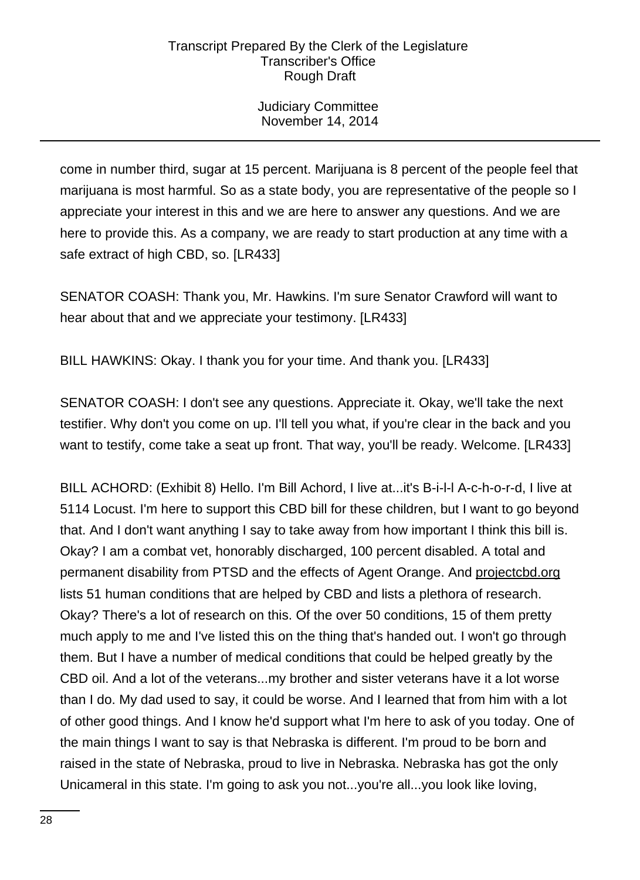come in number third, sugar at 15 percent. Marijuana is 8 percent of the people feel that marijuana is most harmful. So as a state body, you are representative of the people so I appreciate your interest in this and we are here to answer any questions. And we are here to provide this. As a company, we are ready to start production at any time with a safe extract of high CBD, so. [LR433]

SENATOR COASH: Thank you, Mr. Hawkins. I'm sure Senator Crawford will want to hear about that and we appreciate your testimony. [LR433]

BILL HAWKINS: Okay. I thank you for your time. And thank you. [LR433]

SENATOR COASH: I don't see any questions. Appreciate it. Okay, we'll take the next testifier. Why don't you come on up. I'll tell you what, if you're clear in the back and you want to testify, come take a seat up front. That way, you'll be ready. Welcome. [LR433]

BILL ACHORD: (Exhibit 8) Hello. I'm Bill Achord, I live at...it's B-i-l-l A-c-h-o-r-d, I live at 5114 Locust. I'm here to support this CBD bill for these children, but I want to go beyond that. And I don't want anything I say to take away from how important I think this bill is. Okay? I am a combat vet, honorably discharged, 100 percent disabled. A total and permanent disability from PTSD and the effects of Agent Orange. And projectcbd.org lists 51 human conditions that are helped by CBD and lists a plethora of research. Okay? There's a lot of research on this. Of the over 50 conditions, 15 of them pretty much apply to me and I've listed this on the thing that's handed out. I won't go through them. But I have a number of medical conditions that could be helped greatly by the CBD oil. And a lot of the veterans...my brother and sister veterans have it a lot worse than I do. My dad used to say, it could be worse. And I learned that from him with a lot of other good things. And I know he'd support what I'm here to ask of you today. One of the main things I want to say is that Nebraska is different. I'm proud to be born and raised in the state of Nebraska, proud to live in Nebraska. Nebraska has got the only Unicameral in this state. I'm going to ask you not...you're all...you look like loving,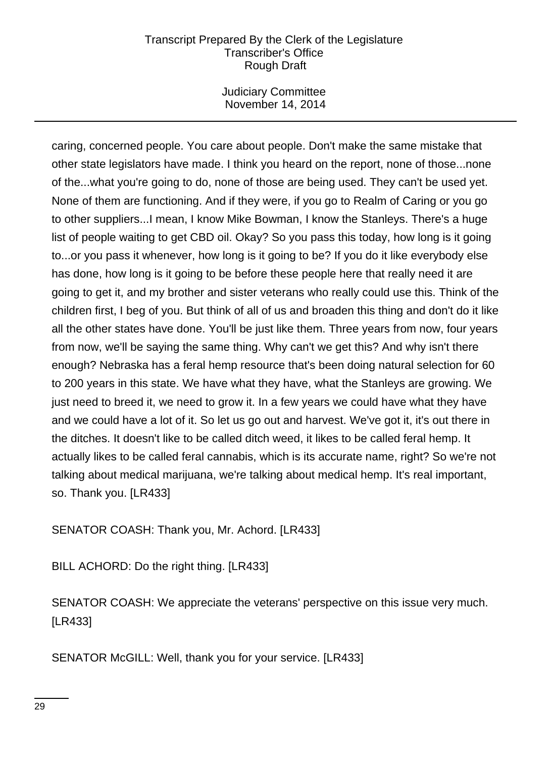caring, concerned people. You care about people. Don't make the same mistake that other state legislators have made. I think you heard on the report, none of those...none of the...what you're going to do, none of those are being used. They can't be used yet. None of them are functioning. And if they were, if you go to Realm of Caring or you go to other suppliers...I mean, I know Mike Bowman, I know the Stanleys. There's a huge list of people waiting to get CBD oil. Okay? So you pass this today, how long is it going to...or you pass it whenever, how long is it going to be? If you do it like everybody else has done, how long is it going to be before these people here that really need it are going to get it, and my brother and sister veterans who really could use this. Think of the children first, I beg of you. But think of all of us and broaden this thing and don't do it like all the other states have done. You'll be just like them. Three years from now, four years from now, we'll be saying the same thing. Why can't we get this? And why isn't there enough? Nebraska has a feral hemp resource that's been doing natural selection for 60 to 200 years in this state. We have what they have, what the Stanleys are growing. We just need to breed it, we need to grow it. In a few years we could have what they have and we could have a lot of it. So let us go out and harvest. We've got it, it's out there in the ditches. It doesn't like to be called ditch weed, it likes to be called feral hemp. It actually likes to be called feral cannabis, which is its accurate name, right? So we're not talking about medical marijuana, we're talking about medical hemp. It's real important, so. Thank you. [LR433]

SENATOR COASH: Thank you, Mr. Achord. [LR433]

BILL ACHORD: Do the right thing. [LR433]

SENATOR COASH: We appreciate the veterans' perspective on this issue very much. [LR433]

SENATOR McGILL: Well, thank you for your service. [LR433]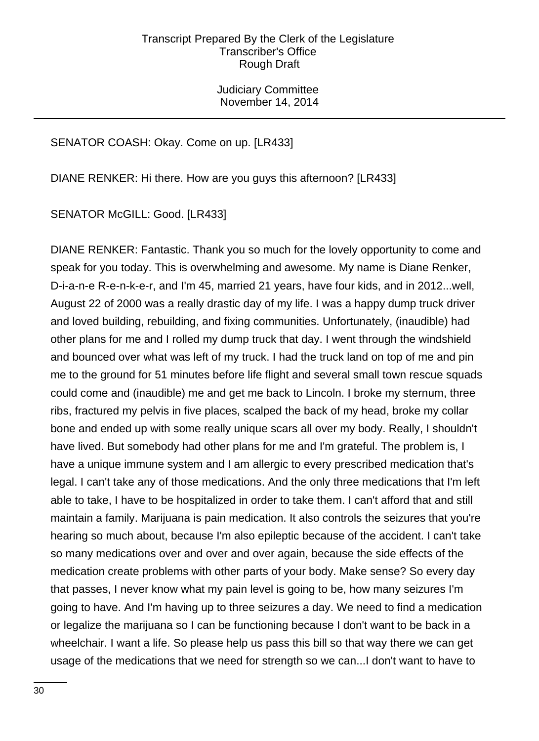SENATOR COASH: Okay. Come on up. [LR433]

DIANE RENKER: Hi there. How are you guys this afternoon? [LR433]

SENATOR McGILL: Good. [LR433]

DIANE RENKER: Fantastic. Thank you so much for the lovely opportunity to come and speak for you today. This is overwhelming and awesome. My name is Diane Renker, D-i-a-n-e R-e-n-k-e-r, and I'm 45, married 21 years, have four kids, and in 2012...well, August 22 of 2000 was a really drastic day of my life. I was a happy dump truck driver and loved building, rebuilding, and fixing communities. Unfortunately, (inaudible) had other plans for me and I rolled my dump truck that day. I went through the windshield and bounced over what was left of my truck. I had the truck land on top of me and pin me to the ground for 51 minutes before life flight and several small town rescue squads could come and (inaudible) me and get me back to Lincoln. I broke my sternum, three ribs, fractured my pelvis in five places, scalped the back of my head, broke my collar bone and ended up with some really unique scars all over my body. Really, I shouldn't have lived. But somebody had other plans for me and I'm grateful. The problem is, I have a unique immune system and I am allergic to every prescribed medication that's legal. I can't take any of those medications. And the only three medications that I'm left able to take, I have to be hospitalized in order to take them. I can't afford that and still maintain a family. Marijuana is pain medication. It also controls the seizures that you're hearing so much about, because I'm also epileptic because of the accident. I can't take so many medications over and over and over again, because the side effects of the medication create problems with other parts of your body. Make sense? So every day that passes, I never know what my pain level is going to be, how many seizures I'm going to have. And I'm having up to three seizures a day. We need to find a medication or legalize the marijuana so I can be functioning because I don't want to be back in a wheelchair. I want a life. So please help us pass this bill so that way there we can get usage of the medications that we need for strength so we can...I don't want to have to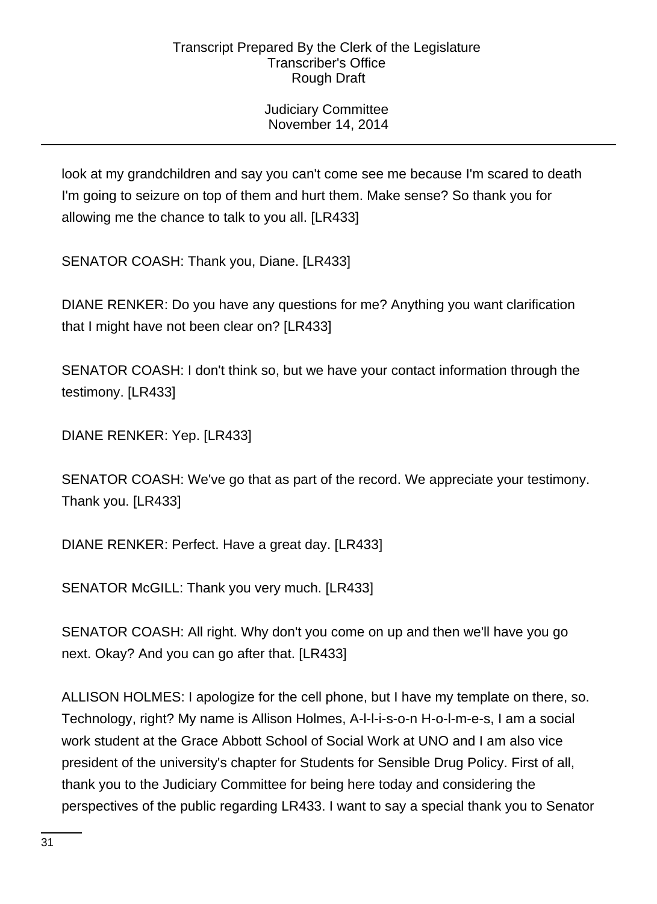look at my grandchildren and say you can't come see me because I'm scared to death I'm going to seizure on top of them and hurt them. Make sense? So thank you for allowing me the chance to talk to you all. [LR433]

SENATOR COASH: Thank you, Diane. [LR433]

DIANE RENKER: Do you have any questions for me? Anything you want clarification that I might have not been clear on? [LR433]

SENATOR COASH: I don't think so, but we have your contact information through the testimony. [LR433]

DIANE RENKER: Yep. [LR433]

SENATOR COASH: We've go that as part of the record. We appreciate your testimony. Thank you. [LR433]

DIANE RENKER: Perfect. Have a great day. [LR433]

SENATOR McGILL: Thank you very much. [LR433]

SENATOR COASH: All right. Why don't you come on up and then we'll have you go next. Okay? And you can go after that. [LR433]

ALLISON HOLMES: I apologize for the cell phone, but I have my template on there, so. Technology, right? My name is Allison Holmes, A-l-l-i-s-o-n H-o-l-m-e-s, I am a social work student at the Grace Abbott School of Social Work at UNO and I am also vice president of the university's chapter for Students for Sensible Drug Policy. First of all, thank you to the Judiciary Committee for being here today and considering the perspectives of the public regarding LR433. I want to say a special thank you to Senator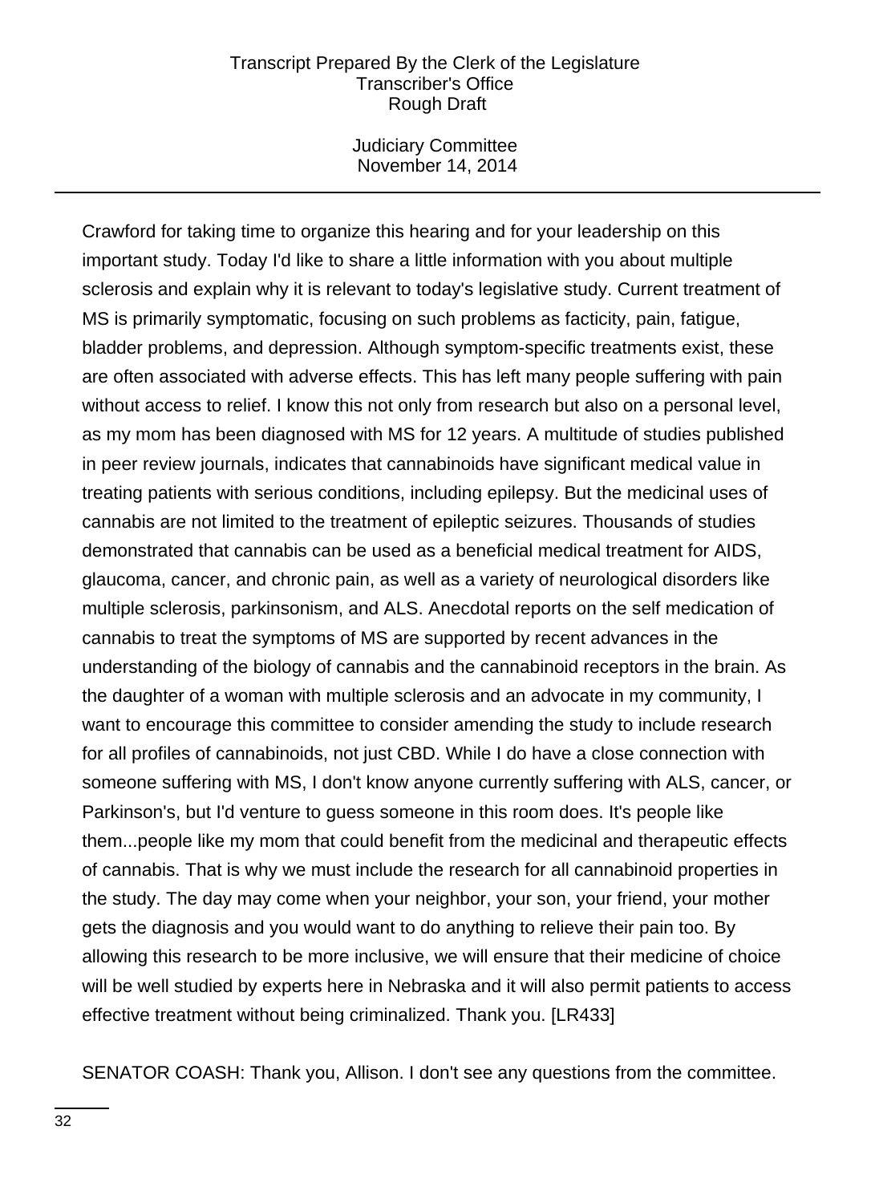Crawford for taking time to organize this hearing and for your leadership on this important study. Today I'd like to share a little information with you about multiple sclerosis and explain why it is relevant to today's legislative study. Current treatment of MS is primarily symptomatic, focusing on such problems as facticity, pain, fatigue, bladder problems, and depression. Although symptom-specific treatments exist, these are often associated with adverse effects. This has left many people suffering with pain without access to relief. I know this not only from research but also on a personal level, as my mom has been diagnosed with MS for 12 years. A multitude of studies published in peer review journals, indicates that cannabinoids have significant medical value in treating patients with serious conditions, including epilepsy. But the medicinal uses of cannabis are not limited to the treatment of epileptic seizures. Thousands of studies demonstrated that cannabis can be used as a beneficial medical treatment for AIDS, glaucoma, cancer, and chronic pain, as well as a variety of neurological disorders like multiple sclerosis, parkinsonism, and ALS. Anecdotal reports on the self medication of cannabis to treat the symptoms of MS are supported by recent advances in the understanding of the biology of cannabis and the cannabinoid receptors in the brain. As the daughter of a woman with multiple sclerosis and an advocate in my community, I want to encourage this committee to consider amending the study to include research for all profiles of cannabinoids, not just CBD. While I do have a close connection with someone suffering with MS, I don't know anyone currently suffering with ALS, cancer, or Parkinson's, but I'd venture to guess someone in this room does. It's people like them...people like my mom that could benefit from the medicinal and therapeutic effects of cannabis. That is why we must include the research for all cannabinoid properties in the study. The day may come when your neighbor, your son, your friend, your mother gets the diagnosis and you would want to do anything to relieve their pain too. By allowing this research to be more inclusive, we will ensure that their medicine of choice will be well studied by experts here in Nebraska and it will also permit patients to access effective treatment without being criminalized. Thank you. [LR433]

SENATOR COASH: Thank you, Allison. I don't see any questions from the committee.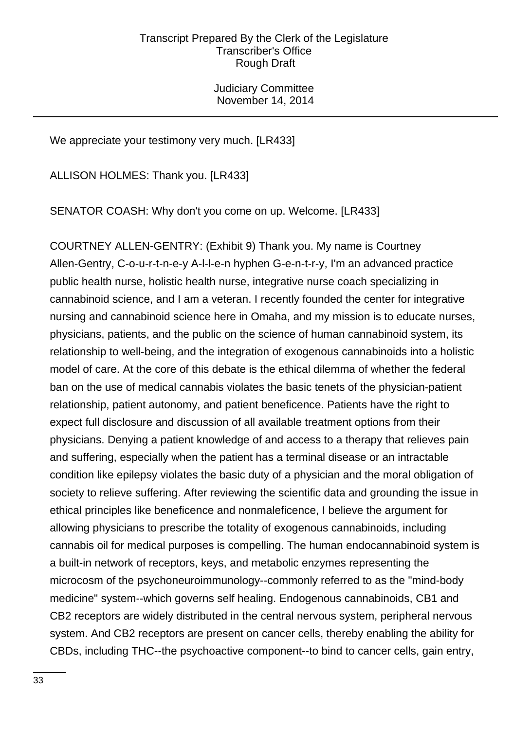We appreciate your testimony very much. [LR433]

ALLISON HOLMES: Thank you. [LR433]

SENATOR COASH: Why don't you come on up. Welcome. [LR433]

COURTNEY ALLEN-GENTRY: (Exhibit 9) Thank you. My name is Courtney Allen-Gentry, C-o-u-r-t-n-e-y A-l-l-e-n hyphen G-e-n-t-r-y, I'm an advanced practice public health nurse, holistic health nurse, integrative nurse coach specializing in cannabinoid science, and I am a veteran. I recently founded the center for integrative nursing and cannabinoid science here in Omaha, and my mission is to educate nurses, physicians, patients, and the public on the science of human cannabinoid system, its relationship to well-being, and the integration of exogenous cannabinoids into a holistic model of care. At the core of this debate is the ethical dilemma of whether the federal ban on the use of medical cannabis violates the basic tenets of the physician-patient relationship, patient autonomy, and patient beneficence. Patients have the right to expect full disclosure and discussion of all available treatment options from their physicians. Denying a patient knowledge of and access to a therapy that relieves pain and suffering, especially when the patient has a terminal disease or an intractable condition like epilepsy violates the basic duty of a physician and the moral obligation of society to relieve suffering. After reviewing the scientific data and grounding the issue in ethical principles like beneficence and nonmaleficence, I believe the argument for allowing physicians to prescribe the totality of exogenous cannabinoids, including cannabis oil for medical purposes is compelling. The human endocannabinoid system is a built-in network of receptors, keys, and metabolic enzymes representing the microcosm of the psychoneuroimmunology--commonly referred to as the "mind-body medicine" system--which governs self healing. Endogenous cannabinoids, CB1 and CB2 receptors are widely distributed in the central nervous system, peripheral nervous system. And CB2 receptors are present on cancer cells, thereby enabling the ability for CBDs, including THC--the psychoactive component--to bind to cancer cells, gain entry,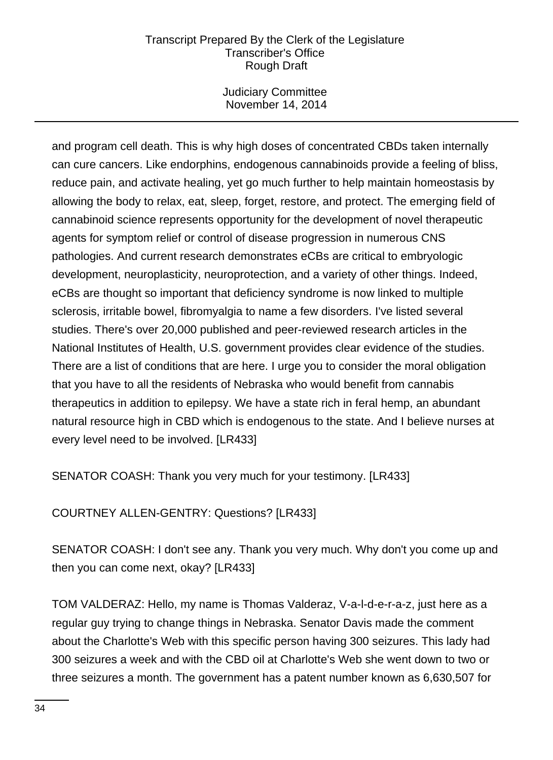and program cell death. This is why high doses of concentrated CBDs taken internally can cure cancers. Like endorphins, endogenous cannabinoids provide a feeling of bliss, reduce pain, and activate healing, yet go much further to help maintain homeostasis by allowing the body to relax, eat, sleep, forget, restore, and protect. The emerging field of cannabinoid science represents opportunity for the development of novel therapeutic agents for symptom relief or control of disease progression in numerous CNS pathologies. And current research demonstrates eCBs are critical to embryologic development, neuroplasticity, neuroprotection, and a variety of other things. Indeed, eCBs are thought so important that deficiency syndrome is now linked to multiple sclerosis, irritable bowel, fibromyalgia to name a few disorders. I've listed several studies. There's over 20,000 published and peer-reviewed research articles in the National Institutes of Health, U.S. government provides clear evidence of the studies. There are a list of conditions that are here. I urge you to consider the moral obligation that you have to all the residents of Nebraska who would benefit from cannabis therapeutics in addition to epilepsy. We have a state rich in feral hemp, an abundant natural resource high in CBD which is endogenous to the state. And I believe nurses at every level need to be involved. [LR433]

SENATOR COASH: Thank you very much for your testimony. [LR433]

COURTNEY ALLEN-GENTRY: Questions? [LR433]

SENATOR COASH: I don't see any. Thank you very much. Why don't you come up and then you can come next, okay? [LR433]

TOM VALDERAZ: Hello, my name is Thomas Valderaz, V-a-l-d-e-r-a-z, just here as a regular guy trying to change things in Nebraska. Senator Davis made the comment about the Charlotte's Web with this specific person having 300 seizures. This lady had 300 seizures a week and with the CBD oil at Charlotte's Web she went down to two or three seizures a month. The government has a patent number known as 6,630,507 for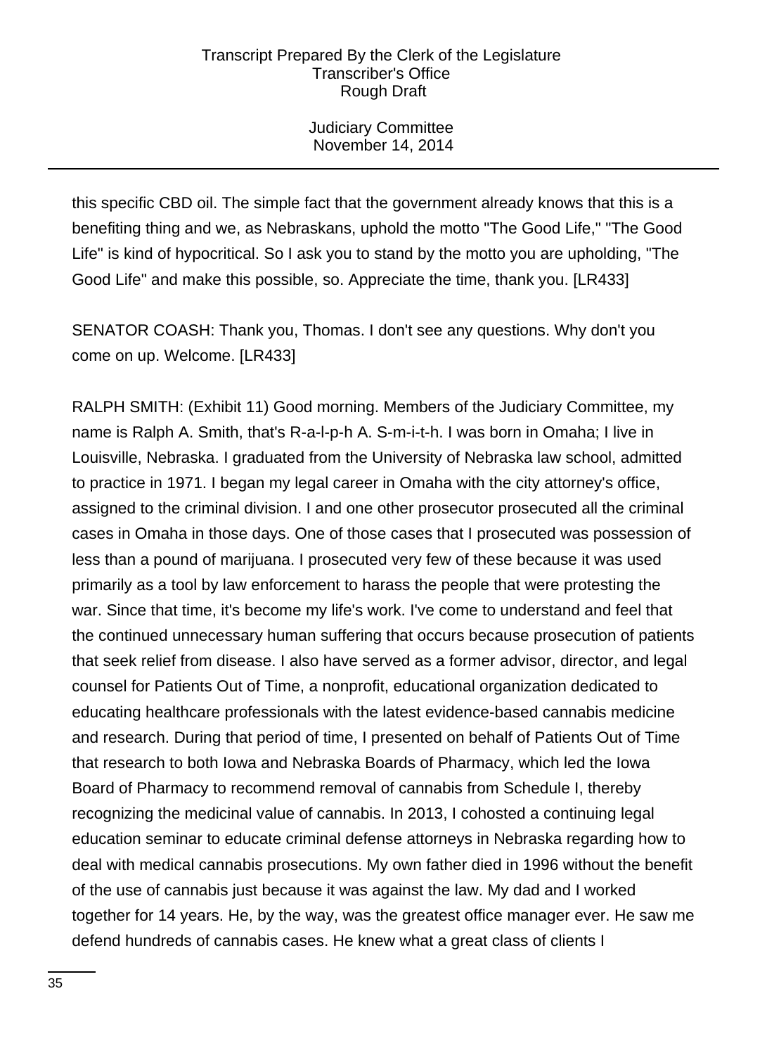this specific CBD oil. The simple fact that the government already knows that this is a benefiting thing and we, as Nebraskans, uphold the motto "The Good Life," "The Good Life" is kind of hypocritical. So I ask you to stand by the motto you are upholding, "The Good Life" and make this possible, so. Appreciate the time, thank you. [LR433]

SENATOR COASH: Thank you, Thomas. I don't see any questions. Why don't you come on up. Welcome. [LR433]

RALPH SMITH: (Exhibit 11) Good morning. Members of the Judiciary Committee, my name is Ralph A. Smith, that's R-a-l-p-h A. S-m-i-t-h. I was born in Omaha; I live in Louisville, Nebraska. I graduated from the University of Nebraska law school, admitted to practice in 1971. I began my legal career in Omaha with the city attorney's office, assigned to the criminal division. I and one other prosecutor prosecuted all the criminal cases in Omaha in those days. One of those cases that I prosecuted was possession of less than a pound of marijuana. I prosecuted very few of these because it was used primarily as a tool by law enforcement to harass the people that were protesting the war. Since that time, it's become my life's work. I've come to understand and feel that the continued unnecessary human suffering that occurs because prosecution of patients that seek relief from disease. I also have served as a former advisor, director, and legal counsel for Patients Out of Time, a nonprofit, educational organization dedicated to educating healthcare professionals with the latest evidence-based cannabis medicine and research. During that period of time, I presented on behalf of Patients Out of Time that research to both Iowa and Nebraska Boards of Pharmacy, which led the Iowa Board of Pharmacy to recommend removal of cannabis from Schedule I, thereby recognizing the medicinal value of cannabis. In 2013, I cohosted a continuing legal education seminar to educate criminal defense attorneys in Nebraska regarding how to deal with medical cannabis prosecutions. My own father died in 1996 without the benefit of the use of cannabis just because it was against the law. My dad and I worked together for 14 years. He, by the way, was the greatest office manager ever. He saw me defend hundreds of cannabis cases. He knew what a great class of clients I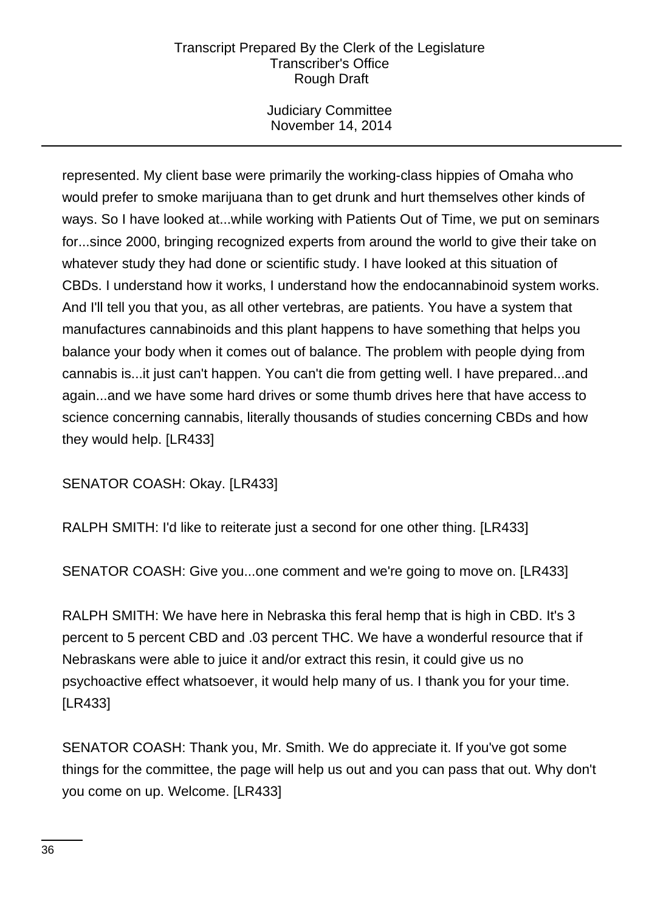represented. My client base were primarily the working-class hippies of Omaha who would prefer to smoke marijuana than to get drunk and hurt themselves other kinds of ways. So I have looked at...while working with Patients Out of Time, we put on seminars for...since 2000, bringing recognized experts from around the world to give their take on whatever study they had done or scientific study. I have looked at this situation of CBDs. I understand how it works, I understand how the endocannabinoid system works. And I'll tell you that you, as all other vertebras, are patients. You have a system that manufactures cannabinoids and this plant happens to have something that helps you balance your body when it comes out of balance. The problem with people dying from cannabis is...it just can't happen. You can't die from getting well. I have prepared...and again...and we have some hard drives or some thumb drives here that have access to science concerning cannabis, literally thousands of studies concerning CBDs and how they would help. [LR433]

SENATOR COASH: Okay. [LR433]

RALPH SMITH: I'd like to reiterate just a second for one other thing. [LR433]

SENATOR COASH: Give you...one comment and we're going to move on. [LR433]

RALPH SMITH: We have here in Nebraska this feral hemp that is high in CBD. It's 3 percent to 5 percent CBD and .03 percent THC. We have a wonderful resource that if Nebraskans were able to juice it and/or extract this resin, it could give us no psychoactive effect whatsoever, it would help many of us. I thank you for your time. [LR433]

SENATOR COASH: Thank you, Mr. Smith. We do appreciate it. If you've got some things for the committee, the page will help us out and you can pass that out. Why don't you come on up. Welcome. [LR433]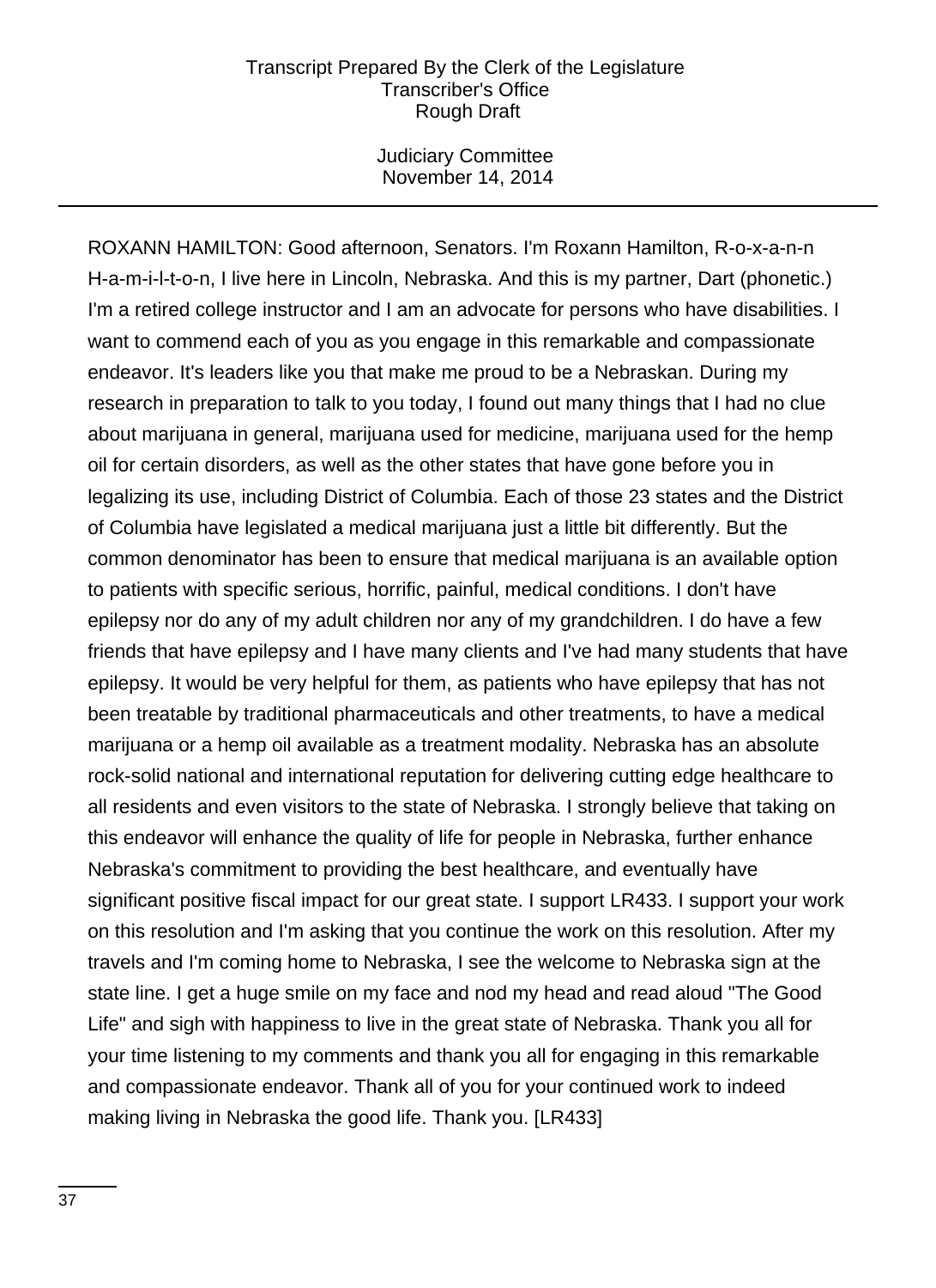ROXANN HAMILTON: Good afternoon, Senators. I'm Roxann Hamilton, R-o-x-a-n-n H-a-m-i-l-t-o-n, I live here in Lincoln, Nebraska. And this is my partner, Dart (phonetic.) I'm a retired college instructor and I am an advocate for persons who have disabilities. I want to commend each of you as you engage in this remarkable and compassionate endeavor. It's leaders like you that make me proud to be a Nebraskan. During my research in preparation to talk to you today, I found out many things that I had no clue about marijuana in general, marijuana used for medicine, marijuana used for the hemp oil for certain disorders, as well as the other states that have gone before you in legalizing its use, including District of Columbia. Each of those 23 states and the District of Columbia have legislated a medical marijuana just a little bit differently. But the common denominator has been to ensure that medical marijuana is an available option to patients with specific serious, horrific, painful, medical conditions. I don't have epilepsy nor do any of my adult children nor any of my grandchildren. I do have a few friends that have epilepsy and I have many clients and I've had many students that have epilepsy. It would be very helpful for them, as patients who have epilepsy that has not been treatable by traditional pharmaceuticals and other treatments, to have a medical marijuana or a hemp oil available as a treatment modality. Nebraska has an absolute rock-solid national and international reputation for delivering cutting edge healthcare to all residents and even visitors to the state of Nebraska. I strongly believe that taking on this endeavor will enhance the quality of life for people in Nebraska, further enhance Nebraska's commitment to providing the best healthcare, and eventually have significant positive fiscal impact for our great state. I support LR433. I support your work on this resolution and I'm asking that you continue the work on this resolution. After my travels and I'm coming home to Nebraska, I see the welcome to Nebraska sign at the state line. I get a huge smile on my face and nod my head and read aloud "The Good Life" and sigh with happiness to live in the great state of Nebraska. Thank you all for your time listening to my comments and thank you all for engaging in this remarkable and compassionate endeavor. Thank all of you for your continued work to indeed making living in Nebraska the good life. Thank you. [LR433]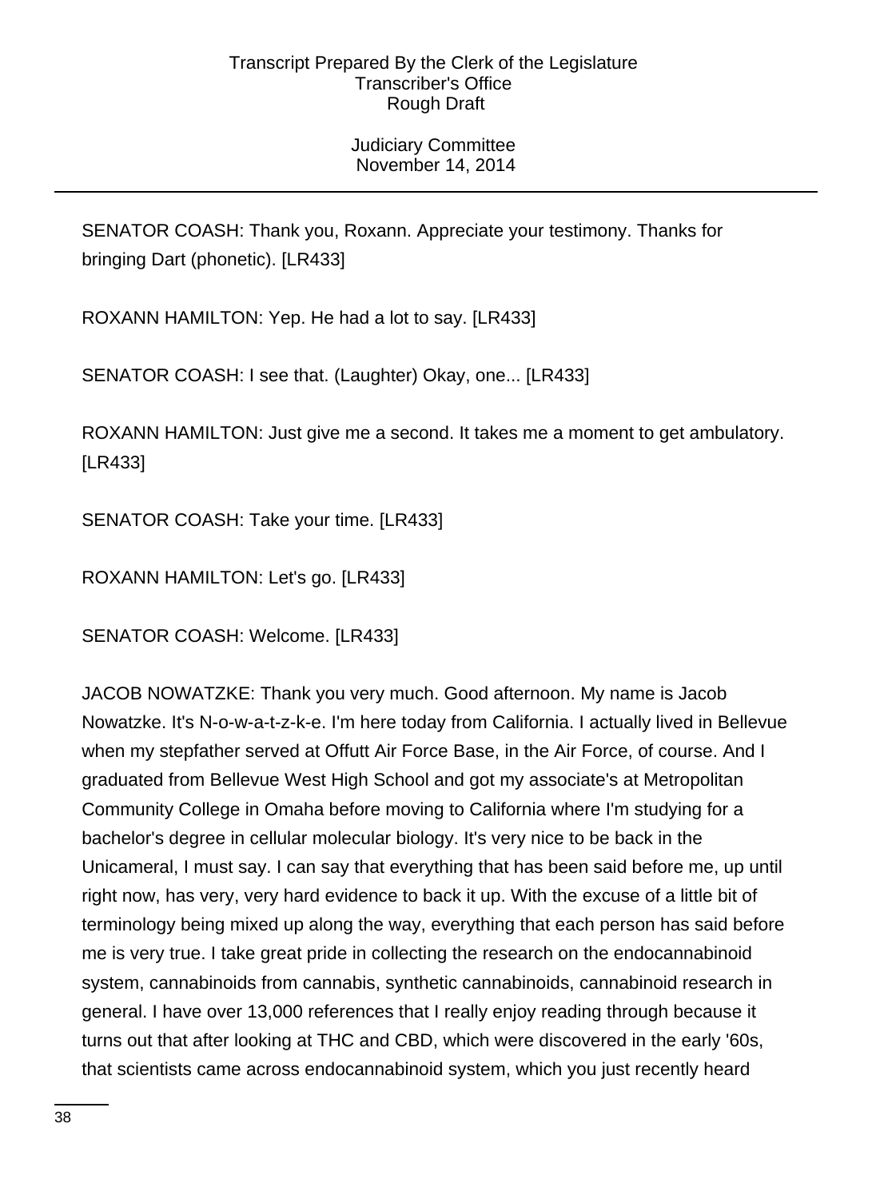SENATOR COASH: Thank you, Roxann. Appreciate your testimony. Thanks for bringing Dart (phonetic). [LR433]

ROXANN HAMILTON: Yep. He had a lot to say. [LR433]

SENATOR COASH: I see that. (Laughter) Okay, one... [LR433]

ROXANN HAMILTON: Just give me a second. It takes me a moment to get ambulatory. [LR433]

SENATOR COASH: Take your time. [LR433]

ROXANN HAMILTON: Let's go. [LR433]

SENATOR COASH: Welcome. [LR433]

JACOB NOWATZKE: Thank you very much. Good afternoon. My name is Jacob Nowatzke. It's N-o-w-a-t-z-k-e. I'm here today from California. I actually lived in Bellevue when my stepfather served at Offutt Air Force Base, in the Air Force, of course. And I graduated from Bellevue West High School and got my associate's at Metropolitan Community College in Omaha before moving to California where I'm studying for a bachelor's degree in cellular molecular biology. It's very nice to be back in the Unicameral, I must say. I can say that everything that has been said before me, up until right now, has very, very hard evidence to back it up. With the excuse of a little bit of terminology being mixed up along the way, everything that each person has said before me is very true. I take great pride in collecting the research on the endocannabinoid system, cannabinoids from cannabis, synthetic cannabinoids, cannabinoid research in general. I have over 13,000 references that I really enjoy reading through because it turns out that after looking at THC and CBD, which were discovered in the early '60s, that scientists came across endocannabinoid system, which you just recently heard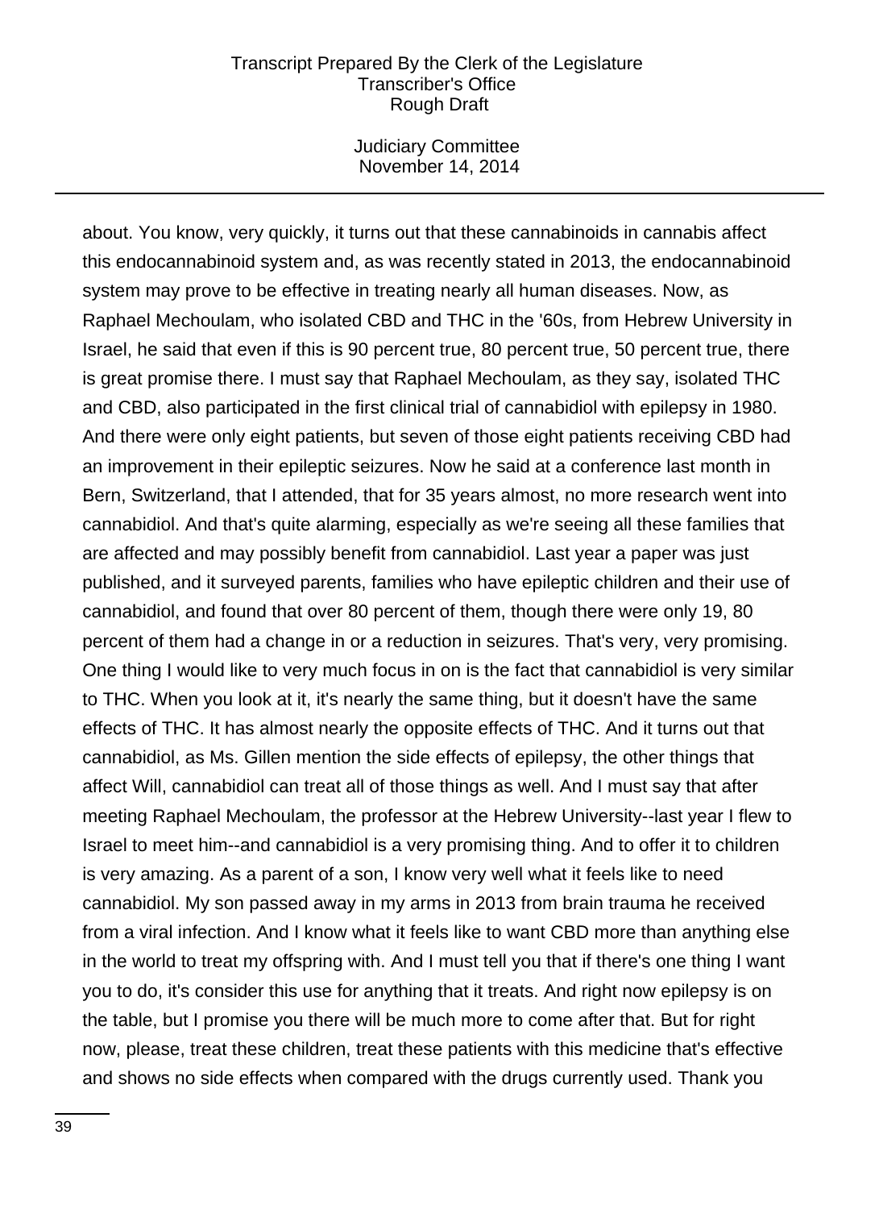about. You know, very quickly, it turns out that these cannabinoids in cannabis affect this endocannabinoid system and, as was recently stated in 2013, the endocannabinoid system may prove to be effective in treating nearly all human diseases. Now, as Raphael Mechoulam, who isolated CBD and THC in the '60s, from Hebrew University in Israel, he said that even if this is 90 percent true, 80 percent true, 50 percent true, there is great promise there. I must say that Raphael Mechoulam, as they say, isolated THC and CBD, also participated in the first clinical trial of cannabidiol with epilepsy in 1980. And there were only eight patients, but seven of those eight patients receiving CBD had an improvement in their epileptic seizures. Now he said at a conference last month in Bern, Switzerland, that I attended, that for 35 years almost, no more research went into cannabidiol. And that's quite alarming, especially as we're seeing all these families that are affected and may possibly benefit from cannabidiol. Last year a paper was just published, and it surveyed parents, families who have epileptic children and their use of cannabidiol, and found that over 80 percent of them, though there were only 19, 80 percent of them had a change in or a reduction in seizures. That's very, very promising. One thing I would like to very much focus in on is the fact that cannabidiol is very similar to THC. When you look at it, it's nearly the same thing, but it doesn't have the same effects of THC. It has almost nearly the opposite effects of THC. And it turns out that cannabidiol, as Ms. Gillen mention the side effects of epilepsy, the other things that affect Will, cannabidiol can treat all of those things as well. And I must say that after meeting Raphael Mechoulam, the professor at the Hebrew University--last year I flew to Israel to meet him--and cannabidiol is a very promising thing. And to offer it to children is very amazing. As a parent of a son, I know very well what it feels like to need cannabidiol. My son passed away in my arms in 2013 from brain trauma he received from a viral infection. And I know what it feels like to want CBD more than anything else in the world to treat my offspring with. And I must tell you that if there's one thing I want you to do, it's consider this use for anything that it treats. And right now epilepsy is on the table, but I promise you there will be much more to come after that. But for right now, please, treat these children, treat these patients with this medicine that's effective and shows no side effects when compared with the drugs currently used. Thank you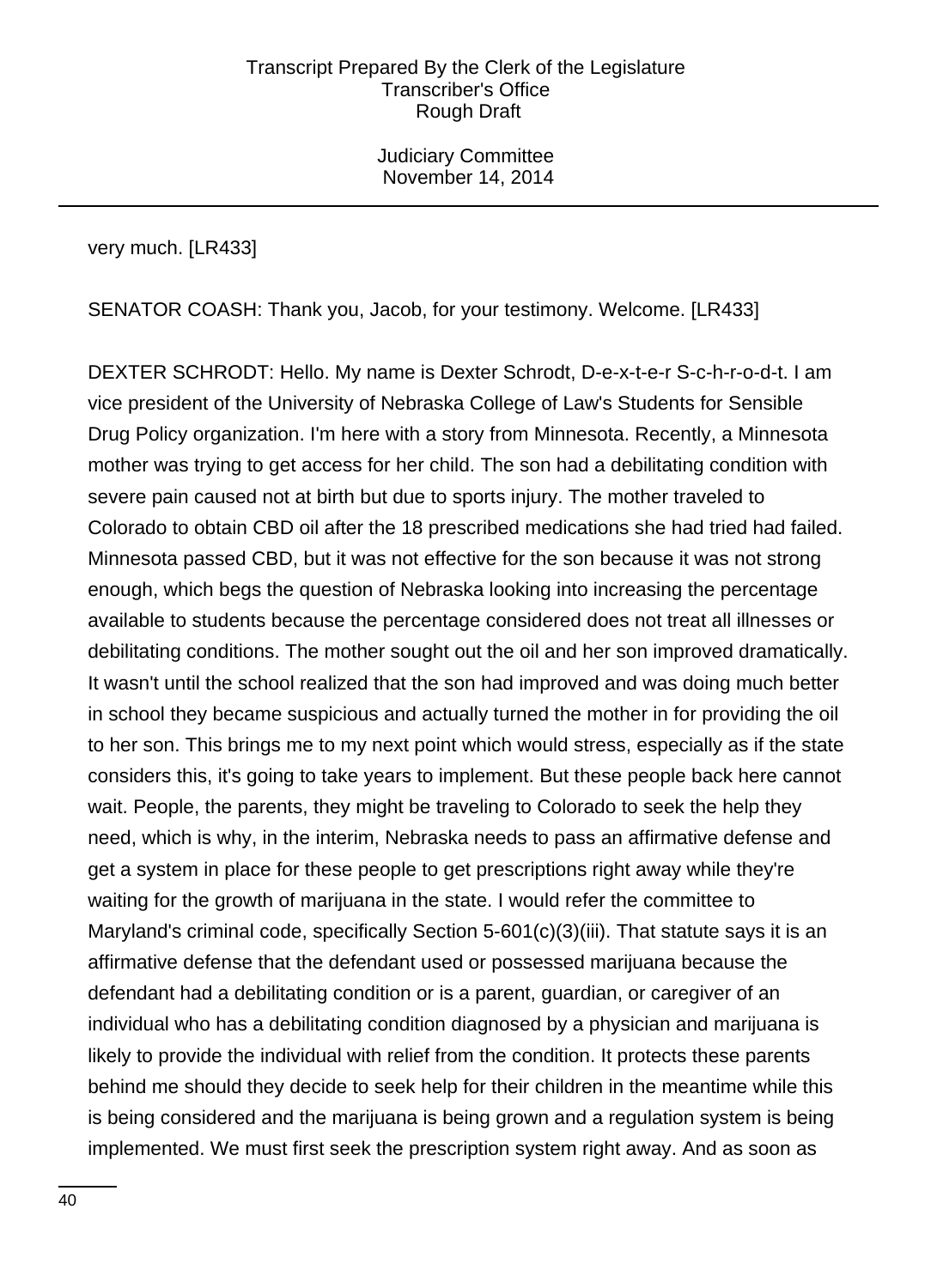very much. [LR433]

SENATOR COASH: Thank you, Jacob, for your testimony. Welcome. [LR433]

DEXTER SCHRODT: Hello. My name is Dexter Schrodt, D-e-x-t-e-r S-c-h-r-o-d-t. I am vice president of the University of Nebraska College of Law's Students for Sensible Drug Policy organization. I'm here with a story from Minnesota. Recently, a Minnesota mother was trying to get access for her child. The son had a debilitating condition with severe pain caused not at birth but due to sports injury. The mother traveled to Colorado to obtain CBD oil after the 18 prescribed medications she had tried had failed. Minnesota passed CBD, but it was not effective for the son because it was not strong enough, which begs the question of Nebraska looking into increasing the percentage available to students because the percentage considered does not treat all illnesses or debilitating conditions. The mother sought out the oil and her son improved dramatically. It wasn't until the school realized that the son had improved and was doing much better in school they became suspicious and actually turned the mother in for providing the oil to her son. This brings me to my next point which would stress, especially as if the state considers this, it's going to take years to implement. But these people back here cannot wait. People, the parents, they might be traveling to Colorado to seek the help they need, which is why, in the interim, Nebraska needs to pass an affirmative defense and get a system in place for these people to get prescriptions right away while they're waiting for the growth of marijuana in the state. I would refer the committee to Maryland's criminal code, specifically Section 5-601(c)(3)(iii). That statute says it is an affirmative defense that the defendant used or possessed marijuana because the defendant had a debilitating condition or is a parent, guardian, or caregiver of an individual who has a debilitating condition diagnosed by a physician and marijuana is likely to provide the individual with relief from the condition. It protects these parents behind me should they decide to seek help for their children in the meantime while this is being considered and the marijuana is being grown and a regulation system is being implemented. We must first seek the prescription system right away. And as soon as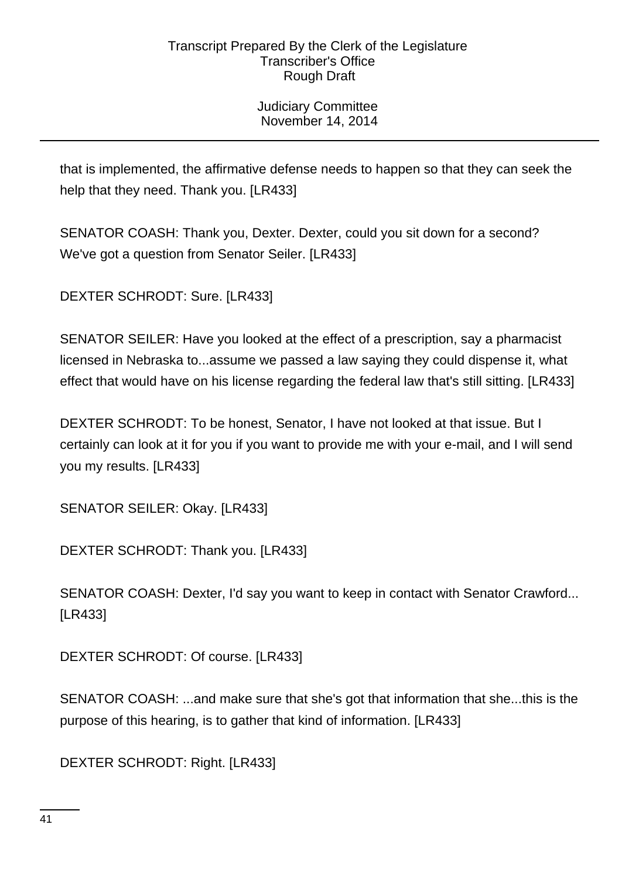that is implemented, the affirmative defense needs to happen so that they can seek the help that they need. Thank you. [LR433]

SENATOR COASH: Thank you, Dexter. Dexter, could you sit down for a second? We've got a question from Senator Seiler. [LR433]

DEXTER SCHRODT: Sure. [LR433]

SENATOR SEILER: Have you looked at the effect of a prescription, say a pharmacist licensed in Nebraska to...assume we passed a law saying they could dispense it, what effect that would have on his license regarding the federal law that's still sitting. [LR433]

DEXTER SCHRODT: To be honest, Senator, I have not looked at that issue. But I certainly can look at it for you if you want to provide me with your e-mail, and I will send you my results. [LR433]

SENATOR SEILER: Okay. [LR433]

DEXTER SCHRODT: Thank you. [LR433]

SENATOR COASH: Dexter, I'd say you want to keep in contact with Senator Crawford... [LR433]

DEXTER SCHRODT: Of course. [LR433]

SENATOR COASH: ...and make sure that she's got that information that she...this is the purpose of this hearing, is to gather that kind of information. [LR433]

DEXTER SCHRODT: Right. [LR433]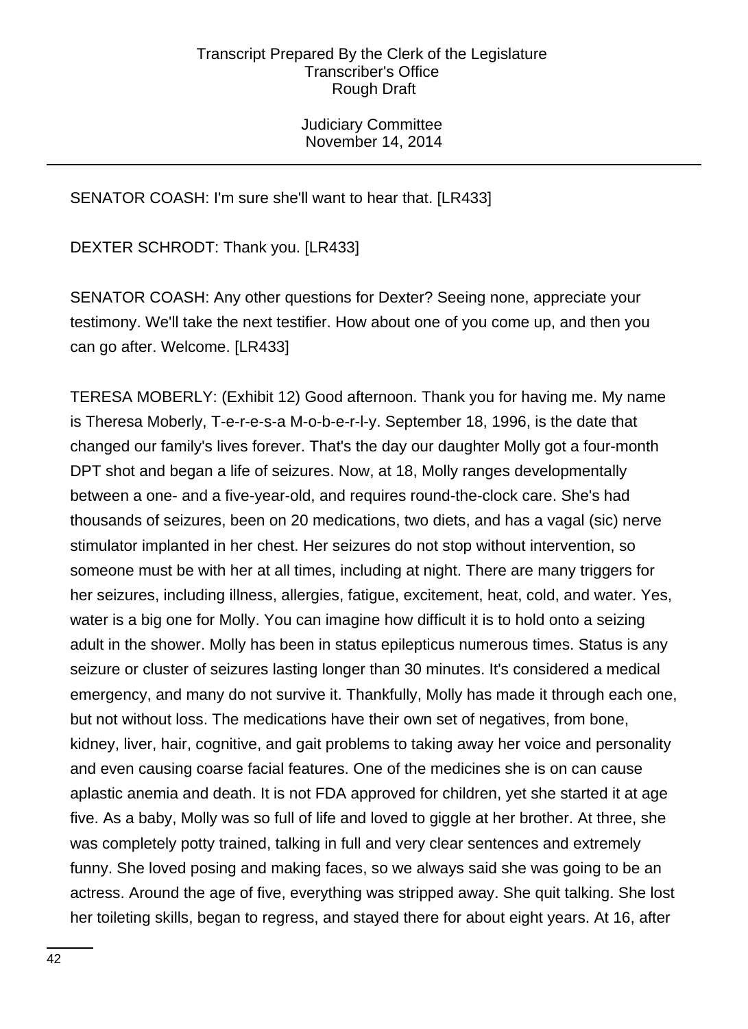SENATOR COASH: I'm sure she'll want to hear that. [LR433]

DEXTER SCHRODT: Thank you. [LR433]

SENATOR COASH: Any other questions for Dexter? Seeing none, appreciate your testimony. We'll take the next testifier. How about one of you come up, and then you can go after. Welcome. [LR433]

TERESA MOBERLY: (Exhibit 12) Good afternoon. Thank you for having me. My name is Theresa Moberly, T-e-r-e-s-a M-o-b-e-r-l-y. September 18, 1996, is the date that changed our family's lives forever. That's the day our daughter Molly got a four-month DPT shot and began a life of seizures. Now, at 18, Molly ranges developmentally between a one- and a five-year-old, and requires round-the-clock care. She's had thousands of seizures, been on 20 medications, two diets, and has a vagal (sic) nerve stimulator implanted in her chest. Her seizures do not stop without intervention, so someone must be with her at all times, including at night. There are many triggers for her seizures, including illness, allergies, fatigue, excitement, heat, cold, and water. Yes, water is a big one for Molly. You can imagine how difficult it is to hold onto a seizing adult in the shower. Molly has been in status epilepticus numerous times. Status is any seizure or cluster of seizures lasting longer than 30 minutes. It's considered a medical emergency, and many do not survive it. Thankfully, Molly has made it through each one, but not without loss. The medications have their own set of negatives, from bone, kidney, liver, hair, cognitive, and gait problems to taking away her voice and personality and even causing coarse facial features. One of the medicines she is on can cause aplastic anemia and death. It is not FDA approved for children, yet she started it at age five. As a baby, Molly was so full of life and loved to giggle at her brother. At three, she was completely potty trained, talking in full and very clear sentences and extremely funny. She loved posing and making faces, so we always said she was going to be an actress. Around the age of five, everything was stripped away. She quit talking. She lost her toileting skills, began to regress, and stayed there for about eight years. At 16, after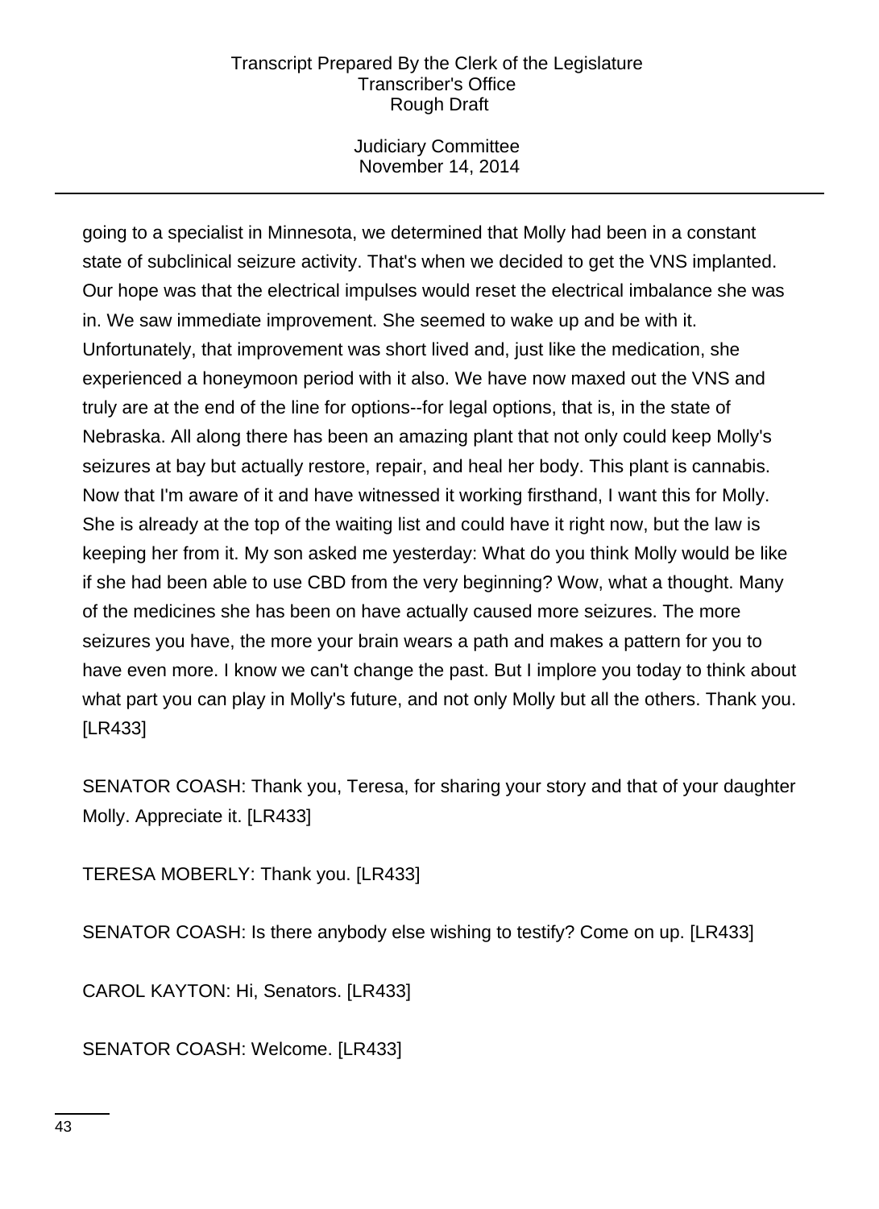going to a specialist in Minnesota, we determined that Molly had been in a constant state of subclinical seizure activity. That's when we decided to get the VNS implanted. Our hope was that the electrical impulses would reset the electrical imbalance she was in. We saw immediate improvement. She seemed to wake up and be with it. Unfortunately, that improvement was short lived and, just like the medication, she experienced a honeymoon period with it also. We have now maxed out the VNS and truly are at the end of the line for options--for legal options, that is, in the state of Nebraska. All along there has been an amazing plant that not only could keep Molly's seizures at bay but actually restore, repair, and heal her body. This plant is cannabis. Now that I'm aware of it and have witnessed it working firsthand, I want this for Molly. She is already at the top of the waiting list and could have it right now, but the law is keeping her from it. My son asked me yesterday: What do you think Molly would be like if she had been able to use CBD from the very beginning? Wow, what a thought. Many of the medicines she has been on have actually caused more seizures. The more seizures you have, the more your brain wears a path and makes a pattern for you to have even more. I know we can't change the past. But I implore you today to think about what part you can play in Molly's future, and not only Molly but all the others. Thank you. [LR433]

SENATOR COASH: Thank you, Teresa, for sharing your story and that of your daughter Molly. Appreciate it. [LR433]

TERESA MOBERLY: Thank you. [LR433]

SENATOR COASH: Is there anybody else wishing to testify? Come on up. [LR433]

CAROL KAYTON: Hi, Senators. [LR433]

SENATOR COASH: Welcome. [LR433]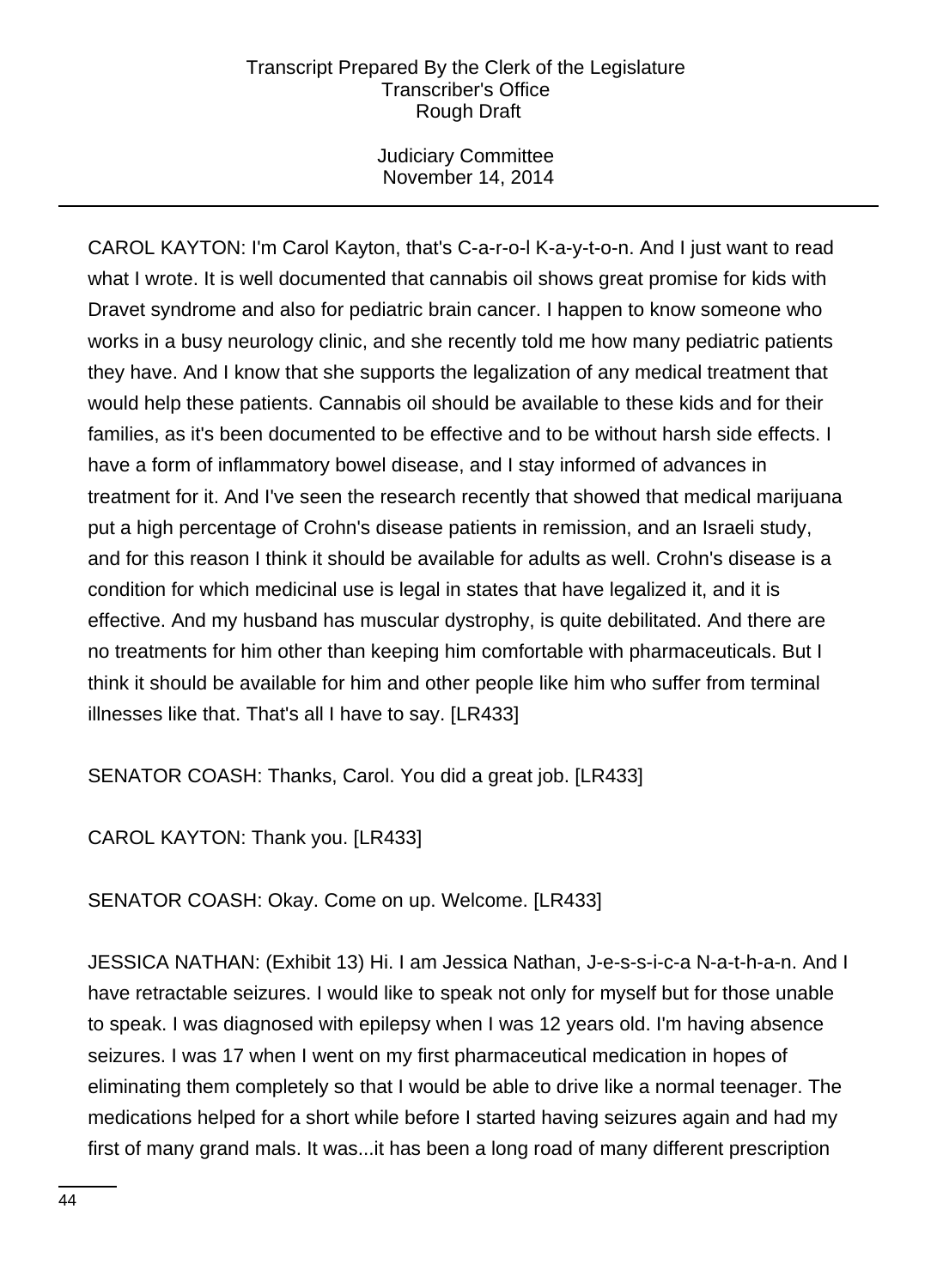CAROL KAYTON: I'm Carol Kayton, that's C-a-r-o-l K-a-y-t-o-n. And I just want to read what I wrote. It is well documented that cannabis oil shows great promise for kids with Dravet syndrome and also for pediatric brain cancer. I happen to know someone who works in a busy neurology clinic, and she recently told me how many pediatric patients they have. And I know that she supports the legalization of any medical treatment that would help these patients. Cannabis oil should be available to these kids and for their families, as it's been documented to be effective and to be without harsh side effects. I have a form of inflammatory bowel disease, and I stay informed of advances in treatment for it. And I've seen the research recently that showed that medical marijuana put a high percentage of Crohn's disease patients in remission, and an Israeli study, and for this reason I think it should be available for adults as well. Crohn's disease is a condition for which medicinal use is legal in states that have legalized it, and it is effective. And my husband has muscular dystrophy, is quite debilitated. And there are no treatments for him other than keeping him comfortable with pharmaceuticals. But I think it should be available for him and other people like him who suffer from terminal illnesses like that. That's all I have to say. [LR433]

SENATOR COASH: Thanks, Carol. You did a great job. [LR433]

CAROL KAYTON: Thank you. [LR433]

SENATOR COASH: Okay. Come on up. Welcome. [LR433]

JESSICA NATHAN: (Exhibit 13) Hi. I am Jessica Nathan, J-e-s-s-i-c-a N-a-t-h-a-n. And I have retractable seizures. I would like to speak not only for myself but for those unable to speak. I was diagnosed with epilepsy when I was 12 years old. I'm having absence seizures. I was 17 when I went on my first pharmaceutical medication in hopes of eliminating them completely so that I would be able to drive like a normal teenager. The medications helped for a short while before I started having seizures again and had my first of many grand mals. It was...it has been a long road of many different prescription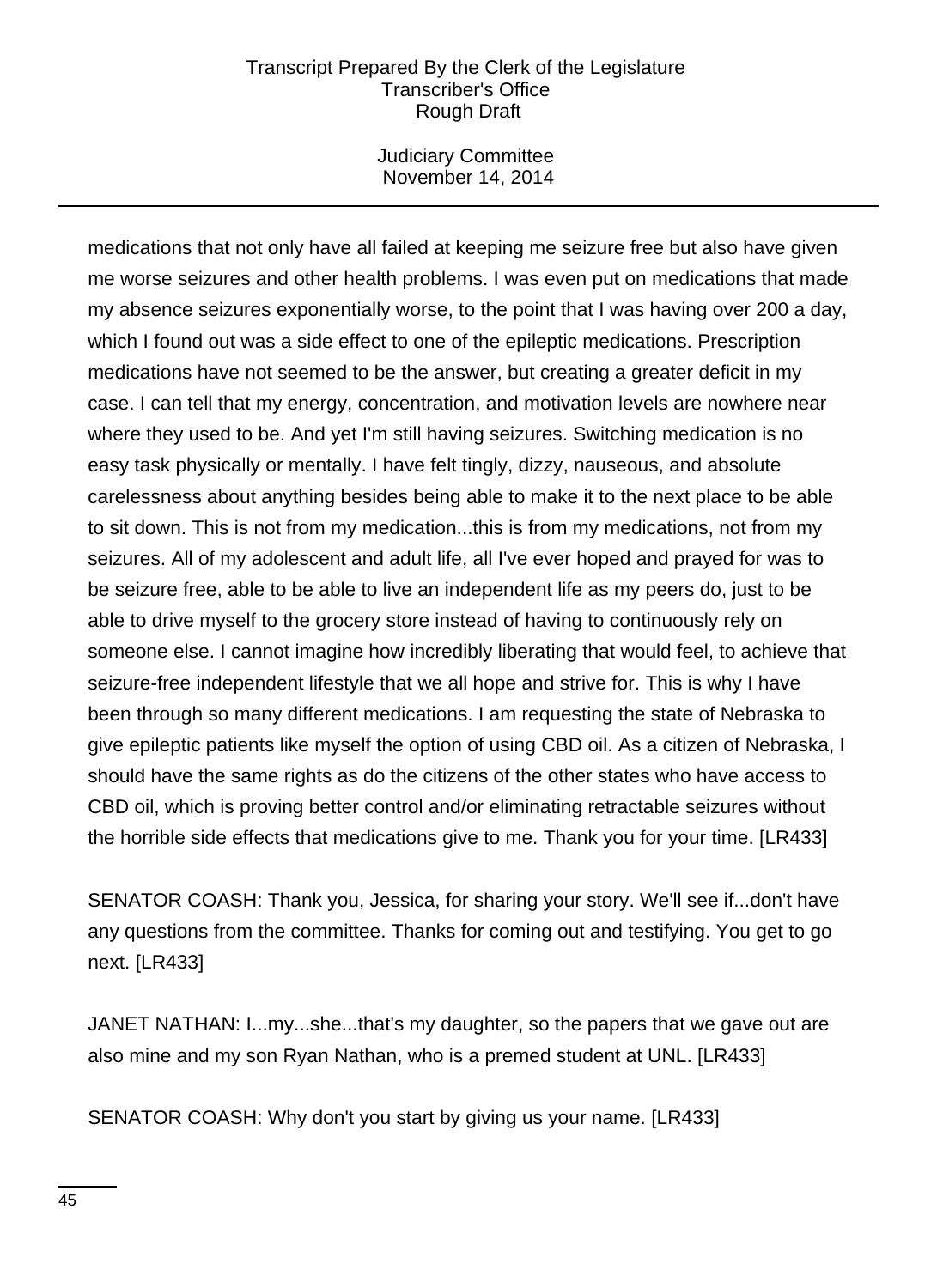medications that not only have all failed at keeping me seizure free but also have given me worse seizures and other health problems. I was even put on medications that made my absence seizures exponentially worse, to the point that I was having over 200 a day, which I found out was a side effect to one of the epileptic medications. Prescription medications have not seemed to be the answer, but creating a greater deficit in my case. I can tell that my energy, concentration, and motivation levels are nowhere near where they used to be. And yet I'm still having seizures. Switching medication is no easy task physically or mentally. I have felt tingly, dizzy, nauseous, and absolute carelessness about anything besides being able to make it to the next place to be able to sit down. This is not from my medication...this is from my medications, not from my seizures. All of my adolescent and adult life, all I've ever hoped and prayed for was to be seizure free, able to be able to live an independent life as my peers do, just to be able to drive myself to the grocery store instead of having to continuously rely on someone else. I cannot imagine how incredibly liberating that would feel, to achieve that seizure-free independent lifestyle that we all hope and strive for. This is why I have been through so many different medications. I am requesting the state of Nebraska to give epileptic patients like myself the option of using CBD oil. As a citizen of Nebraska, I should have the same rights as do the citizens of the other states who have access to CBD oil, which is proving better control and/or eliminating retractable seizures without the horrible side effects that medications give to me. Thank you for your time. [LR433]

SENATOR COASH: Thank you, Jessica, for sharing your story. We'll see if...don't have any questions from the committee. Thanks for coming out and testifying. You get to go next. [LR433]

JANET NATHAN: I...my...she...that's my daughter, so the papers that we gave out are also mine and my son Ryan Nathan, who is a premed student at UNL. [LR433]

SENATOR COASH: Why don't you start by giving us your name. [LR433]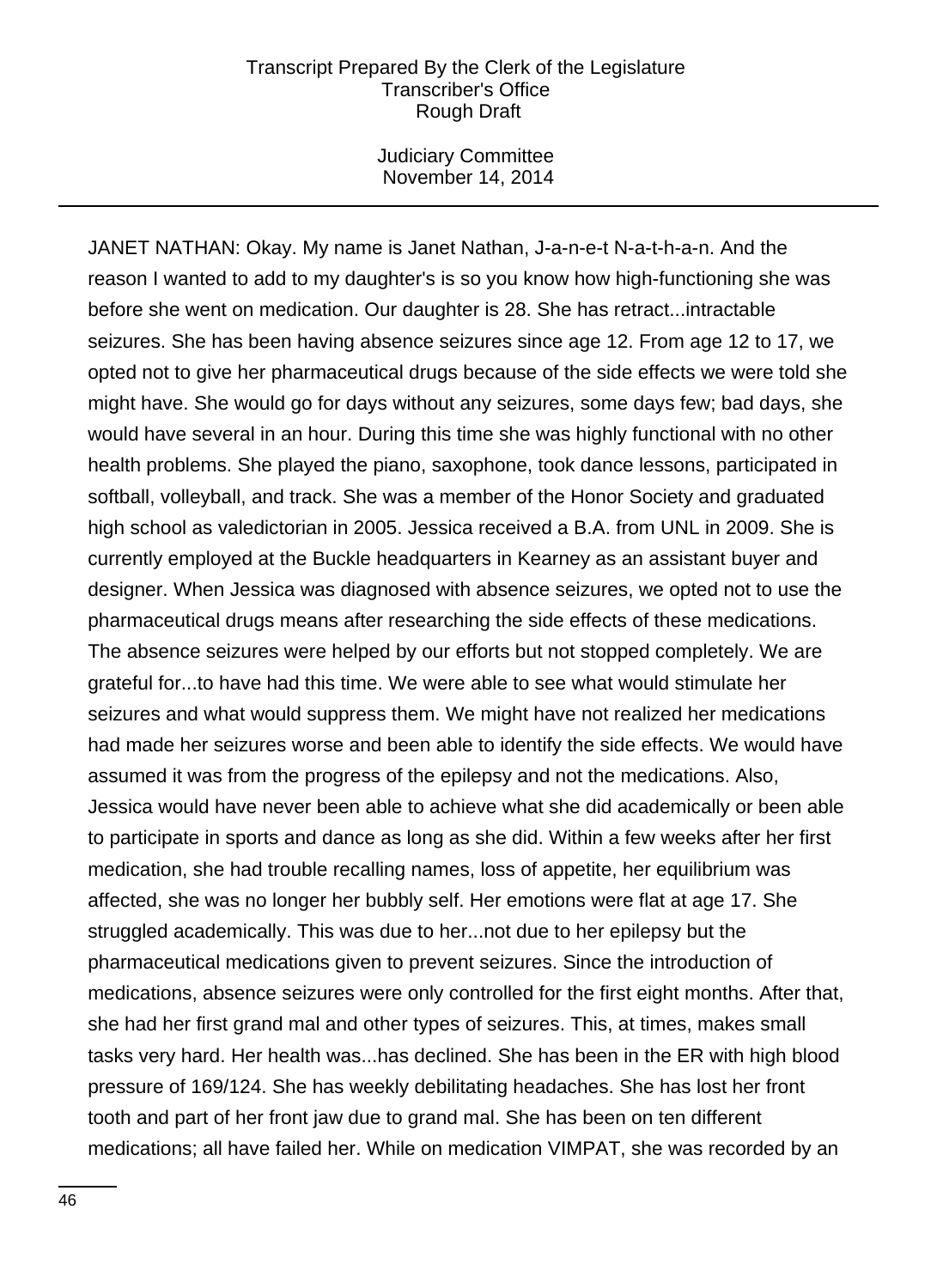JANET NATHAN: Okay. My name is Janet Nathan, J-a-n-e-t N-a-t-h-a-n. And the reason I wanted to add to my daughter's is so you know how high-functioning she was before she went on medication. Our daughter is 28. She has retract...intractable seizures. She has been having absence seizures since age 12. From age 12 to 17, we opted not to give her pharmaceutical drugs because of the side effects we were told she might have. She would go for days without any seizures, some days few; bad days, she would have several in an hour. During this time she was highly functional with no other health problems. She played the piano, saxophone, took dance lessons, participated in softball, volleyball, and track. She was a member of the Honor Society and graduated high school as valedictorian in 2005. Jessica received a B.A. from UNL in 2009. She is currently employed at the Buckle headquarters in Kearney as an assistant buyer and designer. When Jessica was diagnosed with absence seizures, we opted not to use the pharmaceutical drugs means after researching the side effects of these medications. The absence seizures were helped by our efforts but not stopped completely. We are grateful for...to have had this time. We were able to see what would stimulate her seizures and what would suppress them. We might have not realized her medications had made her seizures worse and been able to identify the side effects. We would have assumed it was from the progress of the epilepsy and not the medications. Also, Jessica would have never been able to achieve what she did academically or been able to participate in sports and dance as long as she did. Within a few weeks after her first medication, she had trouble recalling names, loss of appetite, her equilibrium was affected, she was no longer her bubbly self. Her emotions were flat at age 17. She struggled academically. This was due to her...not due to her epilepsy but the pharmaceutical medications given to prevent seizures. Since the introduction of medications, absence seizures were only controlled for the first eight months. After that, she had her first grand mal and other types of seizures. This, at times, makes small tasks very hard. Her health was...has declined. She has been in the ER with high blood pressure of 169/124. She has weekly debilitating headaches. She has lost her front tooth and part of her front jaw due to grand mal. She has been on ten different medications; all have failed her. While on medication VIMPAT, she was recorded by an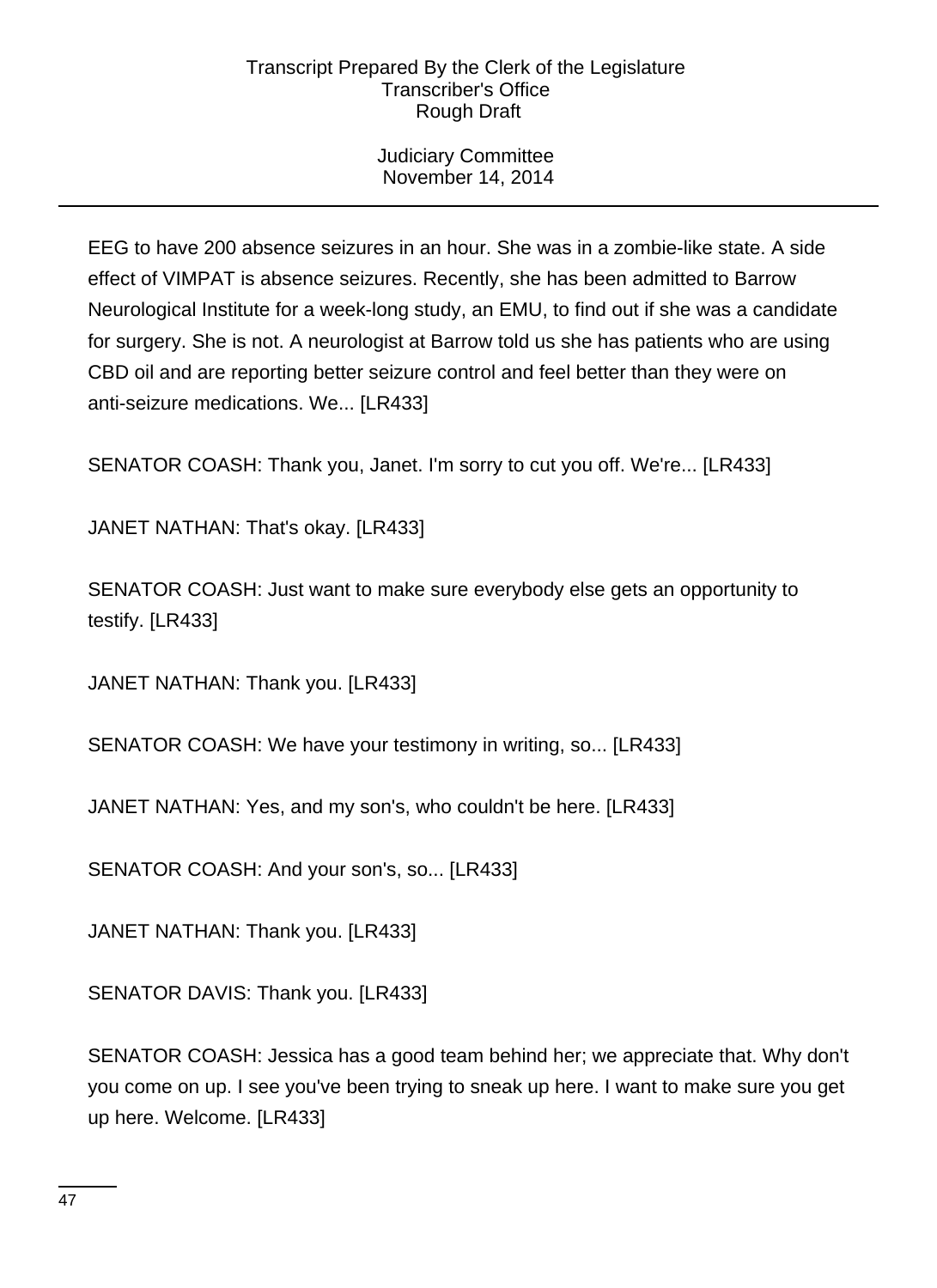EEG to have 200 absence seizures in an hour. She was in a zombie-like state. A side effect of VIMPAT is absence seizures. Recently, she has been admitted to Barrow Neurological Institute for a week-long study, an EMU, to find out if she was a candidate for surgery. She is not. A neurologist at Barrow told us she has patients who are using CBD oil and are reporting better seizure control and feel better than they were on anti-seizure medications. We... [LR433]

SENATOR COASH: Thank you, Janet. I'm sorry to cut you off. We're... [LR433]

JANET NATHAN: That's okay. [LR433]

SENATOR COASH: Just want to make sure everybody else gets an opportunity to testify. [LR433]

JANET NATHAN: Thank you. [LR433]

SENATOR COASH: We have your testimony in writing, so... [LR433]

JANET NATHAN: Yes, and my son's, who couldn't be here. [LR433]

SENATOR COASH: And your son's, so... [LR433]

JANET NATHAN: Thank you. [LR433]

SENATOR DAVIS: Thank you. [LR433]

SENATOR COASH: Jessica has a good team behind her; we appreciate that. Why don't you come on up. I see you've been trying to sneak up here. I want to make sure you get up here. Welcome. [LR433]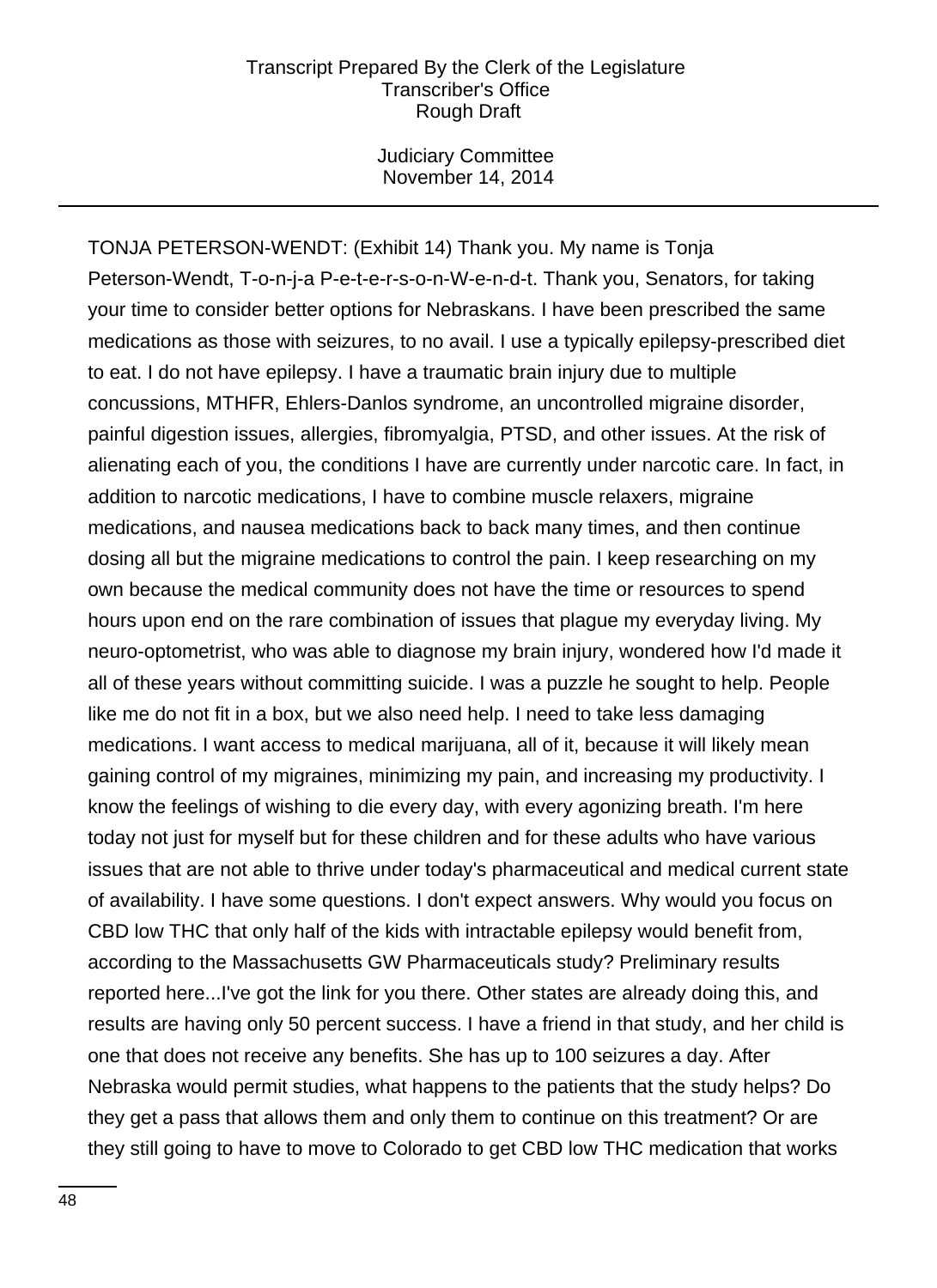TONJA PETERSON-WENDT: (Exhibit 14) Thank you. My name is Tonja Peterson-Wendt, T-o-n-j-a P-e-t-e-r-s-o-n-W-e-n-d-t. Thank you, Senators, for taking your time to consider better options for Nebraskans. I have been prescribed the same medications as those with seizures, to no avail. I use a typically epilepsy-prescribed diet to eat. I do not have epilepsy. I have a traumatic brain injury due to multiple concussions, MTHFR, Ehlers-Danlos syndrome, an uncontrolled migraine disorder, painful digestion issues, allergies, fibromyalgia, PTSD, and other issues. At the risk of alienating each of you, the conditions I have are currently under narcotic care. In fact, in addition to narcotic medications, I have to combine muscle relaxers, migraine medications, and nausea medications back to back many times, and then continue dosing all but the migraine medications to control the pain. I keep researching on my own because the medical community does not have the time or resources to spend hours upon end on the rare combination of issues that plague my everyday living. My neuro-optometrist, who was able to diagnose my brain injury, wondered how I'd made it all of these years without committing suicide. I was a puzzle he sought to help. People like me do not fit in a box, but we also need help. I need to take less damaging medications. I want access to medical marijuana, all of it, because it will likely mean gaining control of my migraines, minimizing my pain, and increasing my productivity. I know the feelings of wishing to die every day, with every agonizing breath. I'm here today not just for myself but for these children and for these adults who have various issues that are not able to thrive under today's pharmaceutical and medical current state of availability. I have some questions. I don't expect answers. Why would you focus on CBD low THC that only half of the kids with intractable epilepsy would benefit from, according to the Massachusetts GW Pharmaceuticals study? Preliminary results reported here...I've got the link for you there. Other states are already doing this, and results are having only 50 percent success. I have a friend in that study, and her child is one that does not receive any benefits. She has up to 100 seizures a day. After Nebraska would permit studies, what happens to the patients that the study helps? Do they get a pass that allows them and only them to continue on this treatment? Or are they still going to have to move to Colorado to get CBD low THC medication that works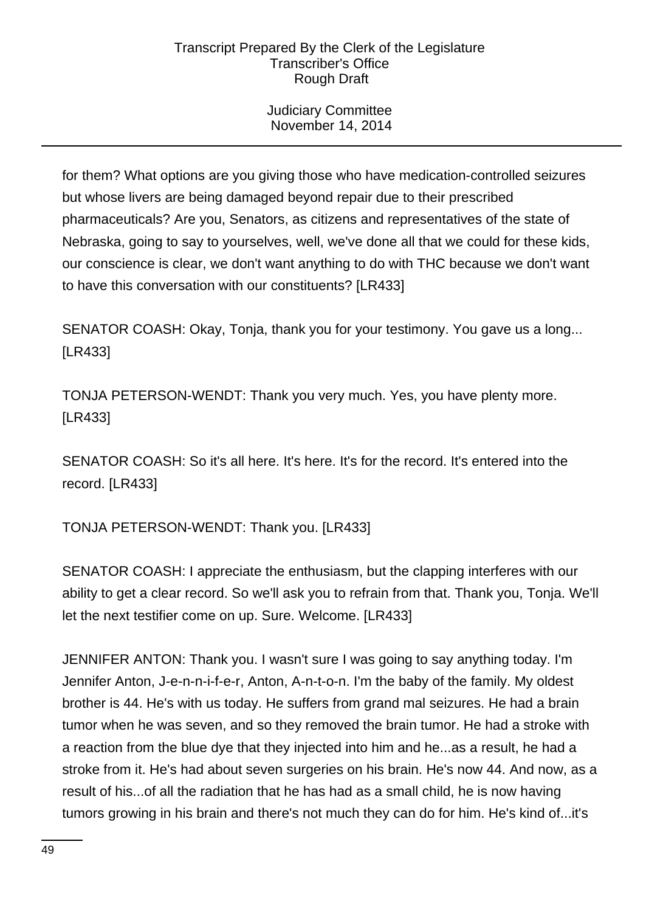for them? What options are you giving those who have medication-controlled seizures but whose livers are being damaged beyond repair due to their prescribed pharmaceuticals? Are you, Senators, as citizens and representatives of the state of Nebraska, going to say to yourselves, well, we've done all that we could for these kids, our conscience is clear, we don't want anything to do with THC because we don't want to have this conversation with our constituents? [LR433]

SENATOR COASH: Okay, Tonja, thank you for your testimony. You gave us a long... [LR433]

TONJA PETERSON-WENDT: Thank you very much. Yes, you have plenty more. [LR433]

SENATOR COASH: So it's all here. It's here. It's for the record. It's entered into the record. [LR433]

TONJA PETERSON-WENDT: Thank you. [LR433]

SENATOR COASH: I appreciate the enthusiasm, but the clapping interferes with our ability to get a clear record. So we'll ask you to refrain from that. Thank you, Tonja. We'll let the next testifier come on up. Sure. Welcome. [LR433]

JENNIFER ANTON: Thank you. I wasn't sure I was going to say anything today. I'm Jennifer Anton, J-e-n-n-i-f-e-r, Anton, A-n-t-o-n. I'm the baby of the family. My oldest brother is 44. He's with us today. He suffers from grand mal seizures. He had a brain tumor when he was seven, and so they removed the brain tumor. He had a stroke with a reaction from the blue dye that they injected into him and he...as a result, he had a stroke from it. He's had about seven surgeries on his brain. He's now 44. And now, as a result of his...of all the radiation that he has had as a small child, he is now having tumors growing in his brain and there's not much they can do for him. He's kind of...it's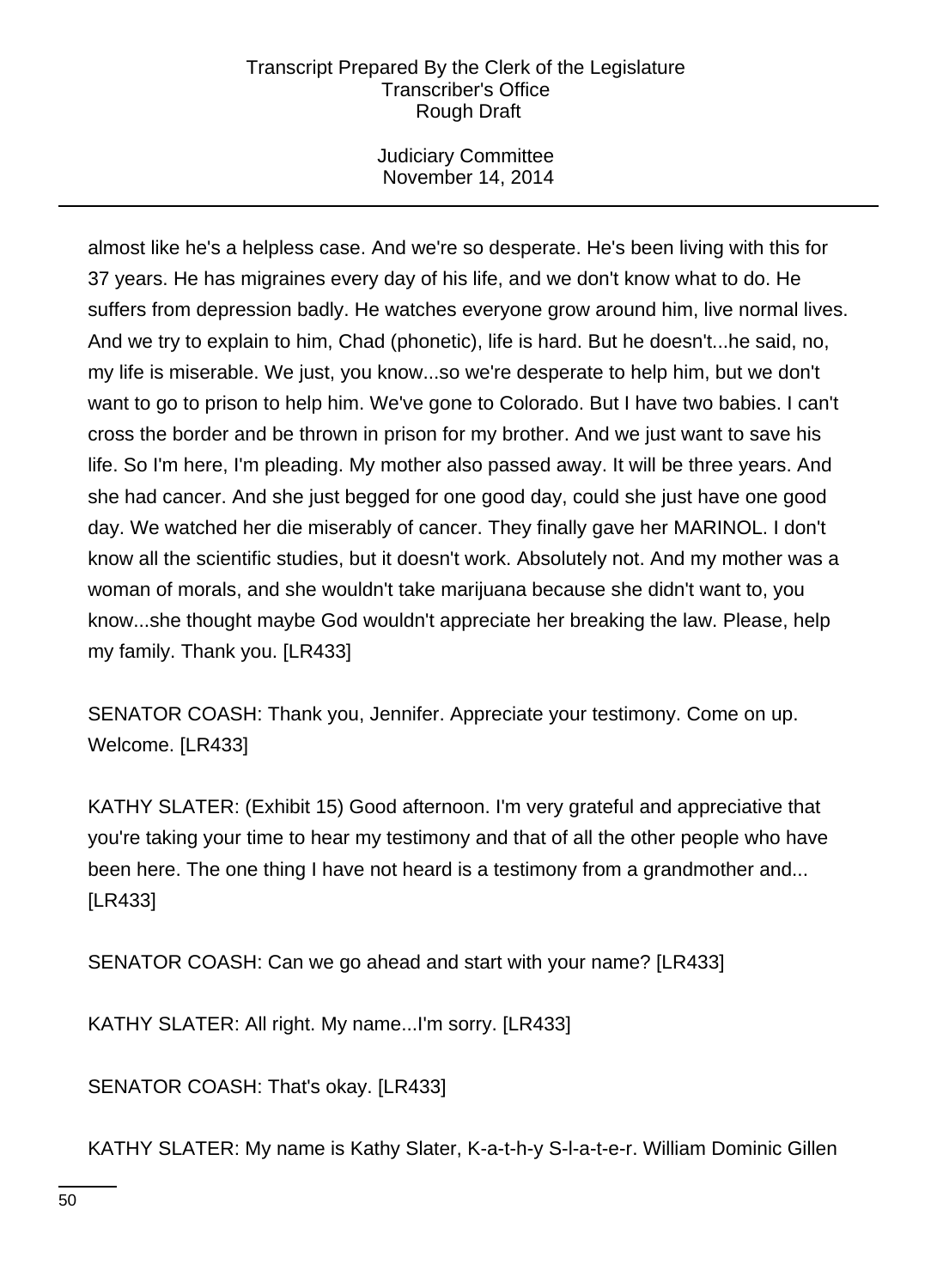almost like he's a helpless case. And we're so desperate. He's been living with this for 37 years. He has migraines every day of his life, and we don't know what to do. He suffers from depression badly. He watches everyone grow around him, live normal lives. And we try to explain to him, Chad (phonetic), life is hard. But he doesn't...he said, no, my life is miserable. We just, you know...so we're desperate to help him, but we don't want to go to prison to help him. We've gone to Colorado. But I have two babies. I can't cross the border and be thrown in prison for my brother. And we just want to save his life. So I'm here, I'm pleading. My mother also passed away. It will be three years. And she had cancer. And she just begged for one good day, could she just have one good day. We watched her die miserably of cancer. They finally gave her MARINOL. I don't know all the scientific studies, but it doesn't work. Absolutely not. And my mother was a woman of morals, and she wouldn't take marijuana because she didn't want to, you know...she thought maybe God wouldn't appreciate her breaking the law. Please, help my family. Thank you. [LR433]

SENATOR COASH: Thank you, Jennifer. Appreciate your testimony. Come on up. Welcome. [LR433]

KATHY SLATER: (Exhibit 15) Good afternoon. I'm very grateful and appreciative that you're taking your time to hear my testimony and that of all the other people who have been here. The one thing I have not heard is a testimony from a grandmother and... [LR433]

SENATOR COASH: Can we go ahead and start with your name? [LR433]

KATHY SLATER: All right. My name...I'm sorry. [LR433]

SENATOR COASH: That's okay. [LR433]

KATHY SLATER: My name is Kathy Slater, K-a-t-h-y S-l-a-t-e-r. William Dominic Gillen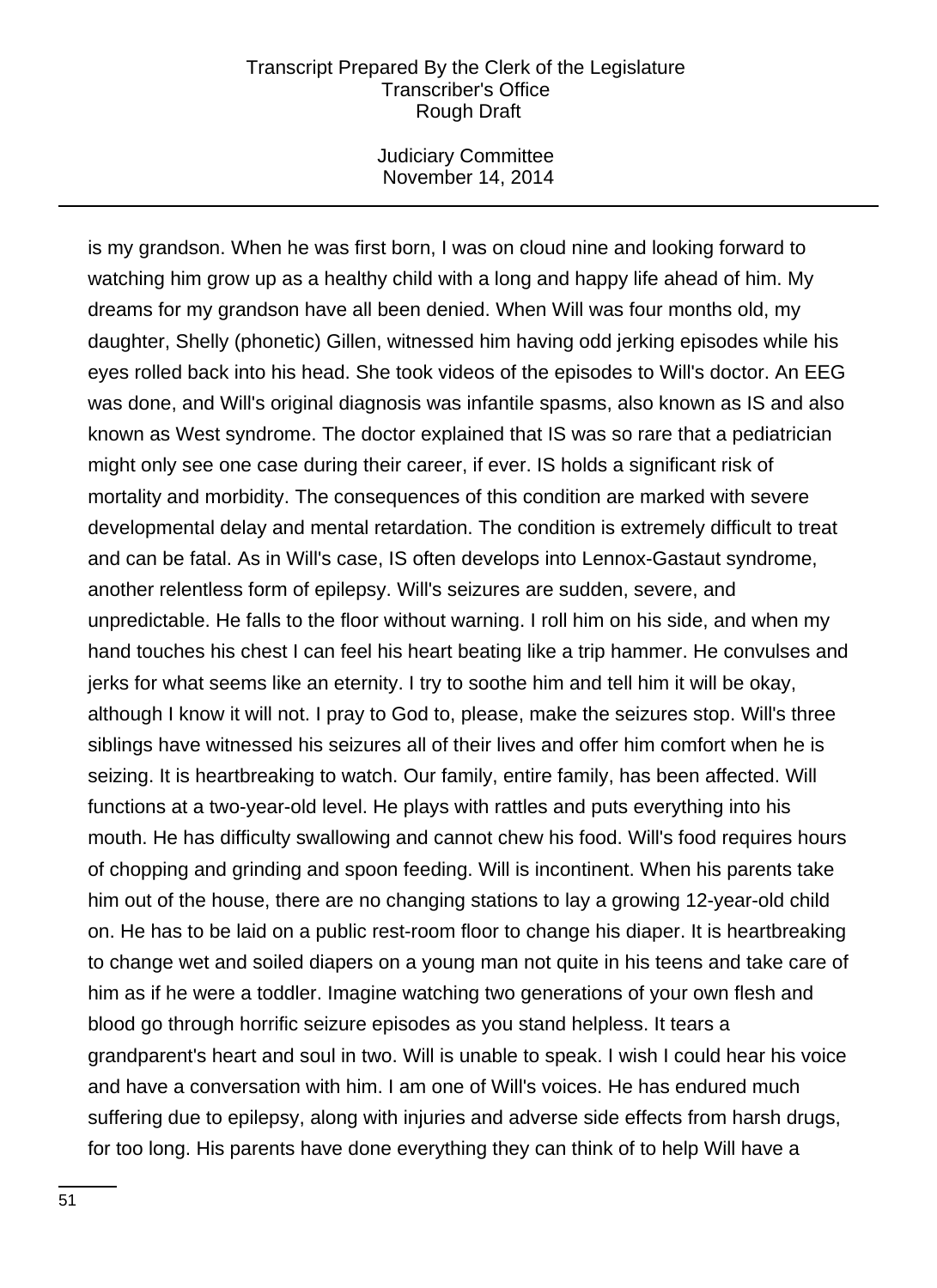is my grandson. When he was first born, I was on cloud nine and looking forward to watching him grow up as a healthy child with a long and happy life ahead of him. My dreams for my grandson have all been denied. When Will was four months old, my daughter, Shelly (phonetic) Gillen, witnessed him having odd jerking episodes while his eyes rolled back into his head. She took videos of the episodes to Will's doctor. An EEG was done, and Will's original diagnosis was infantile spasms, also known as IS and also known as West syndrome. The doctor explained that IS was so rare that a pediatrician might only see one case during their career, if ever. IS holds a significant risk of mortality and morbidity. The consequences of this condition are marked with severe developmental delay and mental retardation. The condition is extremely difficult to treat and can be fatal. As in Will's case, IS often develops into Lennox-Gastaut syndrome, another relentless form of epilepsy. Will's seizures are sudden, severe, and unpredictable. He falls to the floor without warning. I roll him on his side, and when my hand touches his chest I can feel his heart beating like a trip hammer. He convulses and jerks for what seems like an eternity. I try to soothe him and tell him it will be okay, although I know it will not. I pray to God to, please, make the seizures stop. Will's three siblings have witnessed his seizures all of their lives and offer him comfort when he is seizing. It is heartbreaking to watch. Our family, entire family, has been affected. Will functions at a two-year-old level. He plays with rattles and puts everything into his mouth. He has difficulty swallowing and cannot chew his food. Will's food requires hours of chopping and grinding and spoon feeding. Will is incontinent. When his parents take him out of the house, there are no changing stations to lay a growing 12-year-old child on. He has to be laid on a public rest-room floor to change his diaper. It is heartbreaking to change wet and soiled diapers on a young man not quite in his teens and take care of him as if he were a toddler. Imagine watching two generations of your own flesh and blood go through horrific seizure episodes as you stand helpless. It tears a grandparent's heart and soul in two. Will is unable to speak. I wish I could hear his voice and have a conversation with him. I am one of Will's voices. He has endured much suffering due to epilepsy, along with injuries and adverse side effects from harsh drugs, for too long. His parents have done everything they can think of to help Will have a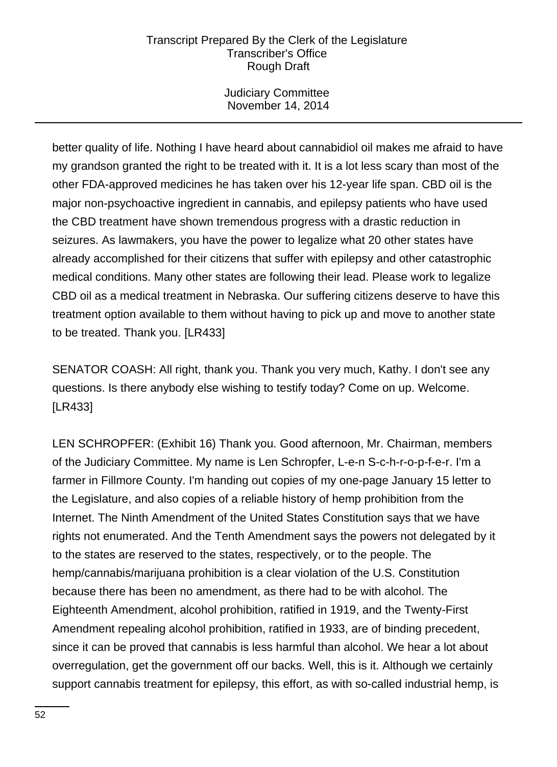better quality of life. Nothing I have heard about cannabidiol oil makes me afraid to have my grandson granted the right to be treated with it. It is a lot less scary than most of the other FDA-approved medicines he has taken over his 12-year life span. CBD oil is the major non-psychoactive ingredient in cannabis, and epilepsy patients who have used the CBD treatment have shown tremendous progress with a drastic reduction in seizures. As lawmakers, you have the power to legalize what 20 other states have already accomplished for their citizens that suffer with epilepsy and other catastrophic medical conditions. Many other states are following their lead. Please work to legalize CBD oil as a medical treatment in Nebraska. Our suffering citizens deserve to have this treatment option available to them without having to pick up and move to another state to be treated. Thank you. [LR433]

SENATOR COASH: All right, thank you. Thank you very much, Kathy. I don't see any questions. Is there anybody else wishing to testify today? Come on up. Welcome. [LR433]

LEN SCHROPFER: (Exhibit 16) Thank you. Good afternoon, Mr. Chairman, members of the Judiciary Committee. My name is Len Schropfer, L-e-n S-c-h-r-o-p-f-e-r. I'm a farmer in Fillmore County. I'm handing out copies of my one-page January 15 letter to the Legislature, and also copies of a reliable history of hemp prohibition from the Internet. The Ninth Amendment of the United States Constitution says that we have rights not enumerated. And the Tenth Amendment says the powers not delegated by it to the states are reserved to the states, respectively, or to the people. The hemp/cannabis/marijuana prohibition is a clear violation of the U.S. Constitution because there has been no amendment, as there had to be with alcohol. The Eighteenth Amendment, alcohol prohibition, ratified in 1919, and the Twenty-First Amendment repealing alcohol prohibition, ratified in 1933, are of binding precedent, since it can be proved that cannabis is less harmful than alcohol. We hear a lot about overregulation, get the government off our backs. Well, this is it. Although we certainly support cannabis treatment for epilepsy, this effort, as with so-called industrial hemp, is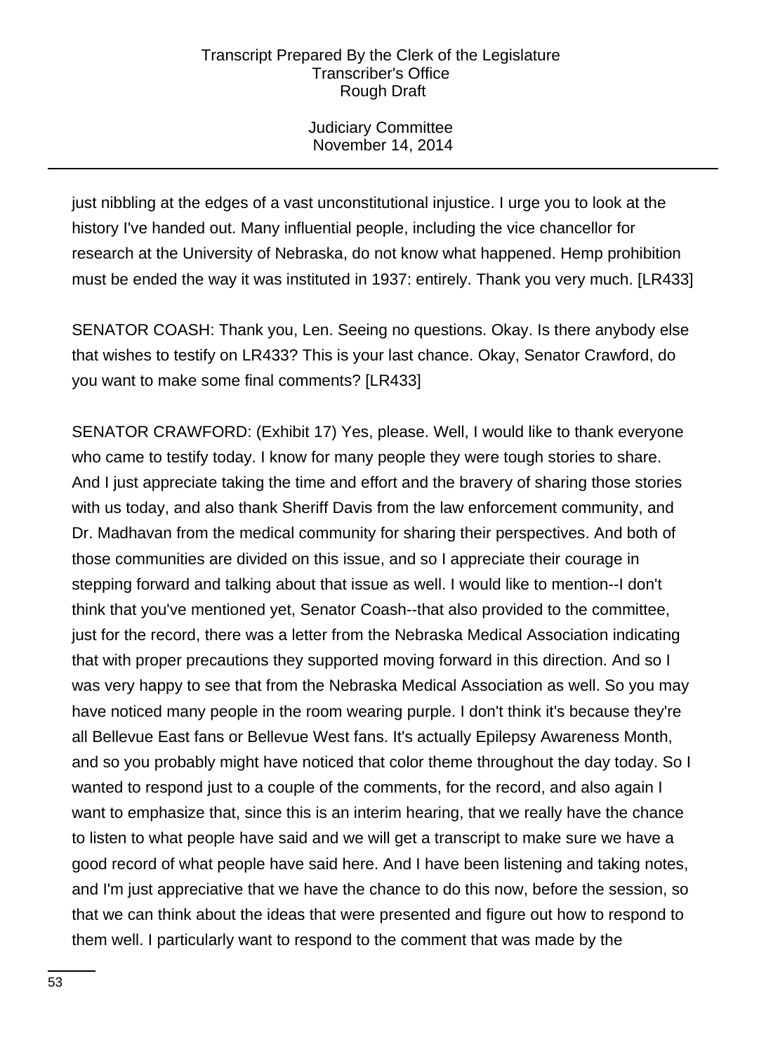just nibbling at the edges of a vast unconstitutional injustice. I urge you to look at the history I've handed out. Many influential people, including the vice chancellor for research at the University of Nebraska, do not know what happened. Hemp prohibition must be ended the way it was instituted in 1937: entirely. Thank you very much. [LR433]

SENATOR COASH: Thank you, Len. Seeing no questions. Okay. Is there anybody else that wishes to testify on LR433? This is your last chance. Okay, Senator Crawford, do you want to make some final comments? [LR433]

SENATOR CRAWFORD: (Exhibit 17) Yes, please. Well, I would like to thank everyone who came to testify today. I know for many people they were tough stories to share. And I just appreciate taking the time and effort and the bravery of sharing those stories with us today, and also thank Sheriff Davis from the law enforcement community, and Dr. Madhavan from the medical community for sharing their perspectives. And both of those communities are divided on this issue, and so I appreciate their courage in stepping forward and talking about that issue as well. I would like to mention--I don't think that you've mentioned yet, Senator Coash--that also provided to the committee, just for the record, there was a letter from the Nebraska Medical Association indicating that with proper precautions they supported moving forward in this direction. And so I was very happy to see that from the Nebraska Medical Association as well. So you may have noticed many people in the room wearing purple. I don't think it's because they're all Bellevue East fans or Bellevue West fans. It's actually Epilepsy Awareness Month, and so you probably might have noticed that color theme throughout the day today. So I wanted to respond just to a couple of the comments, for the record, and also again I want to emphasize that, since this is an interim hearing, that we really have the chance to listen to what people have said and we will get a transcript to make sure we have a good record of what people have said here. And I have been listening and taking notes, and I'm just appreciative that we have the chance to do this now, before the session, so that we can think about the ideas that were presented and figure out how to respond to them well. I particularly want to respond to the comment that was made by the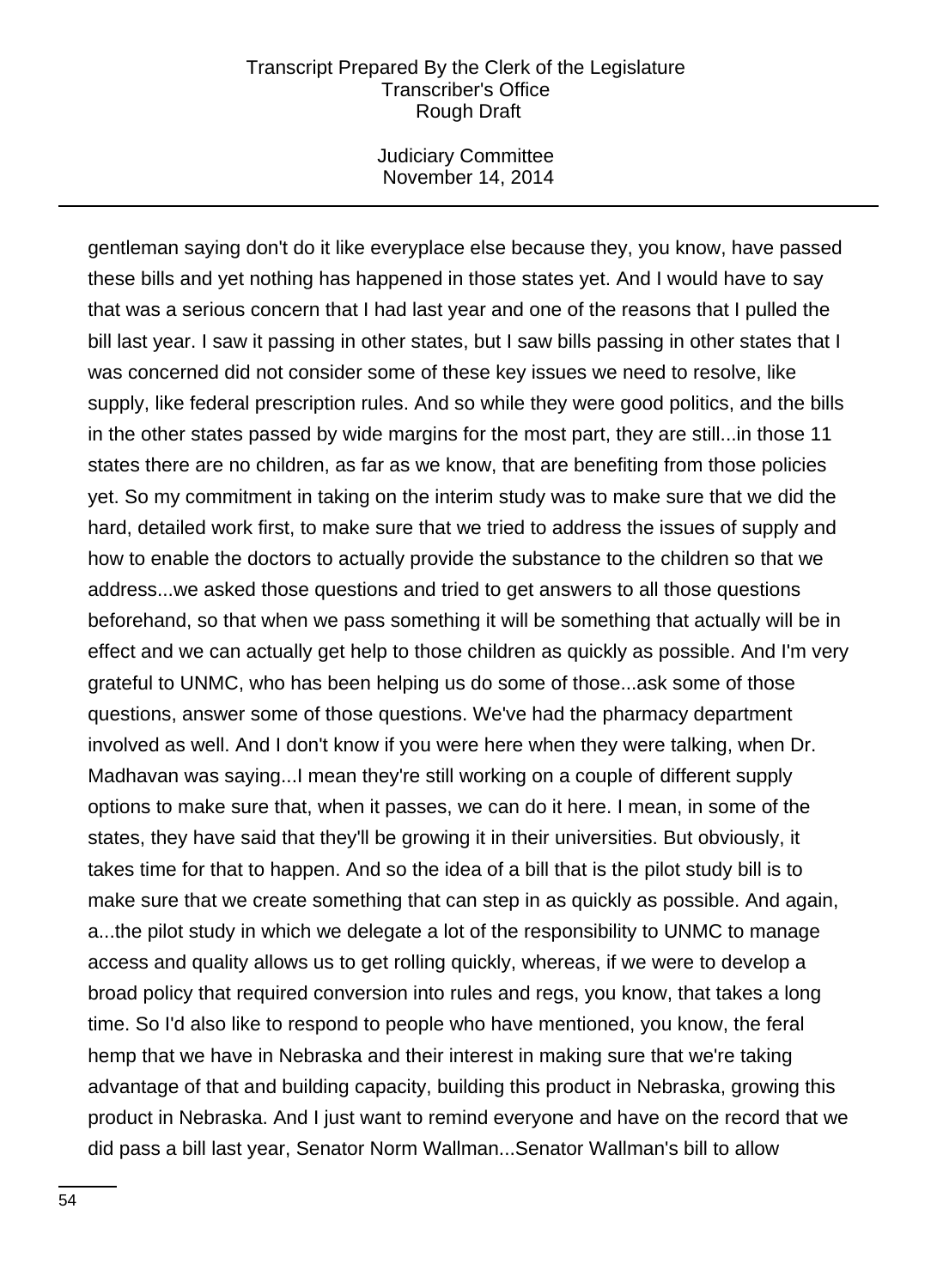gentleman saying don't do it like everyplace else because they, you know, have passed these bills and yet nothing has happened in those states yet. And I would have to say that was a serious concern that I had last year and one of the reasons that I pulled the bill last year. I saw it passing in other states, but I saw bills passing in other states that I was concerned did not consider some of these key issues we need to resolve, like supply, like federal prescription rules. And so while they were good politics, and the bills in the other states passed by wide margins for the most part, they are still...in those 11 states there are no children, as far as we know, that are benefiting from those policies yet. So my commitment in taking on the interim study was to make sure that we did the hard, detailed work first, to make sure that we tried to address the issues of supply and how to enable the doctors to actually provide the substance to the children so that we address...we asked those questions and tried to get answers to all those questions beforehand, so that when we pass something it will be something that actually will be in effect and we can actually get help to those children as quickly as possible. And I'm very grateful to UNMC, who has been helping us do some of those...ask some of those questions, answer some of those questions. We've had the pharmacy department involved as well. And I don't know if you were here when they were talking, when Dr. Madhavan was saying...I mean they're still working on a couple of different supply options to make sure that, when it passes, we can do it here. I mean, in some of the states, they have said that they'll be growing it in their universities. But obviously, it takes time for that to happen. And so the idea of a bill that is the pilot study bill is to make sure that we create something that can step in as quickly as possible. And again, a...the pilot study in which we delegate a lot of the responsibility to UNMC to manage access and quality allows us to get rolling quickly, whereas, if we were to develop a broad policy that required conversion into rules and regs, you know, that takes a long time. So I'd also like to respond to people who have mentioned, you know, the feral hemp that we have in Nebraska and their interest in making sure that we're taking advantage of that and building capacity, building this product in Nebraska, growing this product in Nebraska. And I just want to remind everyone and have on the record that we did pass a bill last year, Senator Norm Wallman...Senator Wallman's bill to allow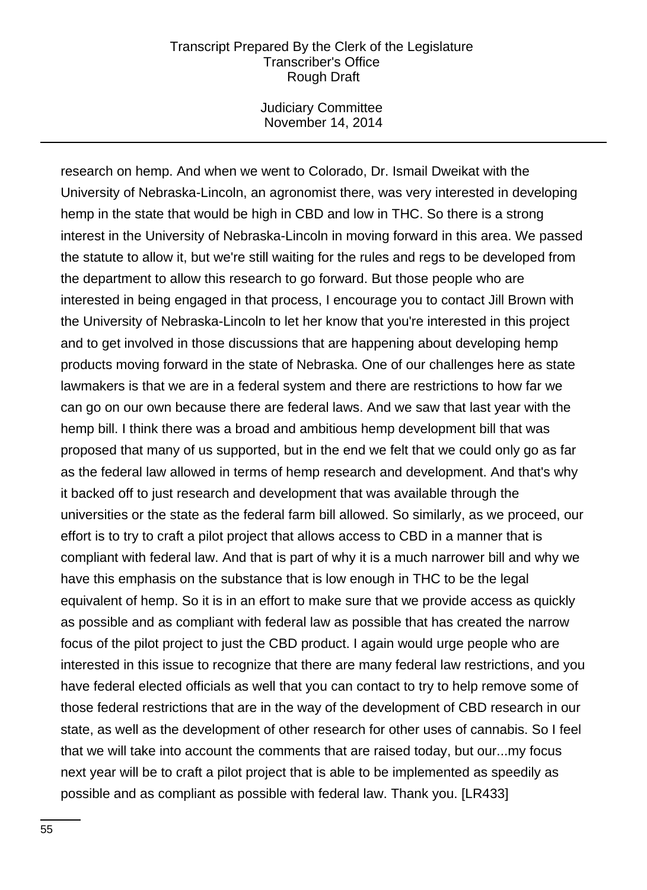research on hemp. And when we went to Colorado, Dr. Ismail Dweikat with the University of Nebraska-Lincoln, an agronomist there, was very interested in developing hemp in the state that would be high in CBD and low in THC. So there is a strong interest in the University of Nebraska-Lincoln in moving forward in this area. We passed the statute to allow it, but we're still waiting for the rules and regs to be developed from the department to allow this research to go forward. But those people who are interested in being engaged in that process, I encourage you to contact Jill Brown with the University of Nebraska-Lincoln to let her know that you're interested in this project and to get involved in those discussions that are happening about developing hemp products moving forward in the state of Nebraska. One of our challenges here as state lawmakers is that we are in a federal system and there are restrictions to how far we can go on our own because there are federal laws. And we saw that last year with the hemp bill. I think there was a broad and ambitious hemp development bill that was proposed that many of us supported, but in the end we felt that we could only go as far as the federal law allowed in terms of hemp research and development. And that's why it backed off to just research and development that was available through the universities or the state as the federal farm bill allowed. So similarly, as we proceed, our effort is to try to craft a pilot project that allows access to CBD in a manner that is compliant with federal law. And that is part of why it is a much narrower bill and why we have this emphasis on the substance that is low enough in THC to be the legal equivalent of hemp. So it is in an effort to make sure that we provide access as quickly as possible and as compliant with federal law as possible that has created the narrow focus of the pilot project to just the CBD product. I again would urge people who are interested in this issue to recognize that there are many federal law restrictions, and you have federal elected officials as well that you can contact to try to help remove some of those federal restrictions that are in the way of the development of CBD research in our state, as well as the development of other research for other uses of cannabis. So I feel that we will take into account the comments that are raised today, but our...my focus next year will be to craft a pilot project that is able to be implemented as speedily as possible and as compliant as possible with federal law. Thank you. [LR433]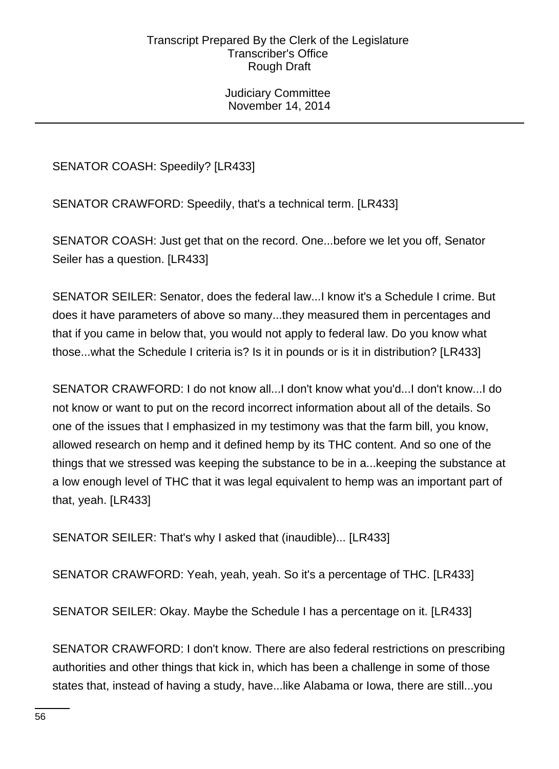SENATOR COASH: Speedily? [LR433]

SENATOR CRAWFORD: Speedily, that's a technical term. [LR433]

SENATOR COASH: Just get that on the record. One...before we let you off, Senator Seiler has a question. [LR433]

SENATOR SEILER: Senator, does the federal law...I know it's a Schedule I crime. But does it have parameters of above so many...they measured them in percentages and that if you came in below that, you would not apply to federal law. Do you know what those...what the Schedule I criteria is? Is it in pounds or is it in distribution? [LR433]

SENATOR CRAWFORD: I do not know all...I don't know what you'd...I don't know...I do not know or want to put on the record incorrect information about all of the details. So one of the issues that I emphasized in my testimony was that the farm bill, you know, allowed research on hemp and it defined hemp by its THC content. And so one of the things that we stressed was keeping the substance to be in a...keeping the substance at a low enough level of THC that it was legal equivalent to hemp was an important part of that, yeah. [LR433]

SENATOR SEILER: That's why I asked that (inaudible)... [LR433]

SENATOR CRAWFORD: Yeah, yeah, yeah. So it's a percentage of THC. [LR433]

SENATOR SEILER: Okay. Maybe the Schedule I has a percentage on it. [LR433]

SENATOR CRAWFORD: I don't know. There are also federal restrictions on prescribing authorities and other things that kick in, which has been a challenge in some of those states that, instead of having a study, have...like Alabama or Iowa, there are still...you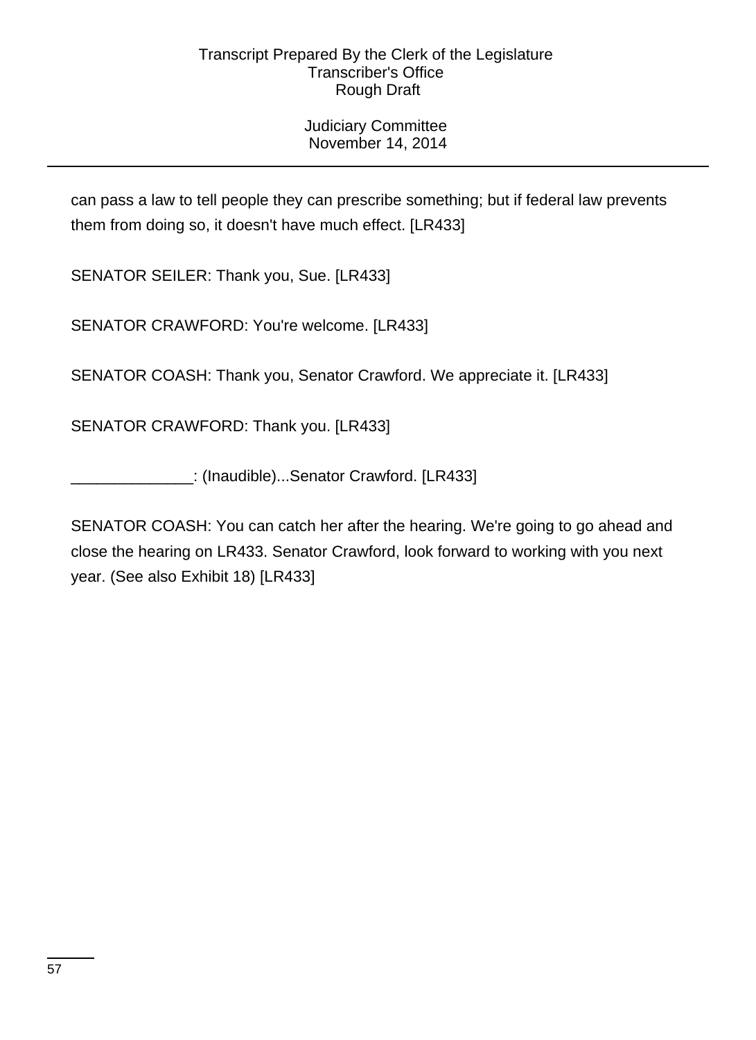can pass a law to tell people they can prescribe something; but if federal law prevents them from doing so, it doesn't have much effect. [LR433]

SENATOR SEILER: Thank you, Sue. [LR433]

SENATOR CRAWFORD: You're welcome. [LR433]

SENATOR COASH: Thank you, Senator Crawford. We appreciate it. [LR433]

SENATOR CRAWFORD: Thank you. [LR433]

______________: (Inaudible)...Senator Crawford. [LR433]

SENATOR COASH: You can catch her after the hearing. We're going to go ahead and close the hearing on LR433. Senator Crawford, look forward to working with you next year. (See also Exhibit 18) [LR433]